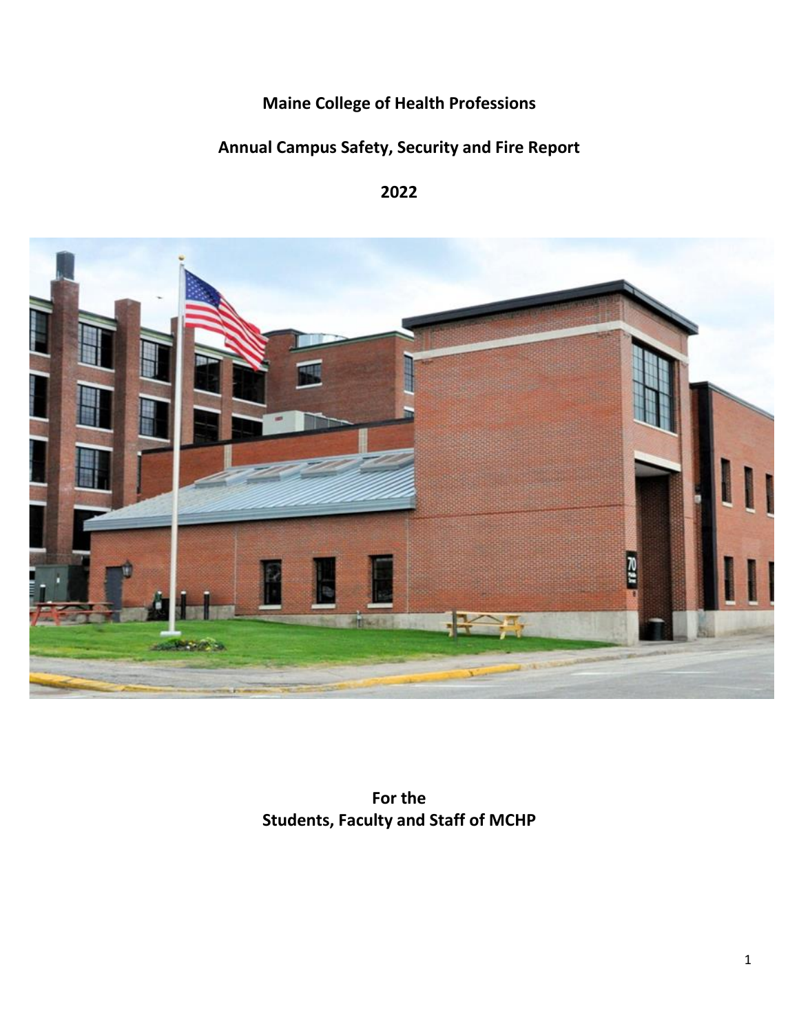# Maine College of Health Professions

## Annual Campus Safety, Security and Fire Report

## 2022

**For the**
**Students, Faculty and Staff of MCHP**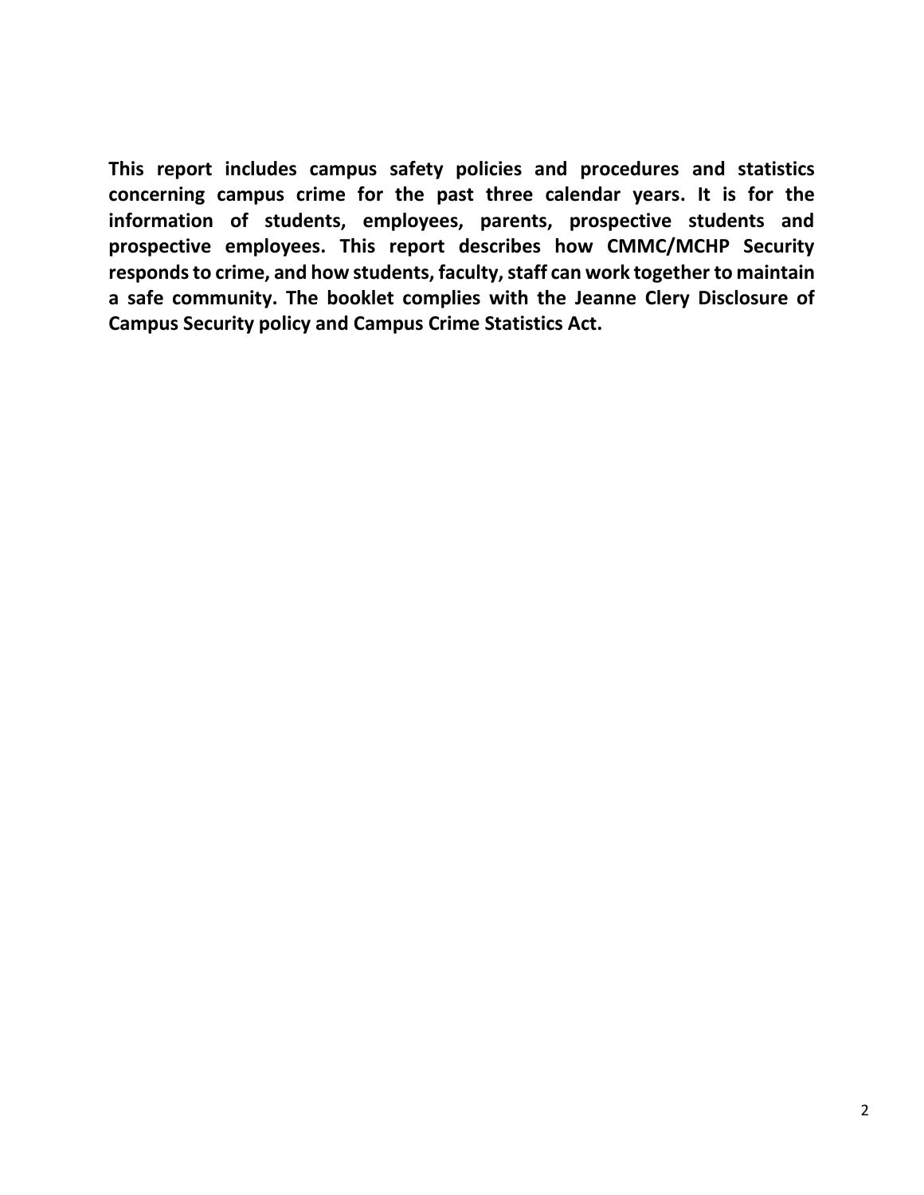**This report includes campus safety policies and procedures and statistics concerning campus crime for the past three calendar years. It is for the information of students, employees, parents, prospective students and prospective employees. This report describes how CMMC/MCHP Security responds to crime, and how students, faculty, staff can work together to maintain a safe community. The booklet complies with the Jeanne Clery Disclosure of Campus Security policy and Campus Crime Statistics Act.**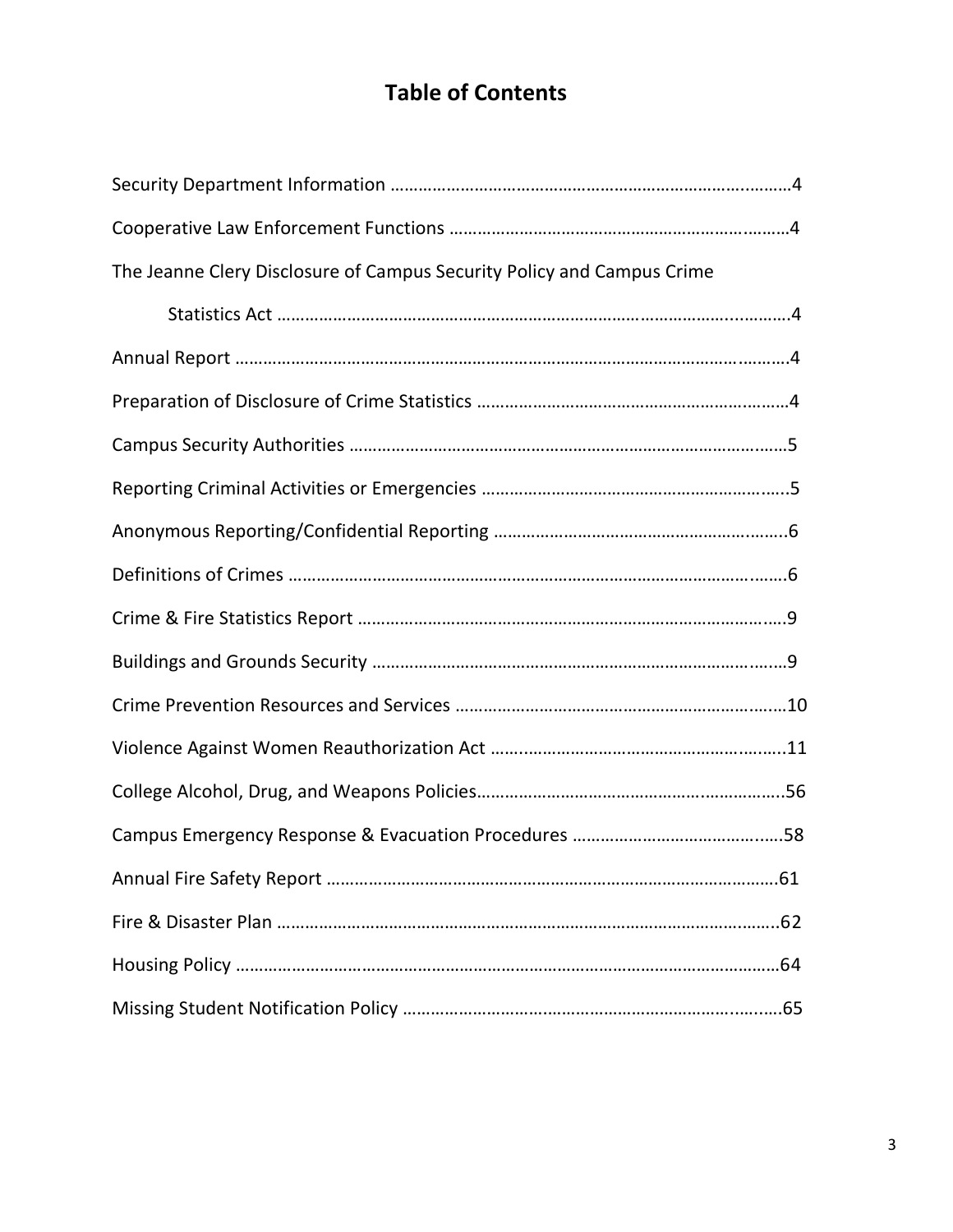# Table of Contents

Security Department Information …………………………………………………………………………4

Cooperative Law Enforcement Functions ……………………………………………………………4

The Jeanne Clery Disclosure of Campus Security Policy and Campus Crime

Statistics Act ……………………………………………………………………………………………4

Annual Report ……………………………………………………………………………………………4

Preparation of Disclosure of Crime Statistics …………………………………………………………4

Campus Security Authorities ……………………………………………………………………………5

Reporting Criminal Activities or Emergencies …………………………………………………………5

Anonymous Reporting/Confidential Reporting …………………………………………………………6

Definitions of Crimes ……………………………………………………………………………………6

Crime & Fire Statistics Report …………………………………………………………………………9

Buildings and Grounds Security ………………………………………………………………………9

Crime Prevention Resources and Services ……………………………………………………………10

Violence Against Women Reauthorization Act …………………………………………………………11

College Alcohol, Drug, and Weapons Policies…………………………………………………………56

Campus Emergency Response & Evacuation Procedures ……………………………………………58

Annual Fire Safety Report ……………………………………………………………………………61

Fire & Disaster Plan ……………………………………………………………………………………62

Housing Policy …………………………………………………………………………………………64

Missing Student Notification Policy ……………………………………………………………………65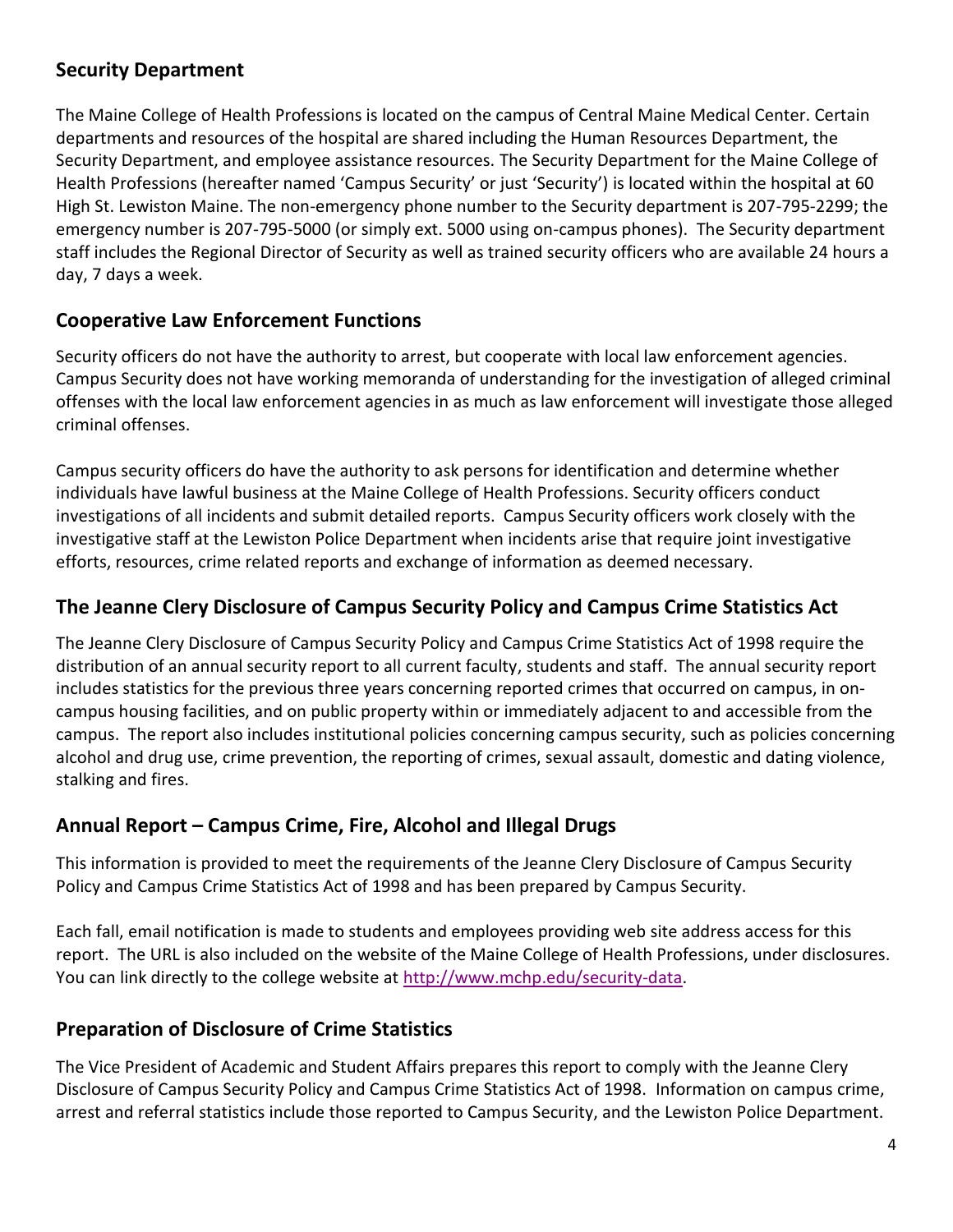## Security Department

The Maine College of Health Professions is located on the campus of Central Maine Medical Center. Certain departments and resources of the hospital are shared including the Human Resources Department, the Security Department, and employee assistance resources. The Security Department for the Maine College of Health Professions (hereafter named 'Campus Security' or just 'Security') is located within the hospital at 60 High St. Lewiston Maine. The non-emergency phone number to the Security department is 207-795-2299; the emergency number is 207-795-5000 (or simply ext. 5000 using on-campus phones). The Security department staff includes the Regional Director of Security as well as trained security officers who are available 24 hours a day, 7 days a week.

## Cooperative Law Enforcement Functions

Security officers do not have the authority to arrest, but cooperate with local law enforcement agencies. Campus Security does not have working memoranda of understanding for the investigation of alleged criminal offenses with the local law enforcement agencies in as much as law enforcement will investigate those alleged criminal offenses.

Campus security officers do have the authority to ask persons for identification and determine whether individuals have lawful business at the Maine College of Health Professions. Security officers conduct investigations of all incidents and submit detailed reports. Campus Security officers work closely with the investigative staff at the Lewiston Police Department when incidents arise that require joint investigative efforts, resources, crime related reports and exchange of information as deemed necessary.

## The Jeanne Clery Disclosure of Campus Security Policy and Campus Crime Statistics Act

The Jeanne Clery Disclosure of Campus Security Policy and Campus Crime Statistics Act of 1998 require the distribution of an annual security report to all current faculty, students and staff. The annual security report includes statistics for the previous three years concerning reported crimes that occurred on campus, in on-campus housing facilities, and on public property within or immediately adjacent to and accessible from the campus. The report also includes institutional policies concerning campus security, such as policies concerning alcohol and drug use, crime prevention, the reporting of crimes, sexual assault, domestic and dating violence, stalking and fires.

## Annual Report – Campus Crime, Fire, Alcohol and Illegal Drugs

This information is provided to meet the requirements of the Jeanne Clery Disclosure of Campus Security Policy and Campus Crime Statistics Act of 1998 and has been prepared by Campus Security.

Each fall, email notification is made to students and employees providing web site address access for this report. The URL is also included on the website of the Maine College of Health Professions, under disclosures. You can link directly to the college website at http://www.mchp.edu/security-data.

## Preparation of Disclosure of Crime Statistics

The Vice President of Academic and Student Affairs prepares this report to comply with the Jeanne Clery Disclosure of Campus Security Policy and Campus Crime Statistics Act of 1998. Information on campus crime, arrest and referral statistics include those reported to Campus Security, and the Lewiston Police Department.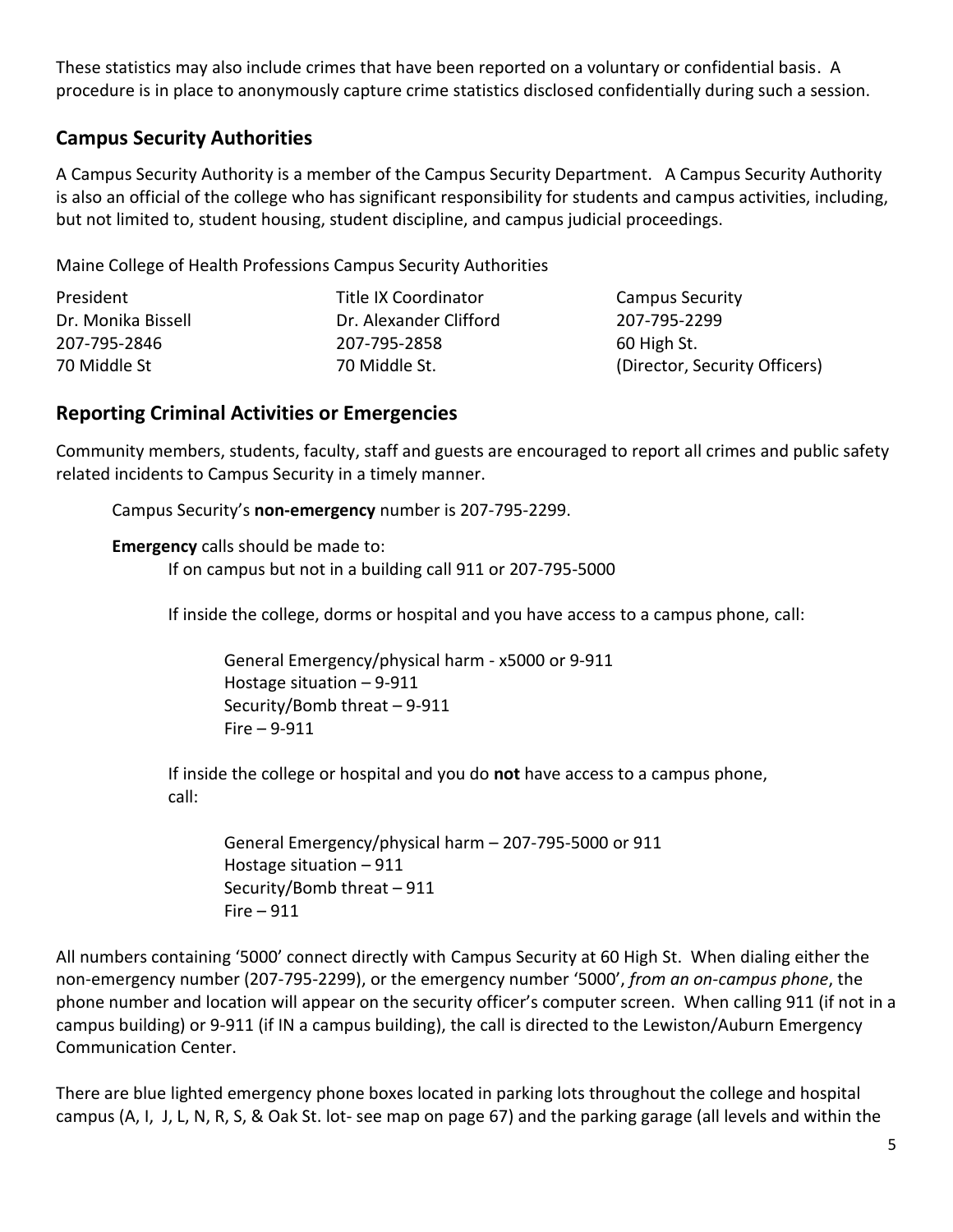These statistics may also include crimes that have been reported on a voluntary or confidential basis. A procedure is in place to anonymously capture crime statistics disclosed confidentially during such a session.

## Campus Security Authorities

A Campus Security Authority is a member of the Campus Security Department. A Campus Security Authority is also an official of the college who has significant responsibility for students and campus activities, including, but not limited to, student housing, student discipline, and campus judicial proceedings.

Maine College of Health Professions Campus Security Authorities

| President | Title IX Coordinator | Campus Security |
|---|---|---|
| Dr. Monika Bissell | Dr. Alexander Clifford | 207-795-2299 |
| 207-795-2846 | 207-795-2858 | 60 High St. |
| 70 Middle St | 70 Middle St. | (Director, Security Officers) |

## Reporting Criminal Activities or Emergencies

Community members, students, faculty, staff and guests are encouraged to report all crimes and public safety related incidents to Campus Security in a timely manner.

Campus Security's **non-emergency** number is 207-795-2299.

**Emergency** calls should be made to:

If on campus but not in a building call 911 or 207-795-5000

If inside the college, dorms or hospital and you have access to a campus phone, call:

- General Emergency/physical harm - x5000 or 9-911
- Hostage situation – 9-911
- Security/Bomb threat – 9-911
- Fire – 9-911

If inside the college or hospital and you do **not** have access to a campus phone, call:

- General Emergency/physical harm – 207-795-5000 or 911
- Hostage situation – 911
- Security/Bomb threat – 911
- Fire – 911

All numbers containing '5000' connect directly with Campus Security at 60 High St. When dialing either the non-emergency number (207-795-2299), or the emergency number '5000', *from an on-campus phone*, the phone number and location will appear on the security officer's computer screen. When calling 911 (if not in a campus building) or 9-911 (if IN a campus building), the call is directed to the Lewiston/Auburn Emergency Communication Center.

There are blue lighted emergency phone boxes located in parking lots throughout the college and hospital campus (A, I, J, L, N, R, S, & Oak St. lot- see map on page 67) and the parking garage (all levels and within the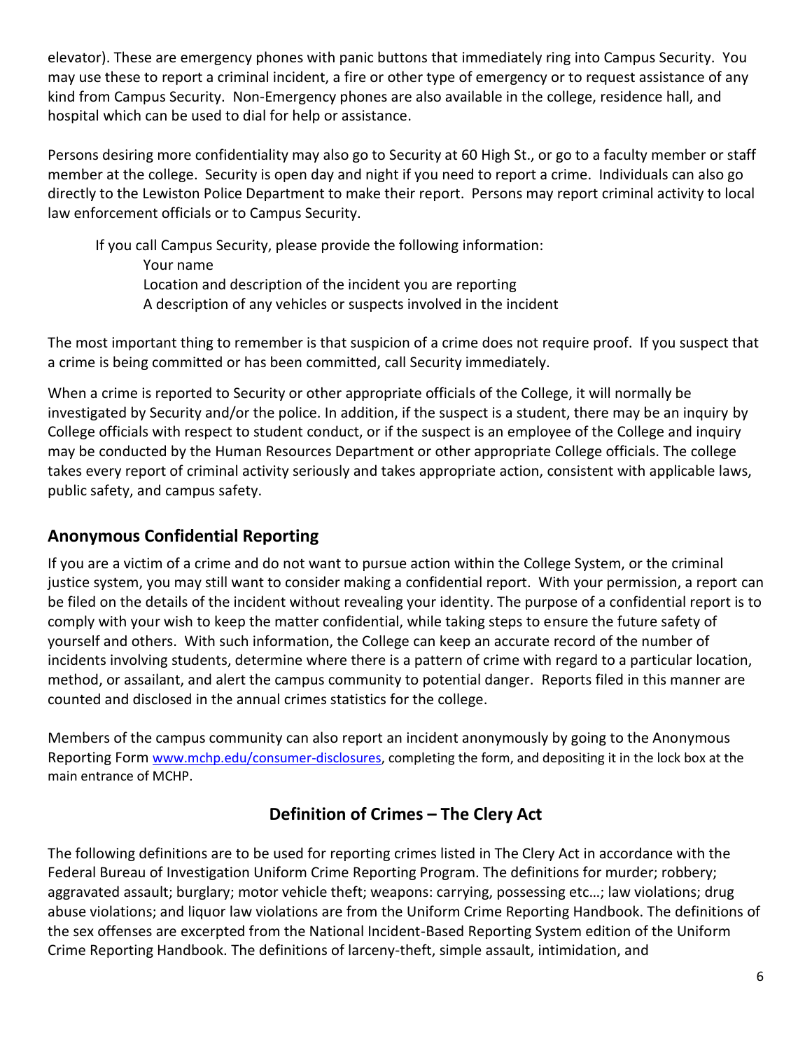elevator). These are emergency phones with panic buttons that immediately ring into Campus Security. You may use these to report a criminal incident, a fire or other type of emergency or to request assistance of any kind from Campus Security. Non-Emergency phones are also available in the college, residence hall, and hospital which can be used to dial for help or assistance.

Persons desiring more confidentiality may also go to Security at 60 High St., or go to a faculty member or staff member at the college. Security is open day and night if you need to report a crime. Individuals can also go directly to the Lewiston Police Department to make their report. Persons may report criminal activity to local law enforcement officials or to Campus Security.

If you call Campus Security, please provide the following information:

- Your name
- Location and description of the incident you are reporting
- A description of any vehicles or suspects involved in the incident

The most important thing to remember is that suspicion of a crime does not require proof. If you suspect that a crime is being committed or has been committed, call Security immediately.

When a crime is reported to Security or other appropriate officials of the College, it will normally be investigated by Security and/or the police. In addition, if the suspect is a student, there may be an inquiry by College officials with respect to student conduct, or if the suspect is an employee of the College and inquiry may be conducted by the Human Resources Department or other appropriate College officials. The college takes every report of criminal activity seriously and takes appropriate action, consistent with applicable laws, public safety, and campus safety.

## Anonymous Confidential Reporting

If you are a victim of a crime and do not want to pursue action within the College System, or the criminal justice system, you may still want to consider making a confidential report. With your permission, a report can be filed on the details of the incident without revealing your identity. The purpose of a confidential report is to comply with your wish to keep the matter confidential, while taking steps to ensure the future safety of yourself and others. With such information, the College can keep an accurate record of the number of incidents involving students, determine where there is a pattern of crime with regard to a particular location, method, or assailant, and alert the campus community to potential danger. Reports filed in this manner are counted and disclosed in the annual crimes statistics for the college.

Members of the campus community can also report an incident anonymously by going to the Anonymous Reporting Form www.mchp.edu/consumer-disclosures, completing the form, and depositing it in the lock box at the main entrance of MCHP.

## Definition of Crimes – The Clery Act

The following definitions are to be used for reporting crimes listed in The Clery Act in accordance with the Federal Bureau of Investigation Uniform Crime Reporting Program. The definitions for murder; robbery; aggravated assault; burglary; motor vehicle theft; weapons: carrying, possessing etc…; law violations; drug abuse violations; and liquor law violations are from the Uniform Crime Reporting Handbook. The definitions of the sex offenses are excerpted from the National Incident-Based Reporting System edition of the Uniform Crime Reporting Handbook. The definitions of larceny-theft, simple assault, intimidation, and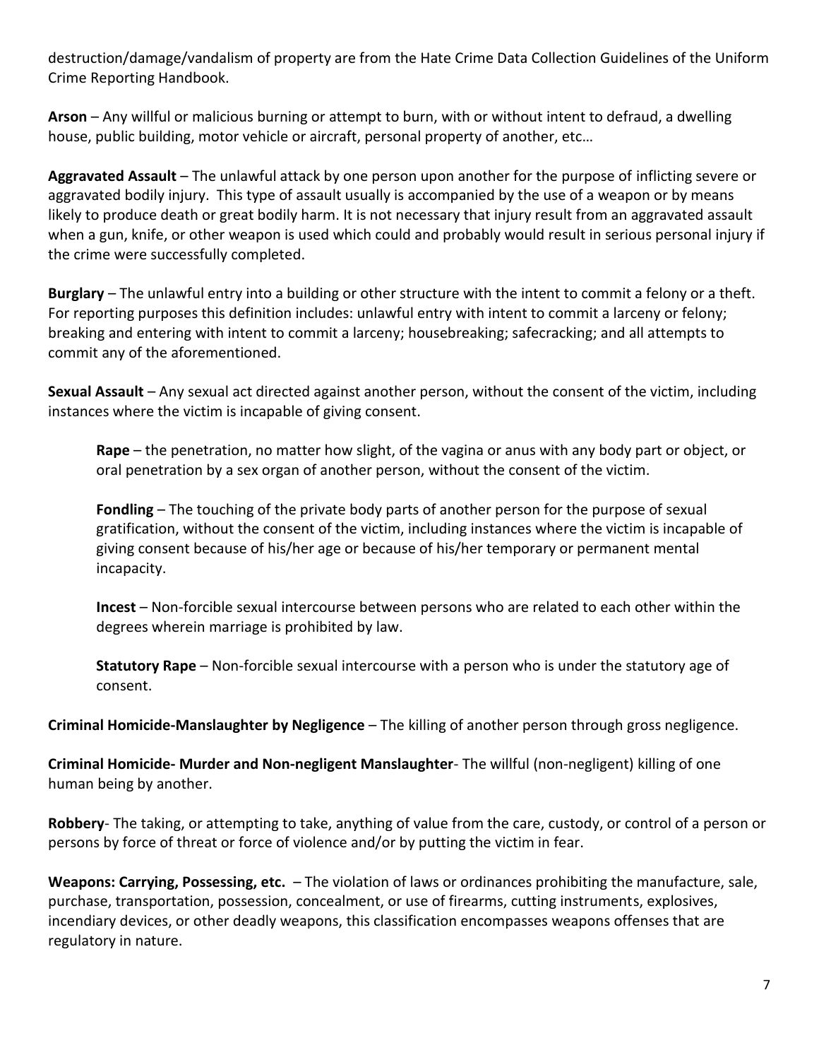destruction/damage/vandalism of property are from the Hate Crime Data Collection Guidelines of the Uniform Crime Reporting Handbook.

**Arson** – Any willful or malicious burning or attempt to burn, with or without intent to defraud, a dwelling house, public building, motor vehicle or aircraft, personal property of another, etc…

**Aggravated Assault** – The unlawful attack by one person upon another for the purpose of inflicting severe or aggravated bodily injury. This type of assault usually is accompanied by the use of a weapon or by means likely to produce death or great bodily harm. It is not necessary that injury result from an aggravated assault when a gun, knife, or other weapon is used which could and probably would result in serious personal injury if the crime were successfully completed.

**Burglary** – The unlawful entry into a building or other structure with the intent to commit a felony or a theft. For reporting purposes this definition includes: unlawful entry with intent to commit a larceny or felony; breaking and entering with intent to commit a larceny; housebreaking; safecracking; and all attempts to commit any of the aforementioned.

**Sexual Assault** – Any sexual act directed against another person, without the consent of the victim, including instances where the victim is incapable of giving consent.

> **Rape** – the penetration, no matter how slight, of the vagina or anus with any body part or object, or oral penetration by a sex organ of another person, without the consent of the victim.
>
> **Fondling** – The touching of the private body parts of another person for the purpose of sexual gratification, without the consent of the victim, including instances where the victim is incapable of giving consent because of his/her age or because of his/her temporary or permanent mental incapacity.
>
> **Incest** – Non-forcible sexual intercourse between persons who are related to each other within the degrees wherein marriage is prohibited by law.
>
> **Statutory Rape** – Non-forcible sexual intercourse with a person who is under the statutory age of consent.

**Criminal Homicide-Manslaughter by Negligence** – The killing of another person through gross negligence.

**Criminal Homicide- Murder and Non-negligent Manslaughter**- The willful (non-negligent) killing of one human being by another.

**Robbery**- The taking, or attempting to take, anything of value from the care, custody, or control of a person or persons by force of threat or force of violence and/or by putting the victim in fear.

**Weapons: Carrying, Possessing, etc.** – The violation of laws or ordinances prohibiting the manufacture, sale, purchase, transportation, possession, concealment, or use of firearms, cutting instruments, explosives, incendiary devices, or other deadly weapons, this classification encompasses weapons offenses that are regulatory in nature.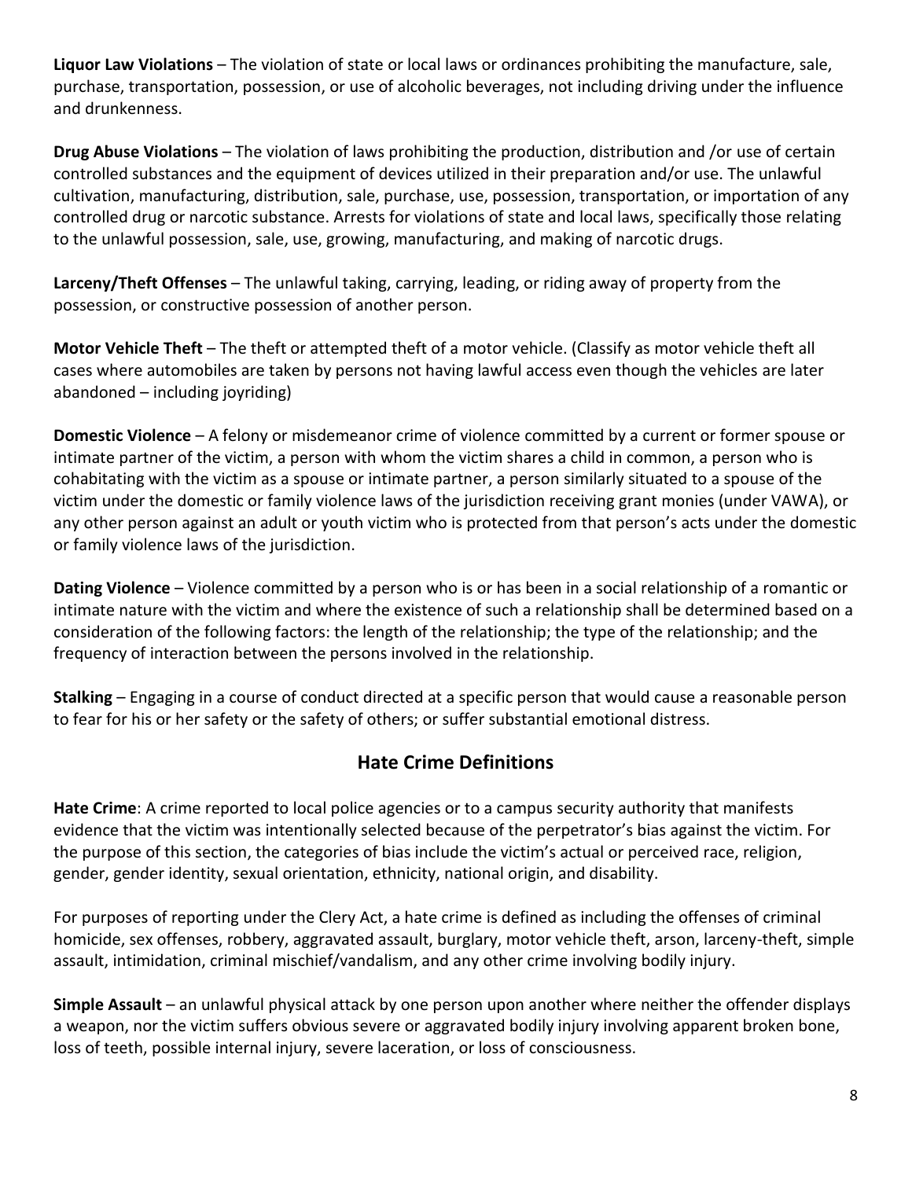**Liquor Law Violations** – The violation of state or local laws or ordinances prohibiting the manufacture, sale, purchase, transportation, possession, or use of alcoholic beverages, not including driving under the influence and drunkenness.

**Drug Abuse Violations** – The violation of laws prohibiting the production, distribution and /or use of certain controlled substances and the equipment of devices utilized in their preparation and/or use. The unlawful cultivation, manufacturing, distribution, sale, purchase, use, possession, transportation, or importation of any controlled drug or narcotic substance. Arrests for violations of state and local laws, specifically those relating to the unlawful possession, sale, use, growing, manufacturing, and making of narcotic drugs.

**Larceny/Theft Offenses** – The unlawful taking, carrying, leading, or riding away of property from the possession, or constructive possession of another person.

**Motor Vehicle Theft** – The theft or attempted theft of a motor vehicle. (Classify as motor vehicle theft all cases where automobiles are taken by persons not having lawful access even though the vehicles are later abandoned – including joyriding)

**Domestic Violence** – A felony or misdemeanor crime of violence committed by a current or former spouse or intimate partner of the victim, a person with whom the victim shares a child in common, a person who is cohabitating with the victim as a spouse or intimate partner, a person similarly situated to a spouse of the victim under the domestic or family violence laws of the jurisdiction receiving grant monies (under VAWA), or any other person against an adult or youth victim who is protected from that person's acts under the domestic or family violence laws of the jurisdiction.

**Dating Violence** – Violence committed by a person who is or has been in a social relationship of a romantic or intimate nature with the victim and where the existence of such a relationship shall be determined based on a consideration of the following factors: the length of the relationship; the type of the relationship; and the frequency of interaction between the persons involved in the relationship.

**Stalking** – Engaging in a course of conduct directed at a specific person that would cause a reasonable person to fear for his or her safety or the safety of others; or suffer substantial emotional distress.

## Hate Crime Definitions

**Hate Crime**: A crime reported to local police agencies or to a campus security authority that manifests evidence that the victim was intentionally selected because of the perpetrator's bias against the victim. For the purpose of this section, the categories of bias include the victim's actual or perceived race, religion, gender, gender identity, sexual orientation, ethnicity, national origin, and disability.

For purposes of reporting under the Clery Act, a hate crime is defined as including the offenses of criminal homicide, sex offenses, robbery, aggravated assault, burglary, motor vehicle theft, arson, larceny-theft, simple assault, intimidation, criminal mischief/vandalism, and any other crime involving bodily injury.

**Simple Assault** – an unlawful physical attack by one person upon another where neither the offender displays a weapon, nor the victim suffers obvious severe or aggravated bodily injury involving apparent broken bone, loss of teeth, possible internal injury, severe laceration, or loss of consciousness.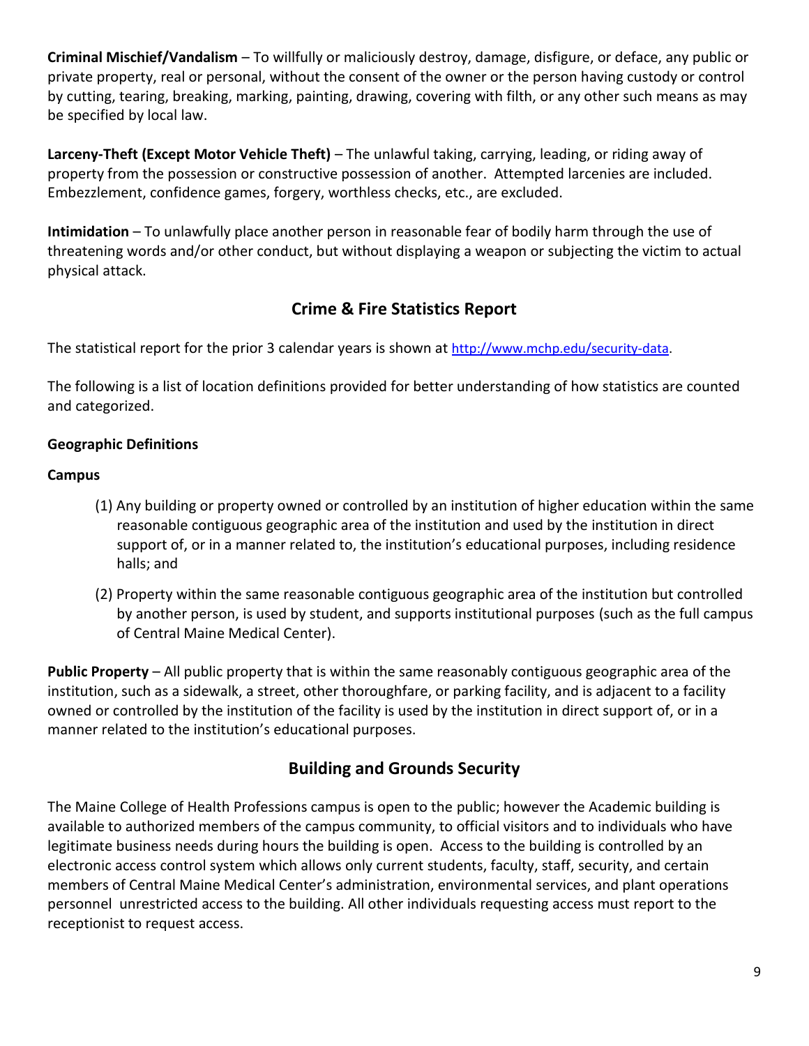**Criminal Mischief/Vandalism** – To willfully or maliciously destroy, damage, disfigure, or deface, any public or private property, real or personal, without the consent of the owner or the person having custody or control by cutting, tearing, breaking, marking, painting, drawing, covering with filth, or any other such means as may be specified by local law.

**Larceny-Theft (Except Motor Vehicle Theft)** – The unlawful taking, carrying, leading, or riding away of property from the possession or constructive possession of another. Attempted larcenies are included. Embezzlement, confidence games, forgery, worthless checks, etc., are excluded.

**Intimidation** – To unlawfully place another person in reasonable fear of bodily harm through the use of threatening words and/or other conduct, but without displaying a weapon or subjecting the victim to actual physical attack.

## Crime & Fire Statistics Report

The statistical report for the prior 3 calendar years is shown at http://www.mchp.edu/security-data.

The following is a list of location definitions provided for better understanding of how statistics are counted and categorized.

**Geographic Definitions**

**Campus**

(1) Any building or property owned or controlled by an institution of higher education within the same reasonable contiguous geographic area of the institution and used by the institution in direct support of, or in a manner related to, the institution's educational purposes, including residence halls; and

(2) Property within the same reasonable contiguous geographic area of the institution but controlled by another person, is used by student, and supports institutional purposes (such as the full campus of Central Maine Medical Center).

**Public Property** – All public property that is within the same reasonably contiguous geographic area of the institution, such as a sidewalk, a street, other thoroughfare, or parking facility, and is adjacent to a facility owned or controlled by the institution of the facility is used by the institution in direct support of, or in a manner related to the institution's educational purposes.

## Building and Grounds Security

The Maine College of Health Professions campus is open to the public; however the Academic building is available to authorized members of the campus community, to official visitors and to individuals who have legitimate business needs during hours the building is open. Access to the building is controlled by an electronic access control system which allows only current students, faculty, staff, security, and certain members of Central Maine Medical Center's administration, environmental services, and plant operations personnel unrestricted access to the building. All other individuals requesting access must report to the receptionist to request access.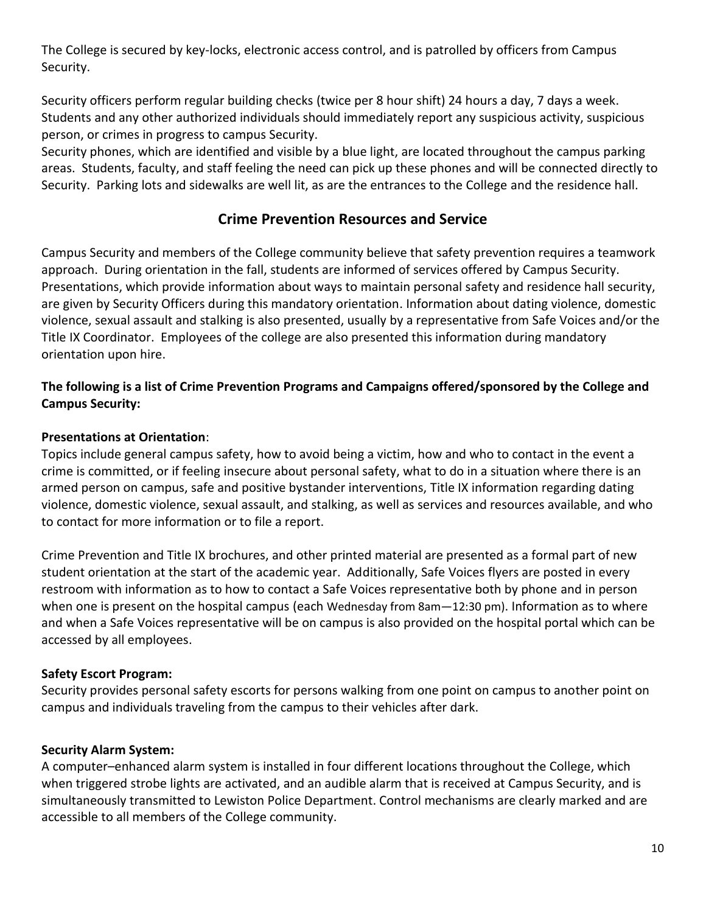The College is secured by key-locks, electronic access control, and is patrolled by officers from Campus Security.

Security officers perform regular building checks (twice per 8 hour shift) 24 hours a day, 7 days a week. Students and any other authorized individuals should immediately report any suspicious activity, suspicious person, or crimes in progress to campus Security.
Security phones, which are identified and visible by a blue light, are located throughout the campus parking areas. Students, faculty, and staff feeling the need can pick up these phones and will be connected directly to Security. Parking lots and sidewalks are well lit, as are the entrances to the College and the residence hall.

## Crime Prevention Resources and Service

Campus Security and members of the College community believe that safety prevention requires a teamwork approach. During orientation in the fall, students are informed of services offered by Campus Security. Presentations, which provide information about ways to maintain personal safety and residence hall security, are given by Security Officers during this mandatory orientation. Information about dating violence, domestic violence, sexual assault and stalking is also presented, usually by a representative from Safe Voices and/or the Title IX Coordinator. Employees of the college are also presented this information during mandatory orientation upon hire.

**The following is a list of Crime Prevention Programs and Campaigns offered/sponsored by the College and Campus Security:**

**Presentations at Orientation**:
Topics include general campus safety, how to avoid being a victim, how and who to contact in the event a crime is committed, or if feeling insecure about personal safety, what to do in a situation where there is an armed person on campus, safe and positive bystander interventions, Title IX information regarding dating violence, domestic violence, sexual assault, and stalking, as well as services and resources available, and who to contact for more information or to file a report.

Crime Prevention and Title IX brochures, and other printed material are presented as a formal part of new student orientation at the start of the academic year. Additionally, Safe Voices flyers are posted in every restroom with information as to how to contact a Safe Voices representative both by phone and in person when one is present on the hospital campus (each Wednesday from 8am—12:30 pm). Information as to where and when a Safe Voices representative will be on campus is also provided on the hospital portal which can be accessed by all employees.

**Safety Escort Program:**
Security provides personal safety escorts for persons walking from one point on campus to another point on campus and individuals traveling from the campus to their vehicles after dark.

**Security Alarm System:**
A computer–enhanced alarm system is installed in four different locations throughout the College, which when triggered strobe lights are activated, and an audible alarm that is received at Campus Security, and is simultaneously transmitted to Lewiston Police Department. Control mechanisms are clearly marked and are accessible to all members of the College community.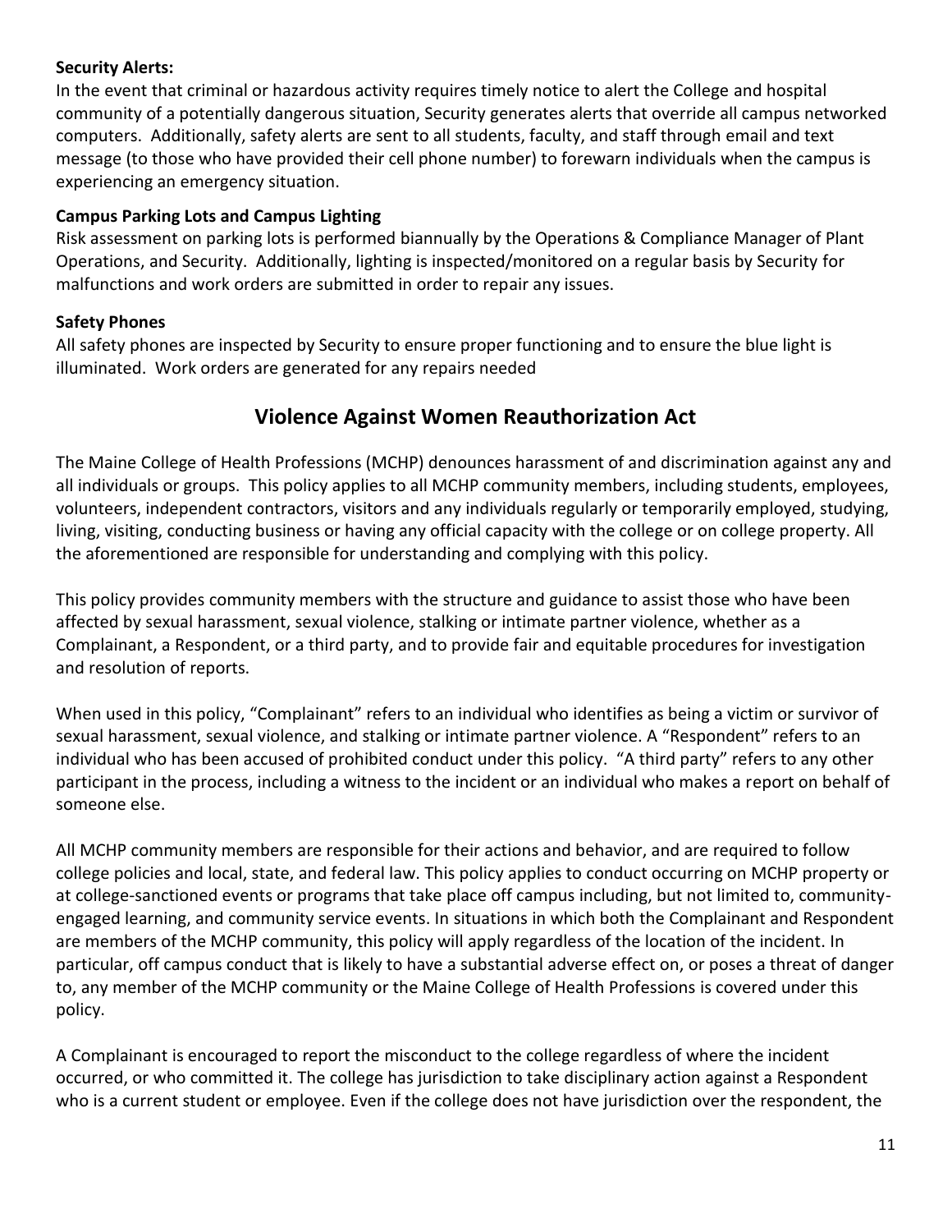**Security Alerts:**
In the event that criminal or hazardous activity requires timely notice to alert the College and hospital community of a potentially dangerous situation, Security generates alerts that override all campus networked computers. Additionally, safety alerts are sent to all students, faculty, and staff through email and text message (to those who have provided their cell phone number) to forewarn individuals when the campus is experiencing an emergency situation.

**Campus Parking Lots and Campus Lighting**
Risk assessment on parking lots is performed biannually by the Operations & Compliance Manager of Plant Operations, and Security. Additionally, lighting is inspected/monitored on a regular basis by Security for malfunctions and work orders are submitted in order to repair any issues.

**Safety Phones**
All safety phones are inspected by Security to ensure proper functioning and to ensure the blue light is illuminated. Work orders are generated for any repairs needed

## Violence Against Women Reauthorization Act

The Maine College of Health Professions (MCHP) denounces harassment of and discrimination against any and all individuals or groups. This policy applies to all MCHP community members, including students, employees, volunteers, independent contractors, visitors and any individuals regularly or temporarily employed, studying, living, visiting, conducting business or having any official capacity with the college or on college property. All the aforementioned are responsible for understanding and complying with this policy.

This policy provides community members with the structure and guidance to assist those who have been affected by sexual harassment, sexual violence, stalking or intimate partner violence, whether as a Complainant, a Respondent, or a third party, and to provide fair and equitable procedures for investigation and resolution of reports.

When used in this policy, "Complainant" refers to an individual who identifies as being a victim or survivor of sexual harassment, sexual violence, and stalking or intimate partner violence. A "Respondent" refers to an individual who has been accused of prohibited conduct under this policy. "A third party" refers to any other participant in the process, including a witness to the incident or an individual who makes a report on behalf of someone else.

All MCHP community members are responsible for their actions and behavior, and are required to follow college policies and local, state, and federal law. This policy applies to conduct occurring on MCHP property or at college-sanctioned events or programs that take place off campus including, but not limited to, community-engaged learning, and community service events. In situations in which both the Complainant and Respondent are members of the MCHP community, this policy will apply regardless of the location of the incident. In particular, off campus conduct that is likely to have a substantial adverse effect on, or poses a threat of danger to, any member of the MCHP community or the Maine College of Health Professions is covered under this policy.

A Complainant is encouraged to report the misconduct to the college regardless of where the incident occurred, or who committed it. The college has jurisdiction to take disciplinary action against a Respondent who is a current student or employee. Even if the college does not have jurisdiction over the respondent, the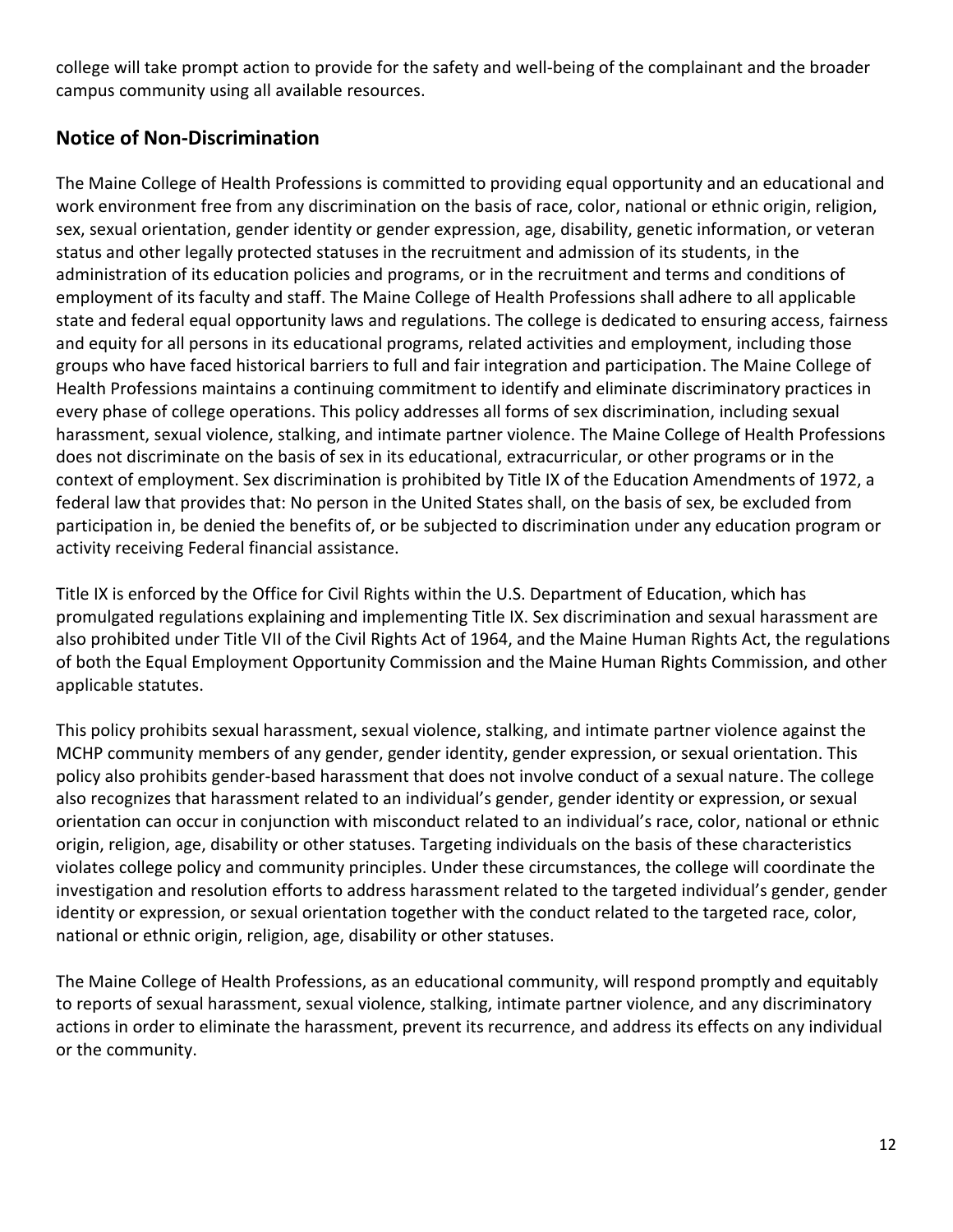college will take prompt action to provide for the safety and well-being of the complainant and the broader campus community using all available resources.

## Notice of Non-Discrimination

The Maine College of Health Professions is committed to providing equal opportunity and an educational and work environment free from any discrimination on the basis of race, color, national or ethnic origin, religion, sex, sexual orientation, gender identity or gender expression, age, disability, genetic information, or veteran status and other legally protected statuses in the recruitment and admission of its students, in the administration of its education policies and programs, or in the recruitment and terms and conditions of employment of its faculty and staff. The Maine College of Health Professions shall adhere to all applicable state and federal equal opportunity laws and regulations. The college is dedicated to ensuring access, fairness and equity for all persons in its educational programs, related activities and employment, including those groups who have faced historical barriers to full and fair integration and participation. The Maine College of Health Professions maintains a continuing commitment to identify and eliminate discriminatory practices in every phase of college operations. This policy addresses all forms of sex discrimination, including sexual harassment, sexual violence, stalking, and intimate partner violence. The Maine College of Health Professions does not discriminate on the basis of sex in its educational, extracurricular, or other programs or in the context of employment. Sex discrimination is prohibited by Title IX of the Education Amendments of 1972, a federal law that provides that: No person in the United States shall, on the basis of sex, be excluded from participation in, be denied the benefits of, or be subjected to discrimination under any education program or activity receiving Federal financial assistance.

Title IX is enforced by the Office for Civil Rights within the U.S. Department of Education, which has promulgated regulations explaining and implementing Title IX. Sex discrimination and sexual harassment are also prohibited under Title VII of the Civil Rights Act of 1964, and the Maine Human Rights Act, the regulations of both the Equal Employment Opportunity Commission and the Maine Human Rights Commission, and other applicable statutes.

This policy prohibits sexual harassment, sexual violence, stalking, and intimate partner violence against the MCHP community members of any gender, gender identity, gender expression, or sexual orientation. This policy also prohibits gender-based harassment that does not involve conduct of a sexual nature. The college also recognizes that harassment related to an individual's gender, gender identity or expression, or sexual orientation can occur in conjunction with misconduct related to an individual's race, color, national or ethnic origin, religion, age, disability or other statuses. Targeting individuals on the basis of these characteristics violates college policy and community principles. Under these circumstances, the college will coordinate the investigation and resolution efforts to address harassment related to the targeted individual's gender, gender identity or expression, or sexual orientation together with the conduct related to the targeted race, color, national or ethnic origin, religion, age, disability or other statuses.

The Maine College of Health Professions, as an educational community, will respond promptly and equitably to reports of sexual harassment, sexual violence, stalking, intimate partner violence, and any discriminatory actions in order to eliminate the harassment, prevent its recurrence, and address its effects on any individual or the community.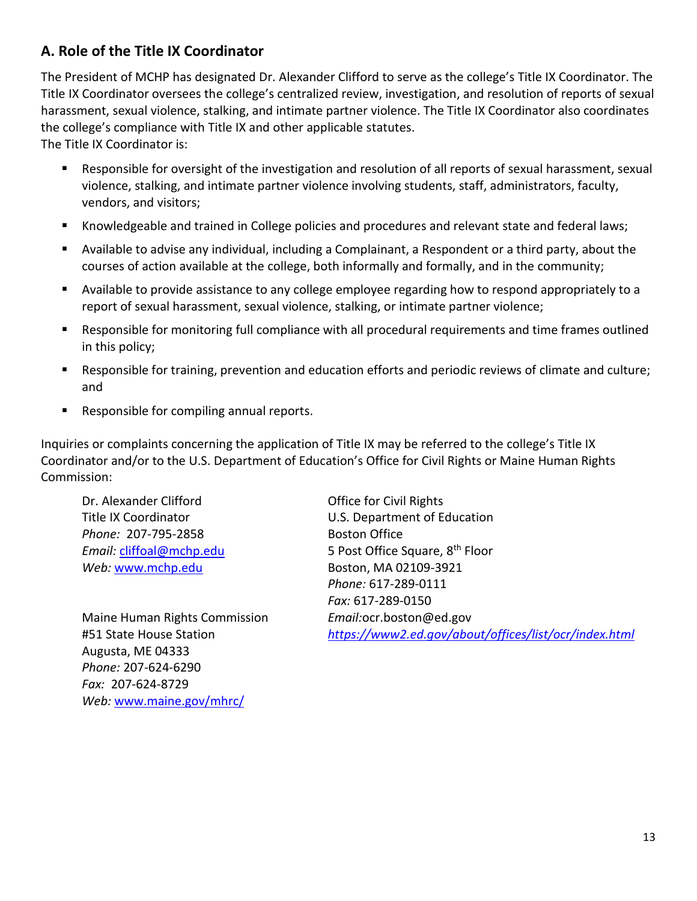## A. Role of the Title IX Coordinator

The President of MCHP has designated Dr. Alexander Clifford to serve as the college's Title IX Coordinator. The Title IX Coordinator oversees the college's centralized review, investigation, and resolution of reports of sexual harassment, sexual violence, stalking, and intimate partner violence. The Title IX Coordinator also coordinates the college's compliance with Title IX and other applicable statutes.
The Title IX Coordinator is:

- Responsible for oversight of the investigation and resolution of all reports of sexual harassment, sexual violence, stalking, and intimate partner violence involving students, staff, administrators, faculty, vendors, and visitors;
- Knowledgeable and trained in College policies and procedures and relevant state and federal laws;
- Available to advise any individual, including a Complainant, a Respondent or a third party, about the courses of action available at the college, both informally and formally, and in the community;
- Available to provide assistance to any college employee regarding how to respond appropriately to a report of sexual harassment, sexual violence, stalking, or intimate partner violence;
- Responsible for monitoring full compliance with all procedural requirements and time frames outlined in this policy;
- Responsible for training, prevention and education efforts and periodic reviews of climate and culture; and
- Responsible for compiling annual reports.

Inquiries or complaints concerning the application of Title IX may be referred to the college's Title IX Coordinator and/or to the U.S. Department of Education's Office for Civil Rights or Maine Human Rights Commission:

Dr. Alexander Clifford
Title IX Coordinator
*Phone:* 207-795-2858
*Email:* cliffoal@mchp.edu
*Web:* www.mchp.edu

Maine Human Rights Commission
#51 State House Station
Augusta, ME 04333
*Phone:* 207-624-6290
*Fax:* 207-624-8729
*Web:* www.maine.gov/mhrc/

Office for Civil Rights
U.S. Department of Education
Boston Office
5 Post Office Square, 8th Floor
Boston, MA 02109-3921
*Phone:* 617-289-0111
*Fax:* 617-289-0150
*Email:*ocr.boston@ed.gov
*https://www2.ed.gov/about/offices/list/ocr/index.html*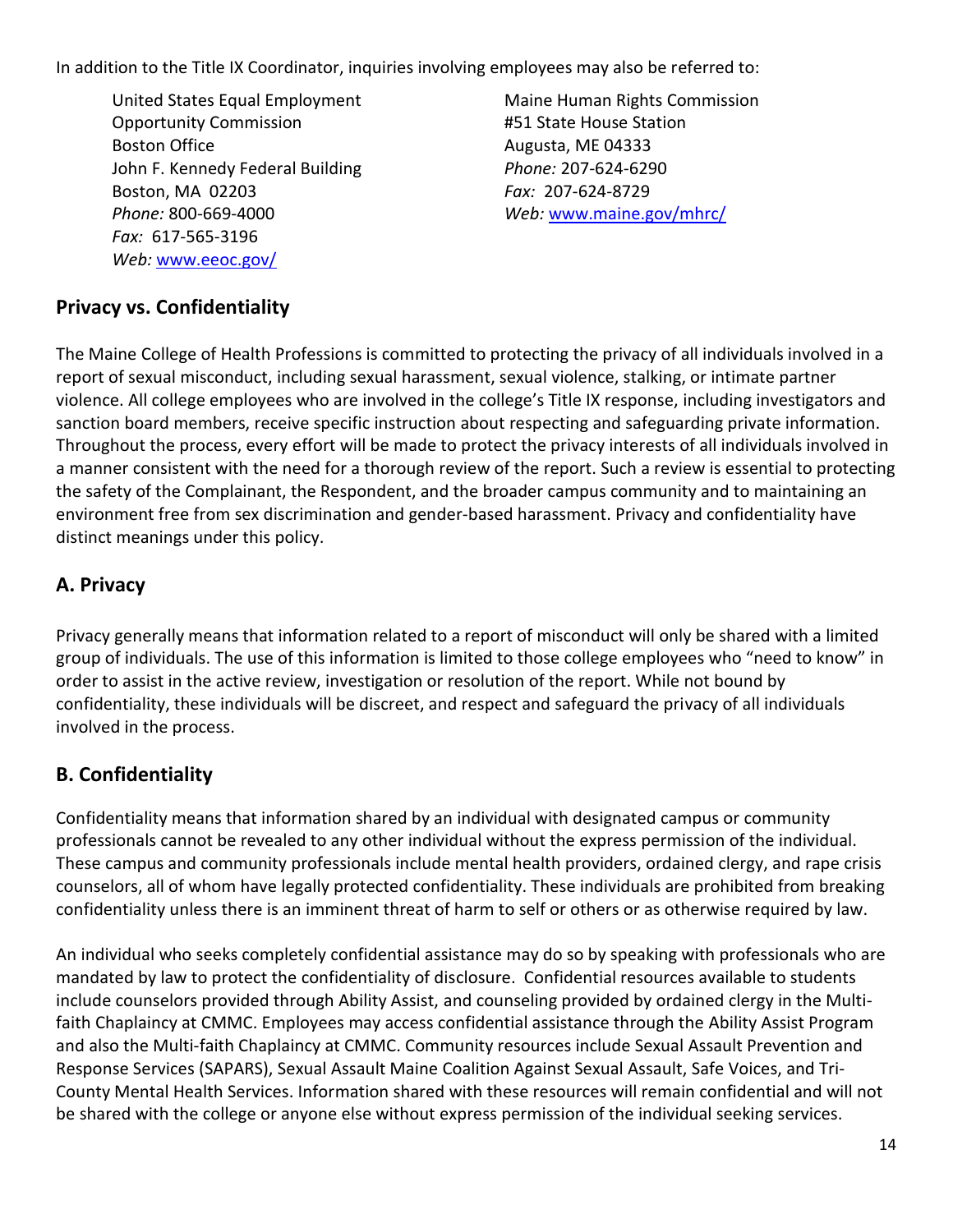In addition to the Title IX Coordinator, inquiries involving employees may also be referred to:

United States Equal Employment Opportunity Commission
Boston Office
John F. Kennedy Federal Building
Boston, MA 02203
*Phone:* 800-669-4000
*Fax:* 617-565-3196
*Web:* www.eeoc.gov/

Maine Human Rights Commission
#51 State House Station
Augusta, ME 04333
*Phone:* 207-624-6290
*Fax:* 207-624-8729
*Web:* www.maine.gov/mhrc/

## Privacy vs. Confidentiality

The Maine College of Health Professions is committed to protecting the privacy of all individuals involved in a report of sexual misconduct, including sexual harassment, sexual violence, stalking, or intimate partner violence. All college employees who are involved in the college's Title IX response, including investigators and sanction board members, receive specific instruction about respecting and safeguarding private information. Throughout the process, every effort will be made to protect the privacy interests of all individuals involved in a manner consistent with the need for a thorough review of the report. Such a review is essential to protecting the safety of the Complainant, the Respondent, and the broader campus community and to maintaining an environment free from sex discrimination and gender-based harassment. Privacy and confidentiality have distinct meanings under this policy.

## A. Privacy

Privacy generally means that information related to a report of misconduct will only be shared with a limited group of individuals. The use of this information is limited to those college employees who "need to know" in order to assist in the active review, investigation or resolution of the report. While not bound by confidentiality, these individuals will be discreet, and respect and safeguard the privacy of all individuals involved in the process.

## B. Confidentiality

Confidentiality means that information shared by an individual with designated campus or community professionals cannot be revealed to any other individual without the express permission of the individual. These campus and community professionals include mental health providers, ordained clergy, and rape crisis counselors, all of whom have legally protected confidentiality. These individuals are prohibited from breaking confidentiality unless there is an imminent threat of harm to self or others or as otherwise required by law.

An individual who seeks completely confidential assistance may do so by speaking with professionals who are mandated by law to protect the confidentiality of disclosure. Confidential resources available to students include counselors provided through Ability Assist, and counseling provided by ordained clergy in the Multi-faith Chaplaincy at CMMC. Employees may access confidential assistance through the Ability Assist Program and also the Multi-faith Chaplaincy at CMMC. Community resources include Sexual Assault Prevention and Response Services (SAPARS), Sexual Assault Maine Coalition Against Sexual Assault, Safe Voices, and Tri-County Mental Health Services. Information shared with these resources will remain confidential and will not be shared with the college or anyone else without express permission of the individual seeking services.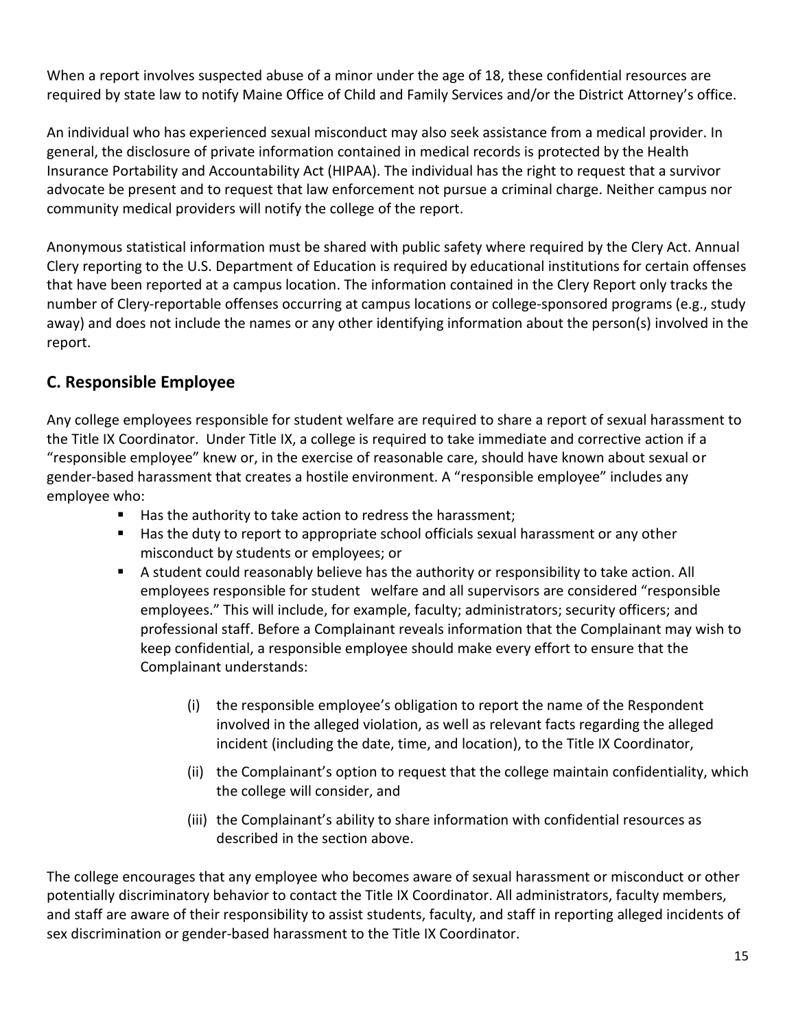When a report involves suspected abuse of a minor under the age of 18, these confidential resources are required by state law to notify Maine Office of Child and Family Services and/or the District Attorney's office.

An individual who has experienced sexual misconduct may also seek assistance from a medical provider. In general, the disclosure of private information contained in medical records is protected by the Health Insurance Portability and Accountability Act (HIPAA). The individual has the right to request that a survivor advocate be present and to request that law enforcement not pursue a criminal charge. Neither campus nor community medical providers will notify the college of the report.

Anonymous statistical information must be shared with public safety where required by the Clery Act. Annual Clery reporting to the U.S. Department of Education is required by educational institutions for certain offenses that have been reported at a campus location. The information contained in the Clery Report only tracks the number of Clery-reportable offenses occurring at campus locations or college-sponsored programs (e.g., study away) and does not include the names or any other identifying information about the person(s) involved in the report.

## C. Responsible Employee

Any college employees responsible for student welfare are required to share a report of sexual harassment to the Title IX Coordinator. Under Title IX, a college is required to take immediate and corrective action if a "responsible employee" knew or, in the exercise of reasonable care, should have known about sexual or gender-based harassment that creates a hostile environment. A "responsible employee" includes any employee who:

- Has the authority to take action to redress the harassment;
- Has the duty to report to appropriate school officials sexual harassment or any other misconduct by students or employees; or
- A student could reasonably believe has the authority or responsibility to take action. All employees responsible for student welfare and all supervisors are considered "responsible employees." This will include, for example, faculty; administrators; security officers; and professional staff. Before a Complainant reveals information that the Complainant may wish to keep confidential, a responsible employee should make every effort to ensure that the Complainant understands:
  - (i) the responsible employee's obligation to report the name of the Respondent involved in the alleged violation, as well as relevant facts regarding the alleged incident (including the date, time, and location), to the Title IX Coordinator,
  - (ii) the Complainant's option to request that the college maintain confidentiality, which the college will consider, and
  - (iii) the Complainant's ability to share information with confidential resources as described in the section above.

The college encourages that any employee who becomes aware of sexual harassment or misconduct or other potentially discriminatory behavior to contact the Title IX Coordinator. All administrators, faculty members, and staff are aware of their responsibility to assist students, faculty, and staff in reporting alleged incidents of sex discrimination or gender-based harassment to the Title IX Coordinator.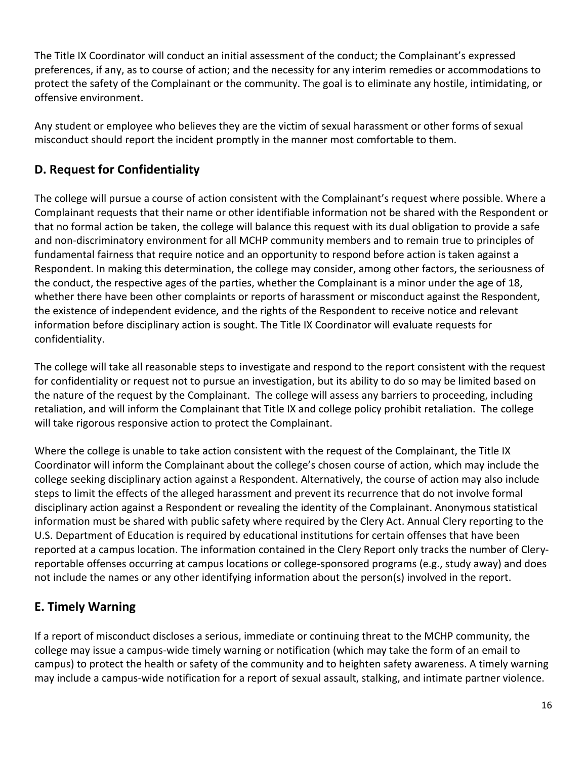The Title IX Coordinator will conduct an initial assessment of the conduct; the Complainant's expressed preferences, if any, as to course of action; and the necessity for any interim remedies or accommodations to protect the safety of the Complainant or the community. The goal is to eliminate any hostile, intimidating, or offensive environment.

Any student or employee who believes they are the victim of sexual harassment or other forms of sexual misconduct should report the incident promptly in the manner most comfortable to them.

## D. Request for Confidentiality

The college will pursue a course of action consistent with the Complainant's request where possible. Where a Complainant requests that their name or other identifiable information not be shared with the Respondent or that no formal action be taken, the college will balance this request with its dual obligation to provide a safe and non-discriminatory environment for all MCHP community members and to remain true to principles of fundamental fairness that require notice and an opportunity to respond before action is taken against a Respondent. In making this determination, the college may consider, among other factors, the seriousness of the conduct, the respective ages of the parties, whether the Complainant is a minor under the age of 18, whether there have been other complaints or reports of harassment or misconduct against the Respondent, the existence of independent evidence, and the rights of the Respondent to receive notice and relevant information before disciplinary action is sought. The Title IX Coordinator will evaluate requests for confidentiality.

The college will take all reasonable steps to investigate and respond to the report consistent with the request for confidentiality or request not to pursue an investigation, but its ability to do so may be limited based on the nature of the request by the Complainant. The college will assess any barriers to proceeding, including retaliation, and will inform the Complainant that Title IX and college policy prohibit retaliation. The college will take rigorous responsive action to protect the Complainant.

Where the college is unable to take action consistent with the request of the Complainant, the Title IX Coordinator will inform the Complainant about the college's chosen course of action, which may include the college seeking disciplinary action against a Respondent. Alternatively, the course of action may also include steps to limit the effects of the alleged harassment and prevent its recurrence that do not involve formal disciplinary action against a Respondent or revealing the identity of the Complainant. Anonymous statistical information must be shared with public safety where required by the Clery Act. Annual Clery reporting to the U.S. Department of Education is required by educational institutions for certain offenses that have been reported at a campus location. The information contained in the Clery Report only tracks the number of Clery-reportable offenses occurring at campus locations or college-sponsored programs (e.g., study away) and does not include the names or any other identifying information about the person(s) involved in the report.

## E. Timely Warning

If a report of misconduct discloses a serious, immediate or continuing threat to the MCHP community, the college may issue a campus-wide timely warning or notification (which may take the form of an email to campus) to protect the health or safety of the community and to heighten safety awareness. A timely warning may include a campus-wide notification for a report of sexual assault, stalking, and intimate partner violence.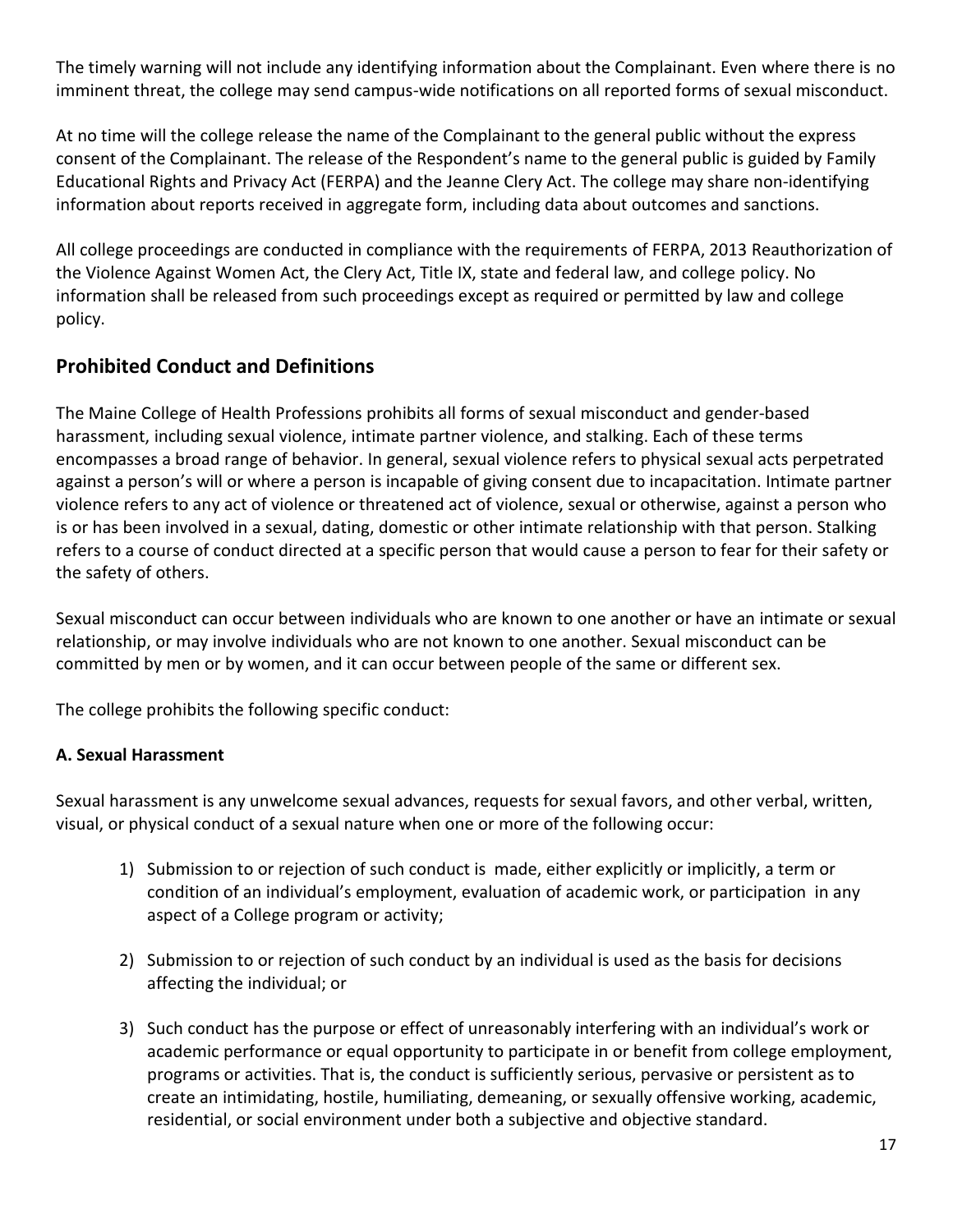The timely warning will not include any identifying information about the Complainant. Even where there is no imminent threat, the college may send campus-wide notifications on all reported forms of sexual misconduct.

At no time will the college release the name of the Complainant to the general public without the express consent of the Complainant. The release of the Respondent's name to the general public is guided by Family Educational Rights and Privacy Act (FERPA) and the Jeanne Clery Act. The college may share non-identifying information about reports received in aggregate form, including data about outcomes and sanctions.

All college proceedings are conducted in compliance with the requirements of FERPA, 2013 Reauthorization of the Violence Against Women Act, the Clery Act, Title IX, state and federal law, and college policy. No information shall be released from such proceedings except as required or permitted by law and college policy.

## Prohibited Conduct and Definitions

The Maine College of Health Professions prohibits all forms of sexual misconduct and gender-based harassment, including sexual violence, intimate partner violence, and stalking. Each of these terms encompasses a broad range of behavior. In general, sexual violence refers to physical sexual acts perpetrated against a person's will or where a person is incapable of giving consent due to incapacitation. Intimate partner violence refers to any act of violence or threatened act of violence, sexual or otherwise, against a person who is or has been involved in a sexual, dating, domestic or other intimate relationship with that person. Stalking refers to a course of conduct directed at a specific person that would cause a person to fear for their safety or the safety of others.

Sexual misconduct can occur between individuals who are known to one another or have an intimate or sexual relationship, or may involve individuals who are not known to one another. Sexual misconduct can be committed by men or by women, and it can occur between people of the same or different sex.

The college prohibits the following specific conduct:

### A. Sexual Harassment

Sexual harassment is any unwelcome sexual advances, requests for sexual favors, and other verbal, written, visual, or physical conduct of a sexual nature when one or more of the following occur:

1) Submission to or rejection of such conduct is made, either explicitly or implicitly, a term or condition of an individual's employment, evaluation of academic work, or participation in any aspect of a College program or activity;

2) Submission to or rejection of such conduct by an individual is used as the basis for decisions affecting the individual; or

3) Such conduct has the purpose or effect of unreasonably interfering with an individual's work or academic performance or equal opportunity to participate in or benefit from college employment, programs or activities. That is, the conduct is sufficiently serious, pervasive or persistent as to create an intimidating, hostile, humiliating, demeaning, or sexually offensive working, academic, residential, or social environment under both a subjective and objective standard.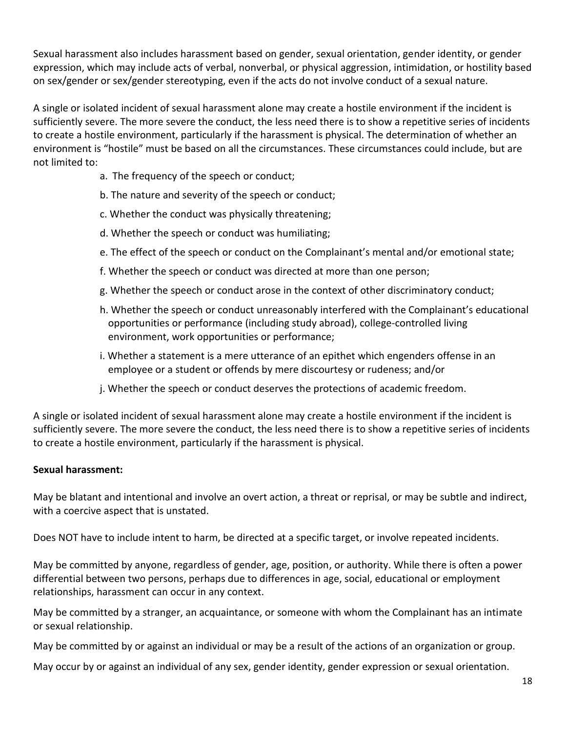Sexual harassment also includes harassment based on gender, sexual orientation, gender identity, or gender expression, which may include acts of verbal, nonverbal, or physical aggression, intimidation, or hostility based on sex/gender or sex/gender stereotyping, even if the acts do not involve conduct of a sexual nature.

A single or isolated incident of sexual harassment alone may create a hostile environment if the incident is sufficiently severe. The more severe the conduct, the less need there is to show a repetitive series of incidents to create a hostile environment, particularly if the harassment is physical. The determination of whether an environment is "hostile" must be based on all the circumstances. These circumstances could include, but are not limited to:

a. The frequency of the speech or conduct;

b. The nature and severity of the speech or conduct;

c. Whether the conduct was physically threatening;

d. Whether the speech or conduct was humiliating;

e. The effect of the speech or conduct on the Complainant's mental and/or emotional state;

f. Whether the speech or conduct was directed at more than one person;

g. Whether the speech or conduct arose in the context of other discriminatory conduct;

h. Whether the speech or conduct unreasonably interfered with the Complainant's educational opportunities or performance (including study abroad), college-controlled living environment, work opportunities or performance;

i. Whether a statement is a mere utterance of an epithet which engenders offense in an employee or a student or offends by mere discourtesy or rudeness; and/or

j. Whether the speech or conduct deserves the protections of academic freedom.

A single or isolated incident of sexual harassment alone may create a hostile environment if the incident is sufficiently severe. The more severe the conduct, the less need there is to show a repetitive series of incidents to create a hostile environment, particularly if the harassment is physical.

**Sexual harassment:**

May be blatant and intentional and involve an overt action, a threat or reprisal, or may be subtle and indirect, with a coercive aspect that is unstated.

Does NOT have to include intent to harm, be directed at a specific target, or involve repeated incidents.

May be committed by anyone, regardless of gender, age, position, or authority. While there is often a power differential between two persons, perhaps due to differences in age, social, educational or employment relationships, harassment can occur in any context.

May be committed by a stranger, an acquaintance, or someone with whom the Complainant has an intimate or sexual relationship.

May be committed by or against an individual or may be a result of the actions of an organization or group.

May occur by or against an individual of any sex, gender identity, gender expression or sexual orientation.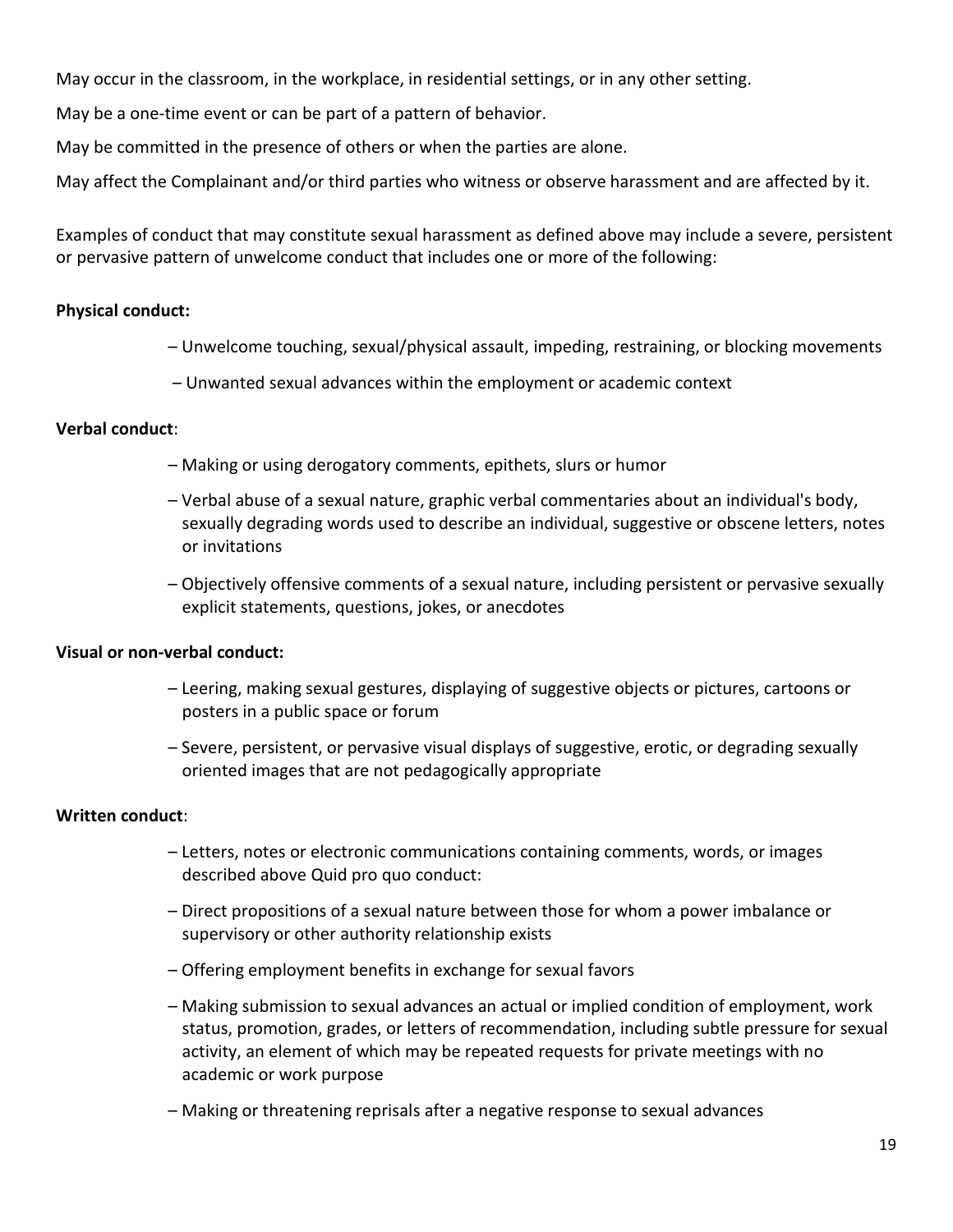May occur in the classroom, in the workplace, in residential settings, or in any other setting.

May be a one-time event or can be part of a pattern of behavior.

May be committed in the presence of others or when the parties are alone.

May affect the Complainant and/or third parties who witness or observe harassment and are affected by it.

Examples of conduct that may constitute sexual harassment as defined above may include a severe, persistent or pervasive pattern of unwelcome conduct that includes one or more of the following:

**Physical conduct:**

- – Unwelcome touching, sexual/physical assault, impeding, restraining, or blocking movements
- – Unwanted sexual advances within the employment or academic context

**Verbal conduct**:

- – Making or using derogatory comments, epithets, slurs or humor
- – Verbal abuse of a sexual nature, graphic verbal commentaries about an individual's body, sexually degrading words used to describe an individual, suggestive or obscene letters, notes or invitations
- – Objectively offensive comments of a sexual nature, including persistent or pervasive sexually explicit statements, questions, jokes, or anecdotes

**Visual or non-verbal conduct:**

- – Leering, making sexual gestures, displaying of suggestive objects or pictures, cartoons or posters in a public space or forum
- – Severe, persistent, or pervasive visual displays of suggestive, erotic, or degrading sexually oriented images that are not pedagogically appropriate

**Written conduct**:

- – Letters, notes or electronic communications containing comments, words, or images described above Quid pro quo conduct:
- – Direct propositions of a sexual nature between those for whom a power imbalance or supervisory or other authority relationship exists
- – Offering employment benefits in exchange for sexual favors
- – Making submission to sexual advances an actual or implied condition of employment, work status, promotion, grades, or letters of recommendation, including subtle pressure for sexual activity, an element of which may be repeated requests for private meetings with no academic or work purpose
- – Making or threatening reprisals after a negative response to sexual advances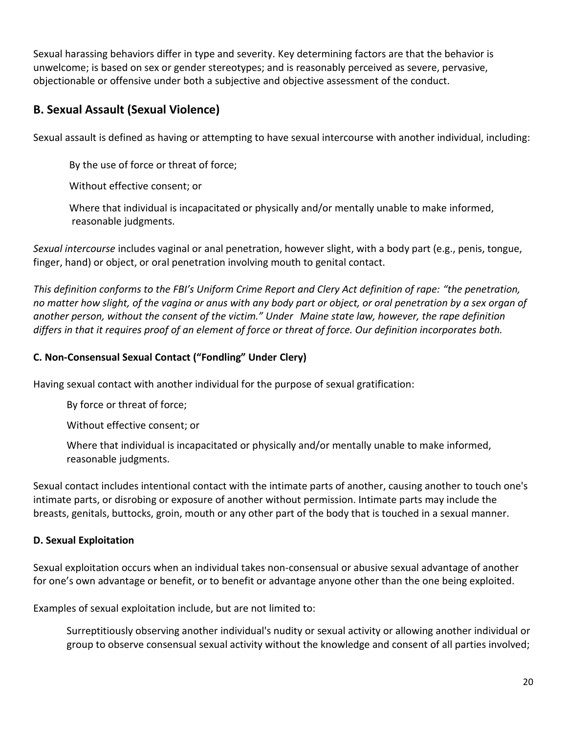Sexual harassing behaviors differ in type and severity. Key determining factors are that the behavior is unwelcome; is based on sex or gender stereotypes; and is reasonably perceived as severe, pervasive, objectionable or offensive under both a subjective and objective assessment of the conduct.

## B. Sexual Assault (Sexual Violence)

Sexual assault is defined as having or attempting to have sexual intercourse with another individual, including:

By the use of force or threat of force;

Without effective consent; or

Where that individual is incapacitated or physically and/or mentally unable to make informed, reasonable judgments.

*Sexual intercourse* includes vaginal or anal penetration, however slight, with a body part (e.g., penis, tongue, finger, hand) or object, or oral penetration involving mouth to genital contact.

*This definition conforms to the FBI's Uniform Crime Report and Clery Act definition of rape: "the penetration, no matter how slight, of the vagina or anus with any body part or object, or oral penetration by a sex organ of another person, without the consent of the victim." Under Maine state law, however, the rape definition differs in that it requires proof of an element of force or threat of force. Our definition incorporates both.*

### C. Non-Consensual Sexual Contact ("Fondling" Under Clery)

Having sexual contact with another individual for the purpose of sexual gratification:

By force or threat of force;

Without effective consent; or

Where that individual is incapacitated or physically and/or mentally unable to make informed, reasonable judgments.

Sexual contact includes intentional contact with the intimate parts of another, causing another to touch one's intimate parts, or disrobing or exposure of another without permission. Intimate parts may include the breasts, genitals, buttocks, groin, mouth or any other part of the body that is touched in a sexual manner.

### D. Sexual Exploitation

Sexual exploitation occurs when an individual takes non-consensual or abusive sexual advantage of another for one's own advantage or benefit, or to benefit or advantage anyone other than the one being exploited.

Examples of sexual exploitation include, but are not limited to:

Surreptitiously observing another individual's nudity or sexual activity or allowing another individual or group to observe consensual sexual activity without the knowledge and consent of all parties involved;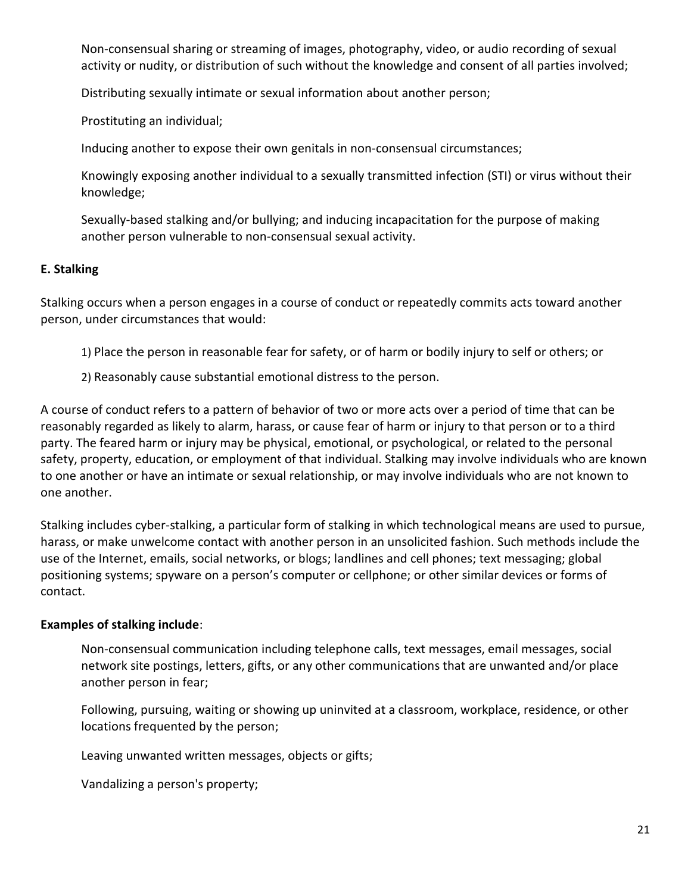Non-consensual sharing or streaming of images, photography, video, or audio recording of sexual activity or nudity, or distribution of such without the knowledge and consent of all parties involved;

Distributing sexually intimate or sexual information about another person;

Prostituting an individual;

Inducing another to expose their own genitals in non-consensual circumstances;

Knowingly exposing another individual to a sexually transmitted infection (STI) or virus without their knowledge;

Sexually-based stalking and/or bullying; and inducing incapacitation for the purpose of making another person vulnerable to non-consensual sexual activity.

**E. Stalking**

Stalking occurs when a person engages in a course of conduct or repeatedly commits acts toward another person, under circumstances that would:

1) Place the person in reasonable fear for safety, or of harm or bodily injury to self or others; or

2) Reasonably cause substantial emotional distress to the person.

A course of conduct refers to a pattern of behavior of two or more acts over a period of time that can be reasonably regarded as likely to alarm, harass, or cause fear of harm or injury to that person or to a third party. The feared harm or injury may be physical, emotional, or psychological, or related to the personal safety, property, education, or employment of that individual. Stalking may involve individuals who are known to one another or have an intimate or sexual relationship, or may involve individuals who are not known to one another.

Stalking includes cyber-stalking, a particular form of stalking in which technological means are used to pursue, harass, or make unwelcome contact with another person in an unsolicited fashion. Such methods include the use of the Internet, emails, social networks, or blogs; landlines and cell phones; text messaging; global positioning systems; spyware on a person's computer or cellphone; or other similar devices or forms of contact.

**Examples of stalking include**:

Non-consensual communication including telephone calls, text messages, email messages, social network site postings, letters, gifts, or any other communications that are unwanted and/or place another person in fear;

Following, pursuing, waiting or showing up uninvited at a classroom, workplace, residence, or other locations frequented by the person;

Leaving unwanted written messages, objects or gifts;

Vandalizing a person's property;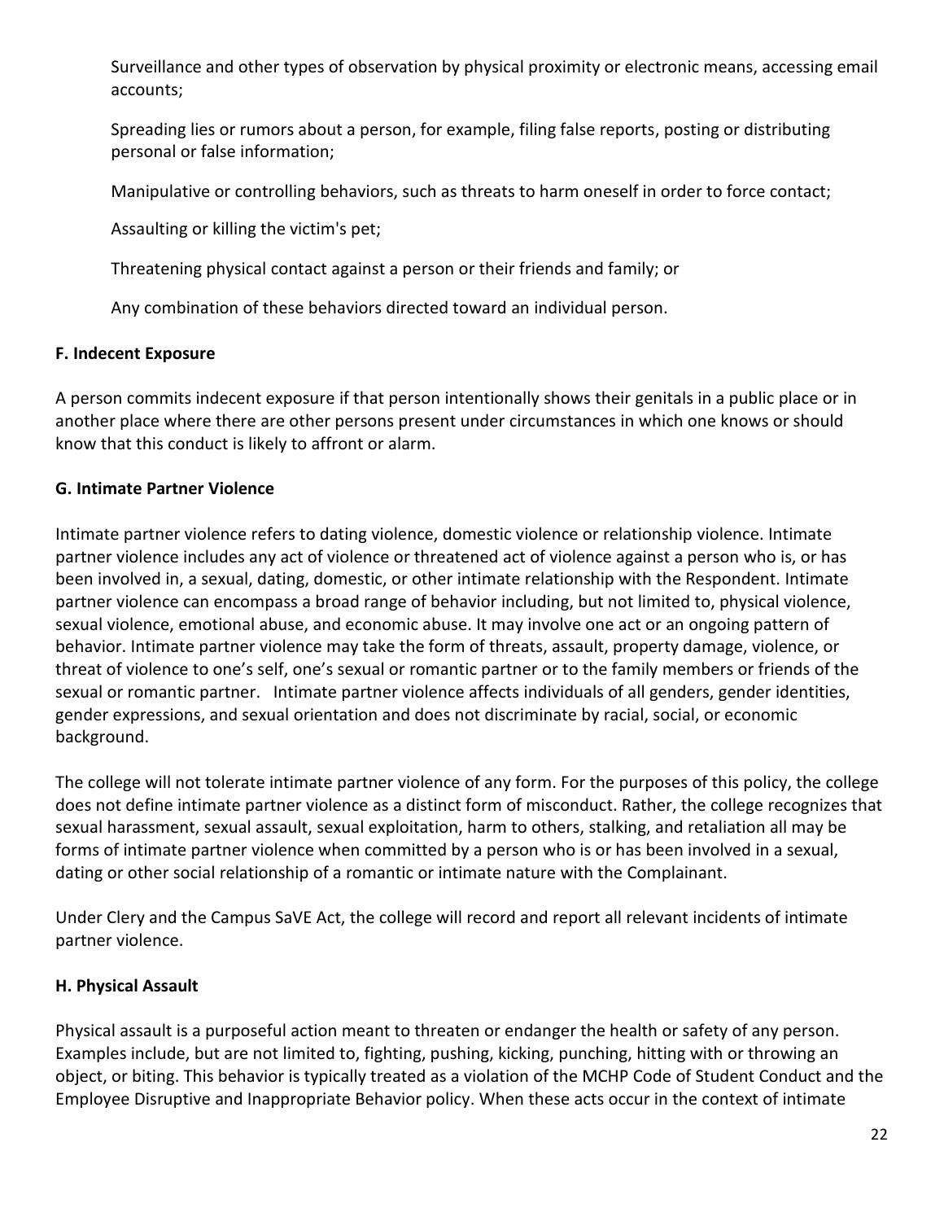Surveillance and other types of observation by physical proximity or electronic means, accessing email accounts;

Spreading lies or rumors about a person, for example, filing false reports, posting or distributing personal or false information;

Manipulative or controlling behaviors, such as threats to harm oneself in order to force contact;

Assaulting or killing the victim's pet;

Threatening physical contact against a person or their friends and family; or

Any combination of these behaviors directed toward an individual person.

**F. Indecent Exposure**

A person commits indecent exposure if that person intentionally shows their genitals in a public place or in another place where there are other persons present under circumstances in which one knows or should know that this conduct is likely to affront or alarm.

**G. Intimate Partner Violence**

Intimate partner violence refers to dating violence, domestic violence or relationship violence. Intimate partner violence includes any act of violence or threatened act of violence against a person who is, or has been involved in, a sexual, dating, domestic, or other intimate relationship with the Respondent. Intimate partner violence can encompass a broad range of behavior including, but not limited to, physical violence, sexual violence, emotional abuse, and economic abuse. It may involve one act or an ongoing pattern of behavior. Intimate partner violence may take the form of threats, assault, property damage, violence, or threat of violence to one's self, one's sexual or romantic partner or to the family members or friends of the sexual or romantic partner. Intimate partner violence affects individuals of all genders, gender identities, gender expressions, and sexual orientation and does not discriminate by racial, social, or economic background.

The college will not tolerate intimate partner violence of any form. For the purposes of this policy, the college does not define intimate partner violence as a distinct form of misconduct. Rather, the college recognizes that sexual harassment, sexual assault, sexual exploitation, harm to others, stalking, and retaliation all may be forms of intimate partner violence when committed by a person who is or has been involved in a sexual, dating or other social relationship of a romantic or intimate nature with the Complainant.

Under Clery and the Campus SaVE Act, the college will record and report all relevant incidents of intimate partner violence.

**H. Physical Assault**

Physical assault is a purposeful action meant to threaten or endanger the health or safety of any person. Examples include, but are not limited to, fighting, pushing, kicking, punching, hitting with or throwing an object, or biting. This behavior is typically treated as a violation of the MCHP Code of Student Conduct and the Employee Disruptive and Inappropriate Behavior policy. When these acts occur in the context of intimate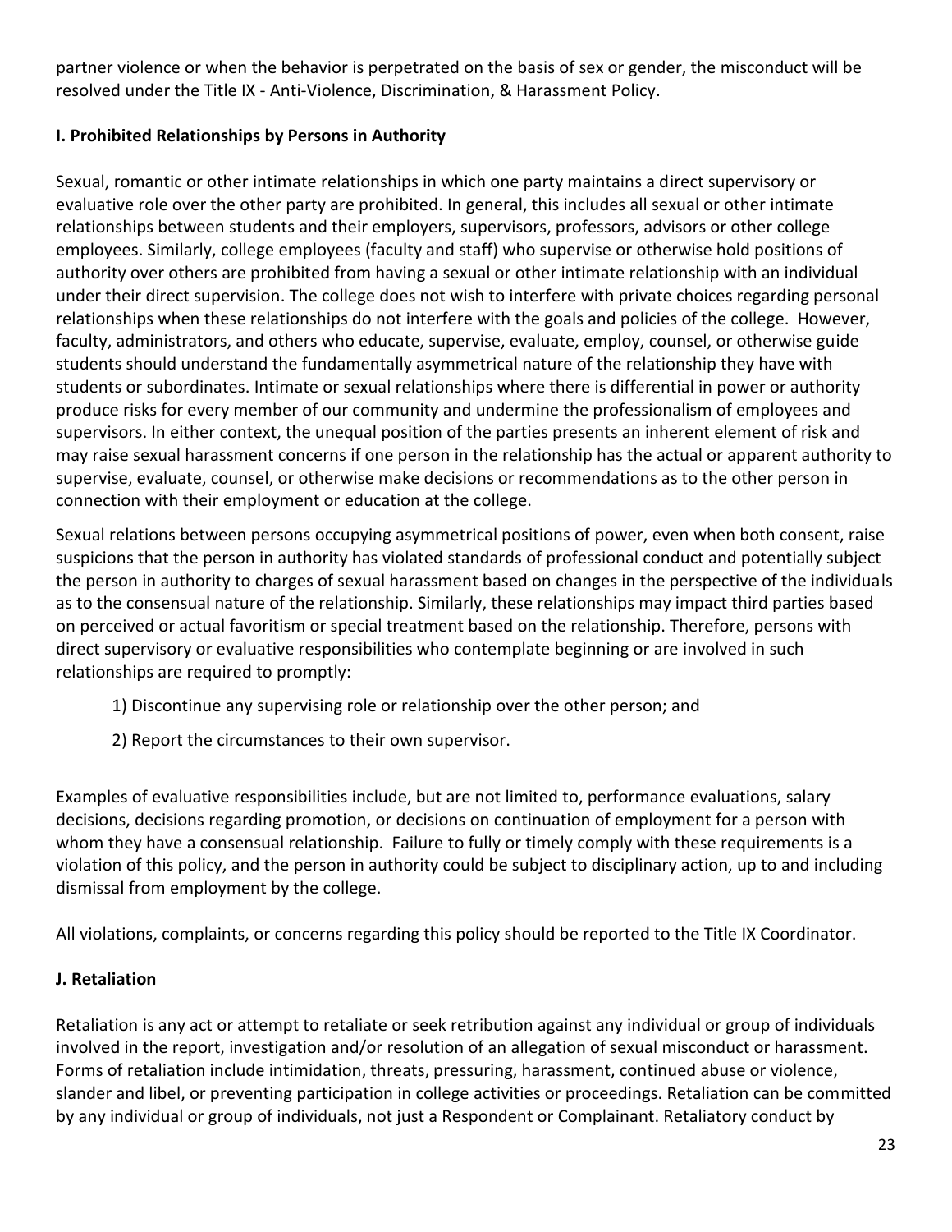partner violence or when the behavior is perpetrated on the basis of sex or gender, the misconduct will be resolved under the Title IX - Anti-Violence, Discrimination, & Harassment Policy.

**I. Prohibited Relationships by Persons in Authority**

Sexual, romantic or other intimate relationships in which one party maintains a direct supervisory or evaluative role over the other party are prohibited. In general, this includes all sexual or other intimate relationships between students and their employers, supervisors, professors, advisors or other college employees. Similarly, college employees (faculty and staff) who supervise or otherwise hold positions of authority over others are prohibited from having a sexual or other intimate relationship with an individual under their direct supervision. The college does not wish to interfere with private choices regarding personal relationships when these relationships do not interfere with the goals and policies of the college. However, faculty, administrators, and others who educate, supervise, evaluate, employ, counsel, or otherwise guide students should understand the fundamentally asymmetrical nature of the relationship they have with students or subordinates. Intimate or sexual relationships where there is differential in power or authority produce risks for every member of our community and undermine the professionalism of employees and supervisors. In either context, the unequal position of the parties presents an inherent element of risk and may raise sexual harassment concerns if one person in the relationship has the actual or apparent authority to supervise, evaluate, counsel, or otherwise make decisions or recommendations as to the other person in connection with their employment or education at the college.

Sexual relations between persons occupying asymmetrical positions of power, even when both consent, raise suspicions that the person in authority has violated standards of professional conduct and potentially subject the person in authority to charges of sexual harassment based on changes in the perspective of the individuals as to the consensual nature of the relationship. Similarly, these relationships may impact third parties based on perceived or actual favoritism or special treatment based on the relationship. Therefore, persons with direct supervisory or evaluative responsibilities who contemplate beginning or are involved in such relationships are required to promptly:

1) Discontinue any supervising role or relationship over the other person; and

2) Report the circumstances to their own supervisor.

Examples of evaluative responsibilities include, but are not limited to, performance evaluations, salary decisions, decisions regarding promotion, or decisions on continuation of employment for a person with whom they have a consensual relationship. Failure to fully or timely comply with these requirements is a violation of this policy, and the person in authority could be subject to disciplinary action, up to and including dismissal from employment by the college.

All violations, complaints, or concerns regarding this policy should be reported to the Title IX Coordinator.

**J. Retaliation**

Retaliation is any act or attempt to retaliate or seek retribution against any individual or group of individuals involved in the report, investigation and/or resolution of an allegation of sexual misconduct or harassment. Forms of retaliation include intimidation, threats, pressuring, harassment, continued abuse or violence, slander and libel, or preventing participation in college activities or proceedings. Retaliation can be committed by any individual or group of individuals, not just a Respondent or Complainant. Retaliatory conduct by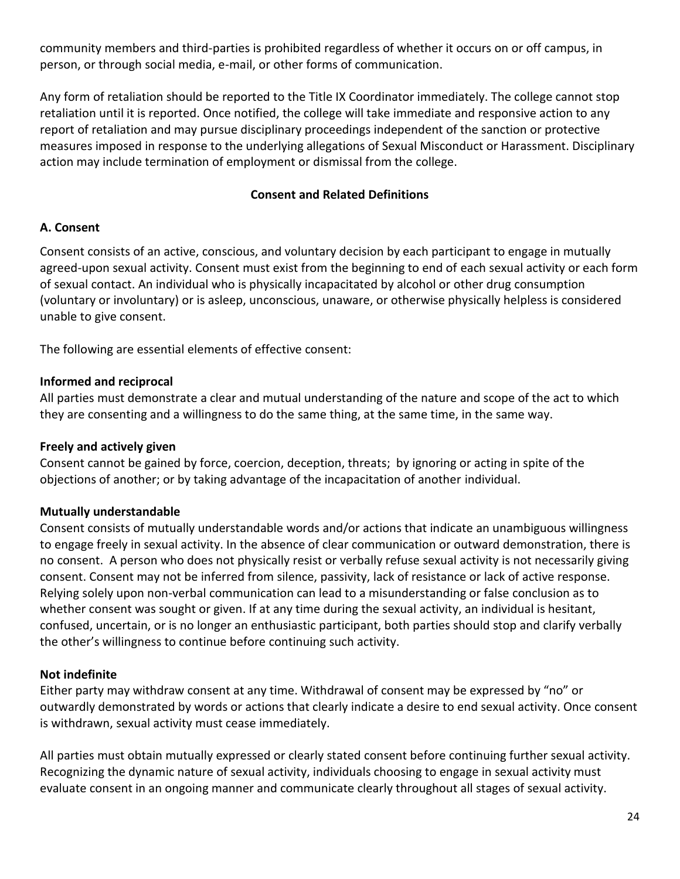community members and third-parties is prohibited regardless of whether it occurs on or off campus, in person, or through social media, e-mail, or other forms of communication.

Any form of retaliation should be reported to the Title IX Coordinator immediately. The college cannot stop retaliation until it is reported. Once notified, the college will take immediate and responsive action to any report of retaliation and may pursue disciplinary proceedings independent of the sanction or protective measures imposed in response to the underlying allegations of Sexual Misconduct or Harassment. Disciplinary action may include termination of employment or dismissal from the college.

## Consent and Related Definitions

### A. Consent

Consent consists of an active, conscious, and voluntary decision by each participant to engage in mutually agreed-upon sexual activity. Consent must exist from the beginning to end of each sexual activity or each form of sexual contact. An individual who is physically incapacitated by alcohol or other drug consumption (voluntary or involuntary) or is asleep, unconscious, unaware, or otherwise physically helpless is considered unable to give consent.

The following are essential elements of effective consent:

**Informed and reciprocal**
All parties must demonstrate a clear and mutual understanding of the nature and scope of the act to which they are consenting and a willingness to do the same thing, at the same time, in the same way.

**Freely and actively given**
Consent cannot be gained by force, coercion, deception, threats; by ignoring or acting in spite of the objections of another; or by taking advantage of the incapacitation of another individual.

**Mutually understandable**
Consent consists of mutually understandable words and/or actions that indicate an unambiguous willingness to engage freely in sexual activity. In the absence of clear communication or outward demonstration, there is no consent. A person who does not physically resist or verbally refuse sexual activity is not necessarily giving consent. Consent may not be inferred from silence, passivity, lack of resistance or lack of active response. Relying solely upon non-verbal communication can lead to a misunderstanding or false conclusion as to whether consent was sought or given. If at any time during the sexual activity, an individual is hesitant, confused, uncertain, or is no longer an enthusiastic participant, both parties should stop and clarify verbally the other's willingness to continue before continuing such activity.

**Not indefinite**
Either party may withdraw consent at any time. Withdrawal of consent may be expressed by "no" or outwardly demonstrated by words or actions that clearly indicate a desire to end sexual activity. Once consent is withdrawn, sexual activity must cease immediately.

All parties must obtain mutually expressed or clearly stated consent before continuing further sexual activity. Recognizing the dynamic nature of sexual activity, individuals choosing to engage in sexual activity must evaluate consent in an ongoing manner and communicate clearly throughout all stages of sexual activity.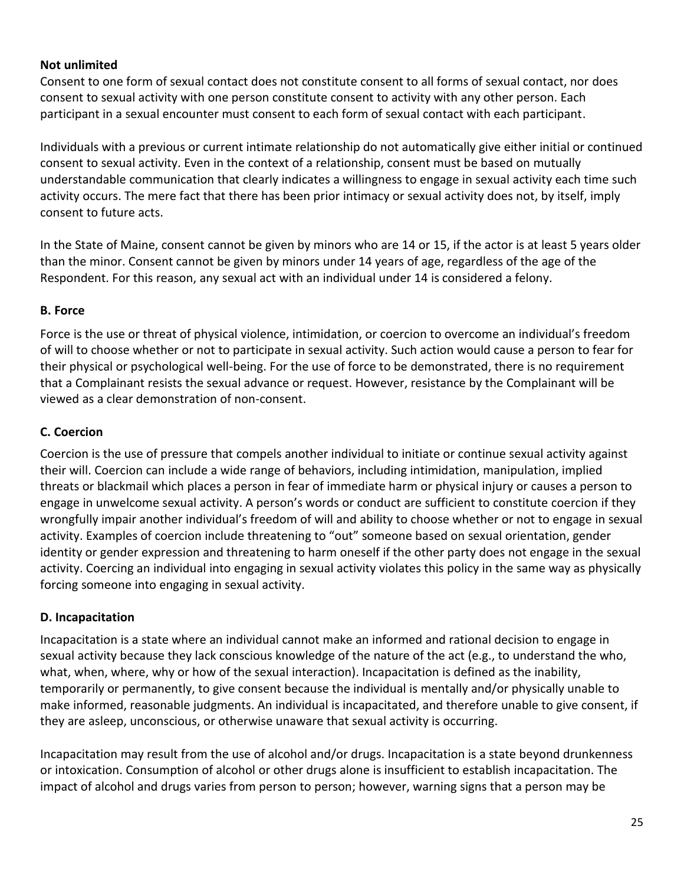**Not unlimited**

Consent to one form of sexual contact does not constitute consent to all forms of sexual contact, nor does consent to sexual activity with one person constitute consent to activity with any other person. Each participant in a sexual encounter must consent to each form of sexual contact with each participant.

Individuals with a previous or current intimate relationship do not automatically give either initial or continued consent to sexual activity. Even in the context of a relationship, consent must be based on mutually understandable communication that clearly indicates a willingness to engage in sexual activity each time such activity occurs. The mere fact that there has been prior intimacy or sexual activity does not, by itself, imply consent to future acts.

In the State of Maine, consent cannot be given by minors who are 14 or 15, if the actor is at least 5 years older than the minor. Consent cannot be given by minors under 14 years of age, regardless of the age of the Respondent. For this reason, any sexual act with an individual under 14 is considered a felony.

### B. Force

Force is the use or threat of physical violence, intimidation, or coercion to overcome an individual's freedom of will to choose whether or not to participate in sexual activity. Such action would cause a person to fear for their physical or psychological well-being. For the use of force to be demonstrated, there is no requirement that a Complainant resists the sexual advance or request. However, resistance by the Complainant will be viewed as a clear demonstration of non-consent.

### C. Coercion

Coercion is the use of pressure that compels another individual to initiate or continue sexual activity against their will. Coercion can include a wide range of behaviors, including intimidation, manipulation, implied threats or blackmail which places a person in fear of immediate harm or physical injury or causes a person to engage in unwelcome sexual activity. A person's words or conduct are sufficient to constitute coercion if they wrongfully impair another individual's freedom of will and ability to choose whether or not to engage in sexual activity. Examples of coercion include threatening to "out" someone based on sexual orientation, gender identity or gender expression and threatening to harm oneself if the other party does not engage in the sexual activity. Coercing an individual into engaging in sexual activity violates this policy in the same way as physically forcing someone into engaging in sexual activity.

### D. Incapacitation

Incapacitation is a state where an individual cannot make an informed and rational decision to engage in sexual activity because they lack conscious knowledge of the nature of the act (e.g., to understand the who, what, when, where, why or how of the sexual interaction). Incapacitation is defined as the inability, temporarily or permanently, to give consent because the individual is mentally and/or physically unable to make informed, reasonable judgments. An individual is incapacitated, and therefore unable to give consent, if they are asleep, unconscious, or otherwise unaware that sexual activity is occurring.

Incapacitation may result from the use of alcohol and/or drugs. Incapacitation is a state beyond drunkenness or intoxication. Consumption of alcohol or other drugs alone is insufficient to establish incapacitation. The impact of alcohol and drugs varies from person to person; however, warning signs that a person may be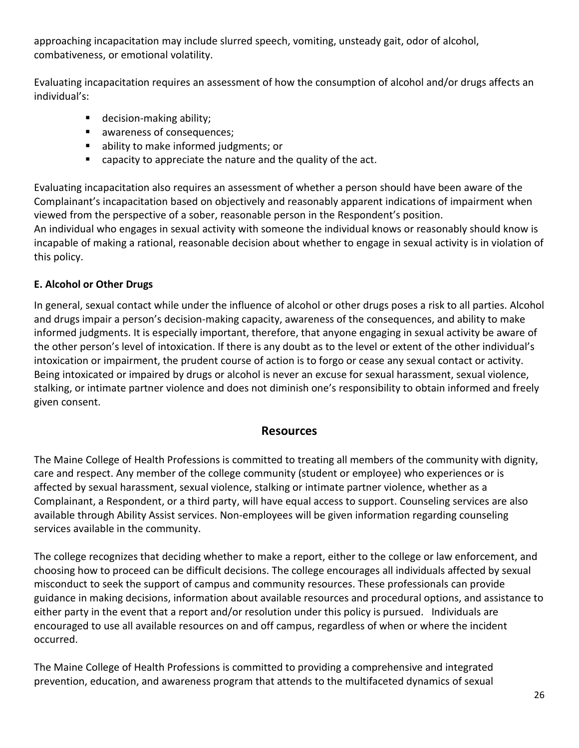approaching incapacitation may include slurred speech, vomiting, unsteady gait, odor of alcohol, combativeness, or emotional volatility.

Evaluating incapacitation requires an assessment of how the consumption of alcohol and/or drugs affects an individual's:

- decision-making ability;
- awareness of consequences;
- ability to make informed judgments; or
- capacity to appreciate the nature and the quality of the act.

Evaluating incapacitation also requires an assessment of whether a person should have been aware of the Complainant's incapacitation based on objectively and reasonably apparent indications of impairment when viewed from the perspective of a sober, reasonable person in the Respondent's position.
An individual who engages in sexual activity with someone the individual knows or reasonably should know is incapable of making a rational, reasonable decision about whether to engage in sexual activity is in violation of this policy.

**E. Alcohol or Other Drugs**

In general, sexual contact while under the influence of alcohol or other drugs poses a risk to all parties. Alcohol and drugs impair a person's decision-making capacity, awareness of the consequences, and ability to make informed judgments. It is especially important, therefore, that anyone engaging in sexual activity be aware of the other person's level of intoxication. If there is any doubt as to the level or extent of the other individual's intoxication or impairment, the prudent course of action is to forgo or cease any sexual contact or activity. Being intoxicated or impaired by drugs or alcohol is never an excuse for sexual harassment, sexual violence, stalking, or intimate partner violence and does not diminish one's responsibility to obtain informed and freely given consent.

## Resources

The Maine College of Health Professions is committed to treating all members of the community with dignity, care and respect. Any member of the college community (student or employee) who experiences or is affected by sexual harassment, sexual violence, stalking or intimate partner violence, whether as a Complainant, a Respondent, or a third party, will have equal access to support. Counseling services are also available through Ability Assist services. Non-employees will be given information regarding counseling services available in the community.

The college recognizes that deciding whether to make a report, either to the college or law enforcement, and choosing how to proceed can be difficult decisions. The college encourages all individuals affected by sexual misconduct to seek the support of campus and community resources. These professionals can provide guidance in making decisions, information about available resources and procedural options, and assistance to either party in the event that a report and/or resolution under this policy is pursued. Individuals are encouraged to use all available resources on and off campus, regardless of when or where the incident occurred.

The Maine College of Health Professions is committed to providing a comprehensive and integrated prevention, education, and awareness program that attends to the multifaceted dynamics of sexual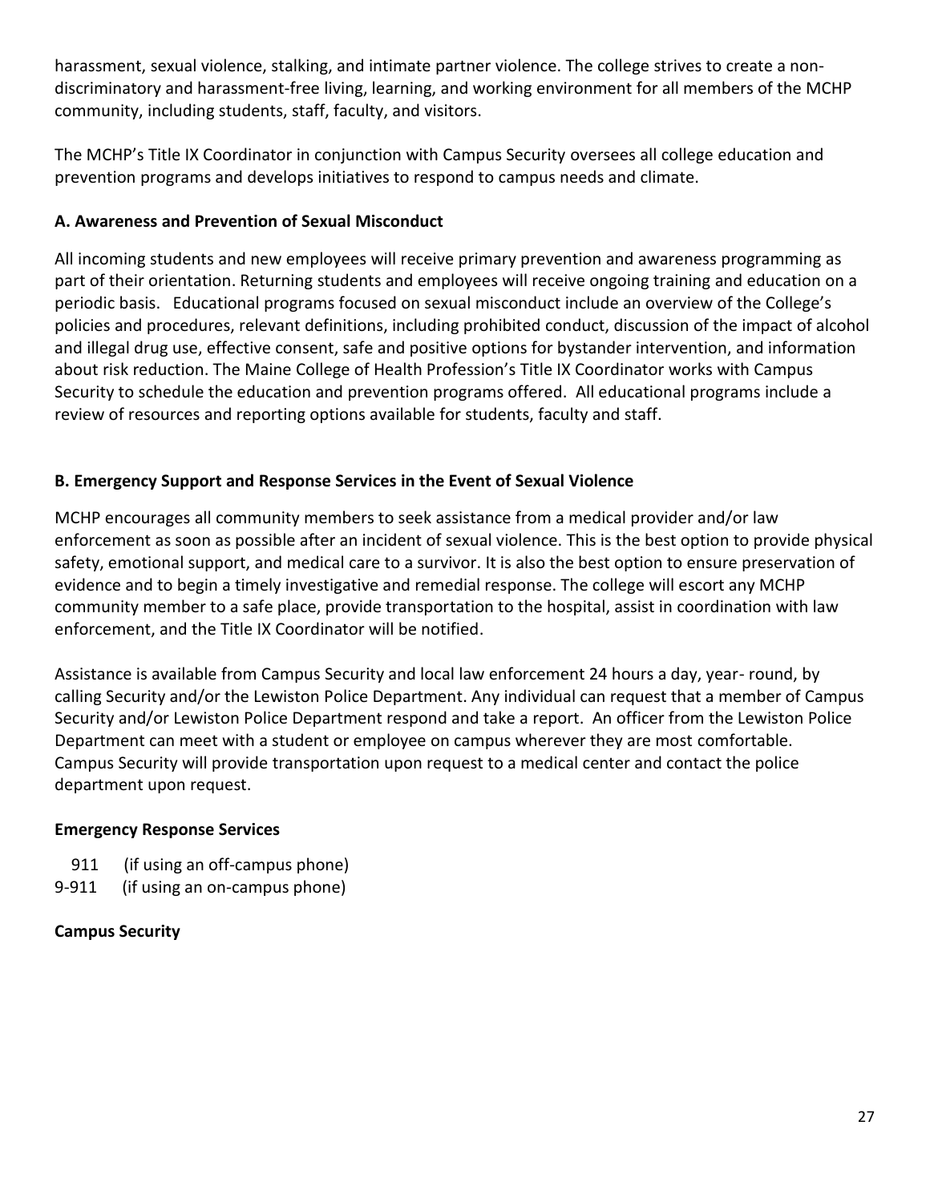harassment, sexual violence, stalking, and intimate partner violence. The college strives to create a non-discriminatory and harassment-free living, learning, and working environment for all members of the MCHP community, including students, staff, faculty, and visitors.

The MCHP's Title IX Coordinator in conjunction with Campus Security oversees all college education and prevention programs and develops initiatives to respond to campus needs and climate.

**A. Awareness and Prevention of Sexual Misconduct**

All incoming students and new employees will receive primary prevention and awareness programming as part of their orientation. Returning students and employees will receive ongoing training and education on a periodic basis. Educational programs focused on sexual misconduct include an overview of the College's policies and procedures, relevant definitions, including prohibited conduct, discussion of the impact of alcohol and illegal drug use, effective consent, safe and positive options for bystander intervention, and information about risk reduction. The Maine College of Health Profession's Title IX Coordinator works with Campus Security to schedule the education and prevention programs offered. All educational programs include a review of resources and reporting options available for students, faculty and staff.

**B. Emergency Support and Response Services in the Event of Sexual Violence**

MCHP encourages all community members to seek assistance from a medical provider and/or law enforcement as soon as possible after an incident of sexual violence. This is the best option to provide physical safety, emotional support, and medical care to a survivor. It is also the best option to ensure preservation of evidence and to begin a timely investigative and remedial response. The college will escort any MCHP community member to a safe place, provide transportation to the hospital, assist in coordination with law enforcement, and the Title IX Coordinator will be notified.

Assistance is available from Campus Security and local law enforcement 24 hours a day, year- round, by calling Security and/or the Lewiston Police Department. Any individual can request that a member of Campus Security and/or Lewiston Police Department respond and take a report. An officer from the Lewiston Police Department can meet with a student or employee on campus wherever they are most comfortable. Campus Security will provide transportation upon request to a medical center and contact the police department upon request.

**Emergency Response Services**

911 (if using an off-campus phone)
9-911 (if using an on-campus phone)

**Campus Security**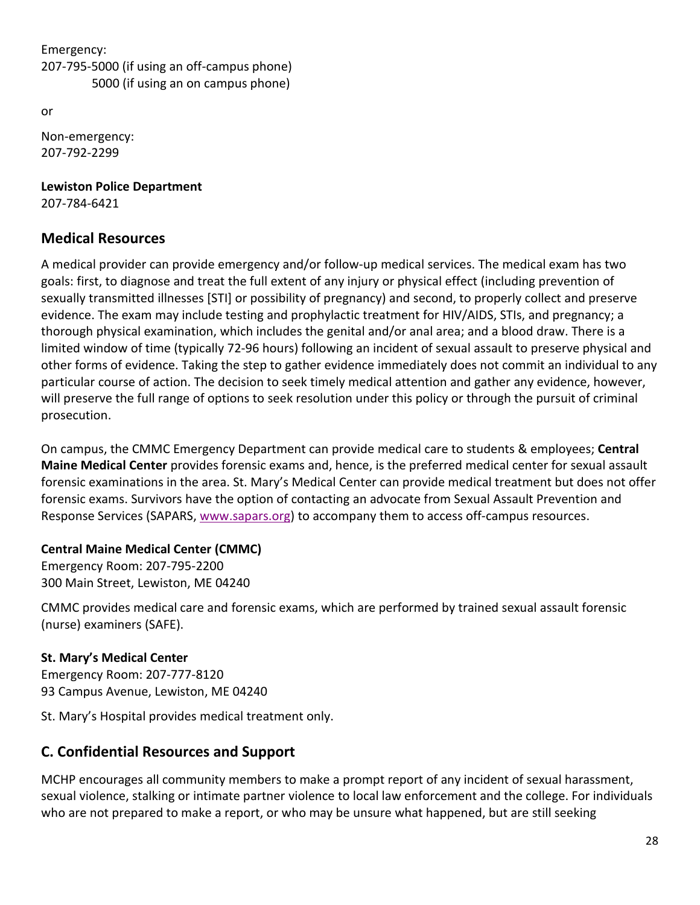Emergency:
207-795-5000 (if using an off-campus phone)
5000 (if using an on campus phone)

or

Non-emergency:
207-792-2299

**Lewiston Police Department**
207-784-6421

## Medical Resources

A medical provider can provide emergency and/or follow-up medical services. The medical exam has two goals: first, to diagnose and treat the full extent of any injury or physical effect (including prevention of sexually transmitted illnesses [STI] or possibility of pregnancy) and second, to properly collect and preserve evidence. The exam may include testing and prophylactic treatment for HIV/AIDS, STIs, and pregnancy; a thorough physical examination, which includes the genital and/or anal area; and a blood draw. There is a limited window of time (typically 72-96 hours) following an incident of sexual assault to preserve physical and other forms of evidence. Taking the step to gather evidence immediately does not commit an individual to any particular course of action. The decision to seek timely medical attention and gather any evidence, however, will preserve the full range of options to seek resolution under this policy or through the pursuit of criminal prosecution.

On campus, the CMMC Emergency Department can provide medical care to students & employees; **Central Maine Medical Center** provides forensic exams and, hence, is the preferred medical center for sexual assault forensic examinations in the area. St. Mary's Medical Center can provide medical treatment but does not offer forensic exams. Survivors have the option of contacting an advocate from Sexual Assault Prevention and Response Services (SAPARS, www.sapars.org) to accompany them to access off-campus resources.

**Central Maine Medical Center (CMMC)**
Emergency Room: 207-795-2200
300 Main Street, Lewiston, ME 04240

CMMC provides medical care and forensic exams, which are performed by trained sexual assault forensic (nurse) examiners (SAFE).

**St. Mary's Medical Center**
Emergency Room: 207-777-8120
93 Campus Avenue, Lewiston, ME 04240

St. Mary's Hospital provides medical treatment only.

## C. Confidential Resources and Support

MCHP encourages all community members to make a prompt report of any incident of sexual harassment, sexual violence, stalking or intimate partner violence to local law enforcement and the college. For individuals who are not prepared to make a report, or who may be unsure what happened, but are still seeking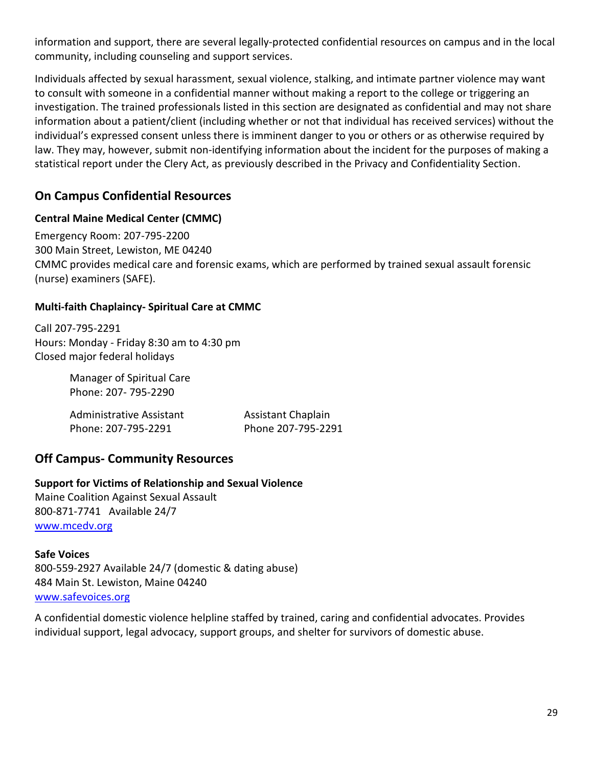information and support, there are several legally-protected confidential resources on campus and in the local community, including counseling and support services.

Individuals affected by sexual harassment, sexual violence, stalking, and intimate partner violence may want to consult with someone in a confidential manner without making a report to the college or triggering an investigation. The trained professionals listed in this section are designated as confidential and may not share information about a patient/client (including whether or not that individual has received services) without the individual's expressed consent unless there is imminent danger to you or others or as otherwise required by law. They may, however, submit non-identifying information about the incident for the purposes of making a statistical report under the Clery Act, as previously described in the Privacy and Confidentiality Section.

## On Campus Confidential Resources

### Central Maine Medical Center (CMMC)

Emergency Room: 207-795-2200
300 Main Street, Lewiston, ME 04240
CMMC provides medical care and forensic exams, which are performed by trained sexual assault forensic (nurse) examiners (SAFE).

### Multi-faith Chaplaincy- Spiritual Care at CMMC

Call 207-795-2291
Hours: Monday - Friday 8:30 am to 4:30 pm
Closed major federal holidays

Manager of Spiritual Care
Phone: 207- 795-2290

Administrative Assistant
Phone: 207-795-2291

Assistant Chaplain
Phone 207-795-2291

## Off Campus- Community Resources

### Support for Victims of Relationship and Sexual Violence

Maine Coalition Against Sexual Assault
800-871-7741 Available 24/7
www.mcedv.org

### Safe Voices

800-559-2927 Available 24/7 (domestic & dating abuse)
484 Main St. Lewiston, Maine 04240
www.safevoices.org

A confidential domestic violence helpline staffed by trained, caring and confidential advocates. Provides individual support, legal advocacy, support groups, and shelter for survivors of domestic abuse.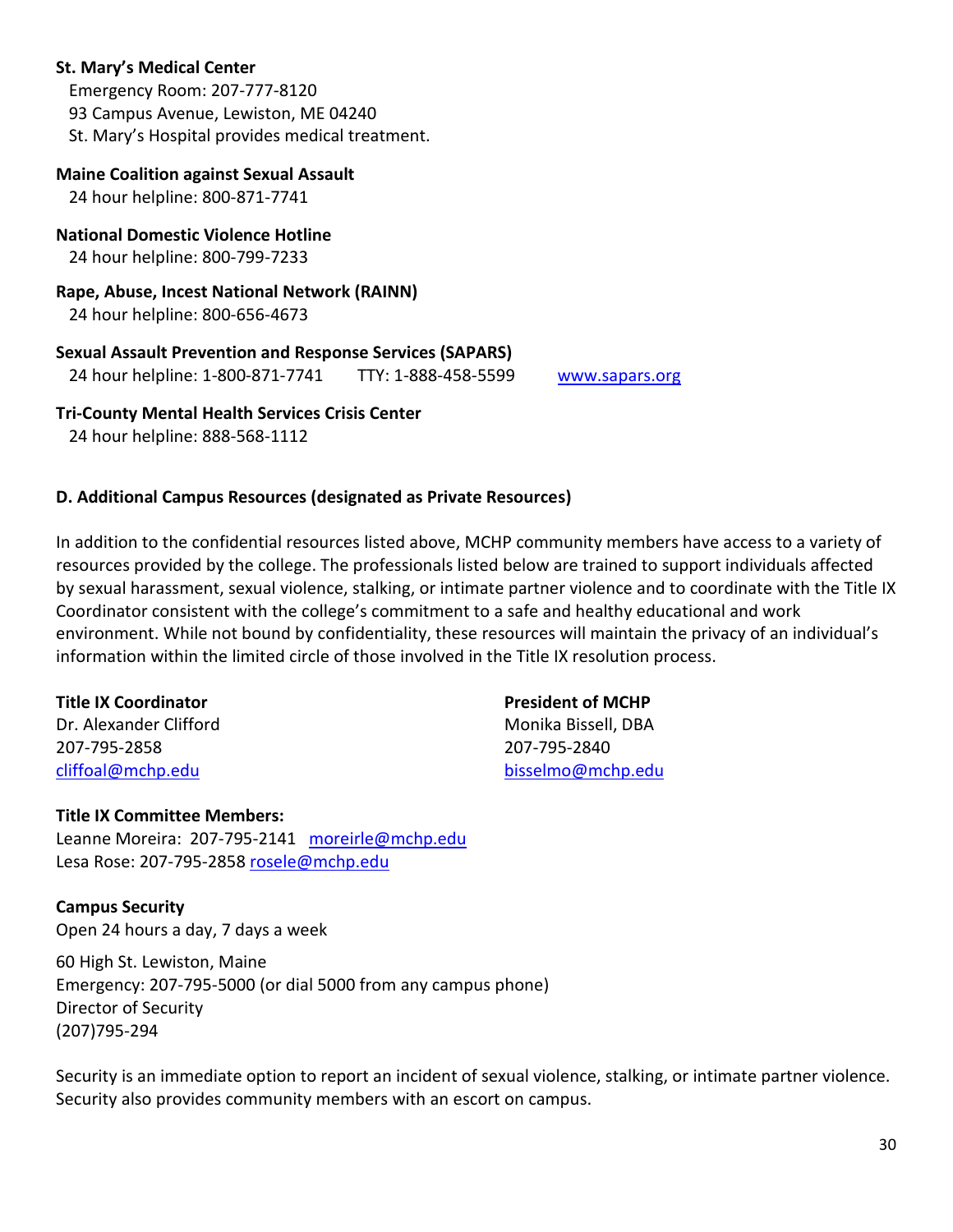**St. Mary's Medical Center**
Emergency Room: 207-777-8120
93 Campus Avenue, Lewiston, ME 04240
St. Mary's Hospital provides medical treatment.

**Maine Coalition against Sexual Assault**
24 hour helpline: 800-871-7741

**National Domestic Violence Hotline**
24 hour helpline: 800-799-7233

**Rape, Abuse, Incest National Network (RAINN)**
24 hour helpline: 800-656-4673

**Sexual Assault Prevention and Response Services (SAPARS)**
24 hour helpline: 1-800-871-7741 TTY: 1-888-458-5599 www.sapars.org

**Tri-County Mental Health Services Crisis Center**
24 hour helpline: 888-568-1112

**D. Additional Campus Resources (designated as Private Resources)**

In addition to the confidential resources listed above, MCHP community members have access to a variety of resources provided by the college. The professionals listed below are trained to support individuals affected by sexual harassment, sexual violence, stalking, or intimate partner violence and to coordinate with the Title IX Coordinator consistent with the college's commitment to a safe and healthy educational and work environment. While not bound by confidentiality, these resources will maintain the privacy of an individual's information within the limited circle of those involved in the Title IX resolution process.

**Title IX Coordinator**
Dr. Alexander Clifford
207-795-2858
cliffoal@mchp.edu

**President of MCHP**
Monika Bissell, DBA
207-795-2840
bisselmo@mchp.edu

**Title IX Committee Members:**
Leanne Moreira: 207-795-2141 moreirle@mchp.edu
Lesa Rose: 207-795-2858 rosele@mchp.edu

**Campus Security**
Open 24 hours a day, 7 days a week

60 High St. Lewiston, Maine
Emergency: 207-795-5000 (or dial 5000 from any campus phone)
Director of Security
(207)795-294

Security is an immediate option to report an incident of sexual violence, stalking, or intimate partner violence. Security also provides community members with an escort on campus.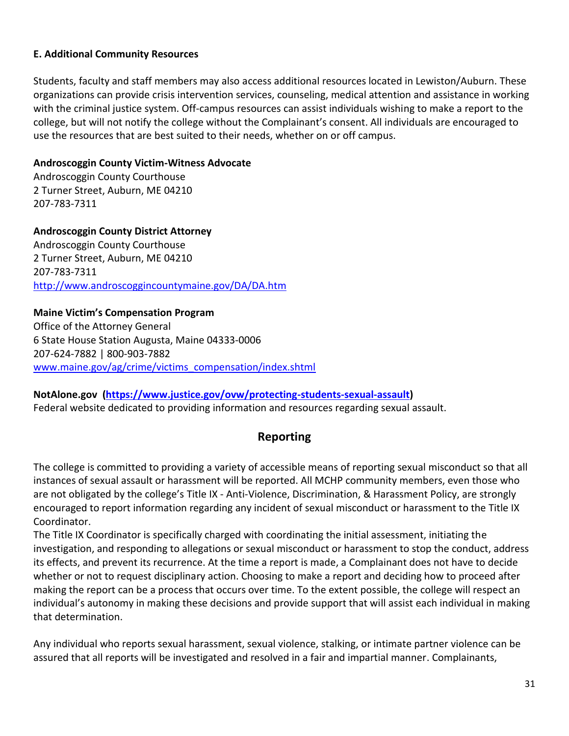**E. Additional Community Resources**

Students, faculty and staff members may also access additional resources located in Lewiston/Auburn. These organizations can provide crisis intervention services, counseling, medical attention and assistance in working with the criminal justice system. Off-campus resources can assist individuals wishing to make a report to the college, but will not notify the college without the Complainant's consent. All individuals are encouraged to use the resources that are best suited to their needs, whether on or off campus.

**Androscoggin County Victim-Witness Advocate**
Androscoggin County Courthouse
2 Turner Street, Auburn, ME 04210
207-783-7311

**Androscoggin County District Attorney**
Androscoggin County Courthouse
2 Turner Street, Auburn, ME 04210
207-783-7311
http://www.androscoggincountymaine.gov/DA/DA.htm

**Maine Victim's Compensation Program**
Office of the Attorney General
6 State House Station Augusta, Maine 04333-0006
207-624-7882 | 800-903-7882
www.maine.gov/ag/crime/victims_compensation/index.shtml

**NotAlone.gov (https://www.justice.gov/ovw/protecting-students-sexual-assault)**
Federal website dedicated to providing information and resources regarding sexual assault.

## Reporting

The college is committed to providing a variety of accessible means of reporting sexual misconduct so that all instances of sexual assault or harassment will be reported. All MCHP community members, even those who are not obligated by the college's Title IX - Anti-Violence, Discrimination, & Harassment Policy, are strongly encouraged to report information regarding any incident of sexual misconduct or harassment to the Title IX Coordinator.
The Title IX Coordinator is specifically charged with coordinating the initial assessment, initiating the investigation, and responding to allegations or sexual misconduct or harassment to stop the conduct, address its effects, and prevent its recurrence. At the time a report is made, a Complainant does not have to decide whether or not to request disciplinary action. Choosing to make a report and deciding how to proceed after making the report can be a process that occurs over time. To the extent possible, the college will respect an individual's autonomy in making these decisions and provide support that will assist each individual in making that determination.

Any individual who reports sexual harassment, sexual violence, stalking, or intimate partner violence can be assured that all reports will be investigated and resolved in a fair and impartial manner. Complainants,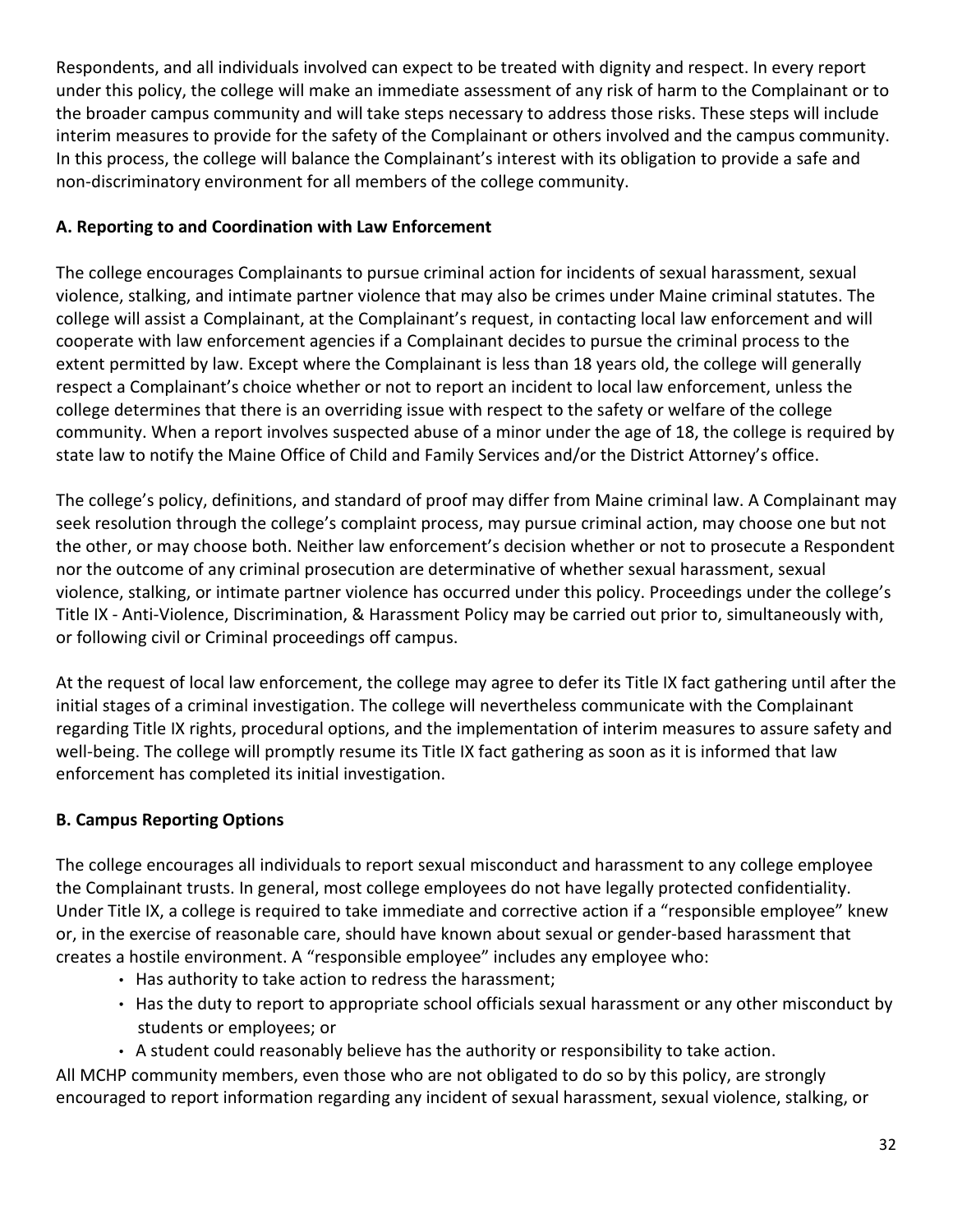Respondents, and all individuals involved can expect to be treated with dignity and respect. In every report under this policy, the college will make an immediate assessment of any risk of harm to the Complainant or to the broader campus community and will take steps necessary to address those risks. These steps will include interim measures to provide for the safety of the Complainant or others involved and the campus community. In this process, the college will balance the Complainant's interest with its obligation to provide a safe and non-discriminatory environment for all members of the college community.

**A. Reporting to and Coordination with Law Enforcement**

The college encourages Complainants to pursue criminal action for incidents of sexual harassment, sexual violence, stalking, and intimate partner violence that may also be crimes under Maine criminal statutes. The college will assist a Complainant, at the Complainant's request, in contacting local law enforcement and will cooperate with law enforcement agencies if a Complainant decides to pursue the criminal process to the extent permitted by law. Except where the Complainant is less than 18 years old, the college will generally respect a Complainant's choice whether or not to report an incident to local law enforcement, unless the college determines that there is an overriding issue with respect to the safety or welfare of the college community. When a report involves suspected abuse of a minor under the age of 18, the college is required by state law to notify the Maine Office of Child and Family Services and/or the District Attorney's office.

The college's policy, definitions, and standard of proof may differ from Maine criminal law. A Complainant may seek resolution through the college's complaint process, may pursue criminal action, may choose one but not the other, or may choose both. Neither law enforcement's decision whether or not to prosecute a Respondent nor the outcome of any criminal prosecution are determinative of whether sexual harassment, sexual violence, stalking, or intimate partner violence has occurred under this policy. Proceedings under the college's Title IX - Anti-Violence, Discrimination, & Harassment Policy may be carried out prior to, simultaneously with, or following civil or Criminal proceedings off campus.

At the request of local law enforcement, the college may agree to defer its Title IX fact gathering until after the initial stages of a criminal investigation. The college will nevertheless communicate with the Complainant regarding Title IX rights, procedural options, and the implementation of interim measures to assure safety and well-being. The college will promptly resume its Title IX fact gathering as soon as it is informed that law enforcement has completed its initial investigation.

**B. Campus Reporting Options**

The college encourages all individuals to report sexual misconduct and harassment to any college employee the Complainant trusts. In general, most college employees do not have legally protected confidentiality. Under Title IX, a college is required to take immediate and corrective action if a "responsible employee" knew or, in the exercise of reasonable care, should have known about sexual or gender-based harassment that creates a hostile environment. A "responsible employee" includes any employee who:

- Has authority to take action to redress the harassment;
- Has the duty to report to appropriate school officials sexual harassment or any other misconduct by students or employees; or
- A student could reasonably believe has the authority or responsibility to take action.

All MCHP community members, even those who are not obligated to do so by this policy, are strongly encouraged to report information regarding any incident of sexual harassment, sexual violence, stalking, or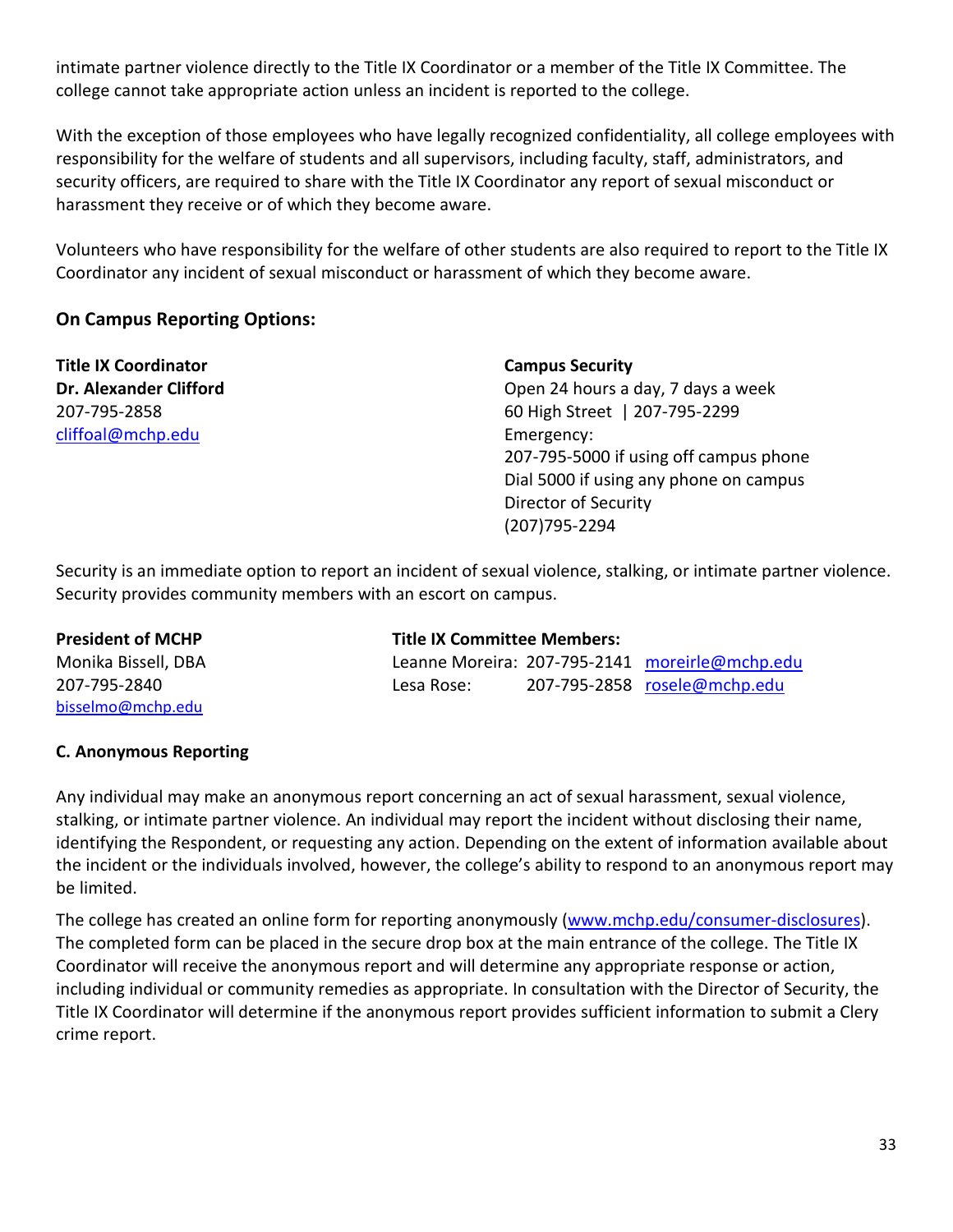intimate partner violence directly to the Title IX Coordinator or a member of the Title IX Committee. The college cannot take appropriate action unless an incident is reported to the college.

With the exception of those employees who have legally recognized confidentiality, all college employees with responsibility for the welfare of students and all supervisors, including faculty, staff, administrators, and security officers, are required to share with the Title IX Coordinator any report of sexual misconduct or harassment they receive or of which they become aware.

Volunteers who have responsibility for the welfare of other students are also required to report to the Title IX Coordinator any incident of sexual misconduct or harassment of which they become aware.

**On Campus Reporting Options:**

**Title IX Coordinator**
**Dr. Alexander Clifford**
207-795-2858
cliffoal@mchp.edu

**Campus Security**
Open 24 hours a day, 7 days a week
60 High Street | 207-795-2299
Emergency:
207-795-5000 if using off campus phone
Dial 5000 if using any phone on campus
Director of Security
(207)795-2294

Security is an immediate option to report an incident of sexual violence, stalking, or intimate partner violence. Security provides community members with an escort on campus.

**President of MCHP**
Monika Bissell, DBA
207-795-2840
bisselmo@mchp.edu

**Title IX Committee Members:**

| | | |
|---|---|---|
| Leanne Moreira: | 207-795-2141 | moreirle@mchp.edu |
| Lesa Rose: | 207-795-2858 | rosele@mchp.edu |

**C. Anonymous Reporting**

Any individual may make an anonymous report concerning an act of sexual harassment, sexual violence, stalking, or intimate partner violence. An individual may report the incident without disclosing their name, identifying the Respondent, or requesting any action. Depending on the extent of information available about the incident or the individuals involved, however, the college's ability to respond to an anonymous report may be limited.

The college has created an online form for reporting anonymously (www.mchp.edu/consumer-disclosures). The completed form can be placed in the secure drop box at the main entrance of the college. The Title IX Coordinator will receive the anonymous report and will determine any appropriate response or action, including individual or community remedies as appropriate. In consultation with the Director of Security, the Title IX Coordinator will determine if the anonymous report provides sufficient information to submit a Clery crime report.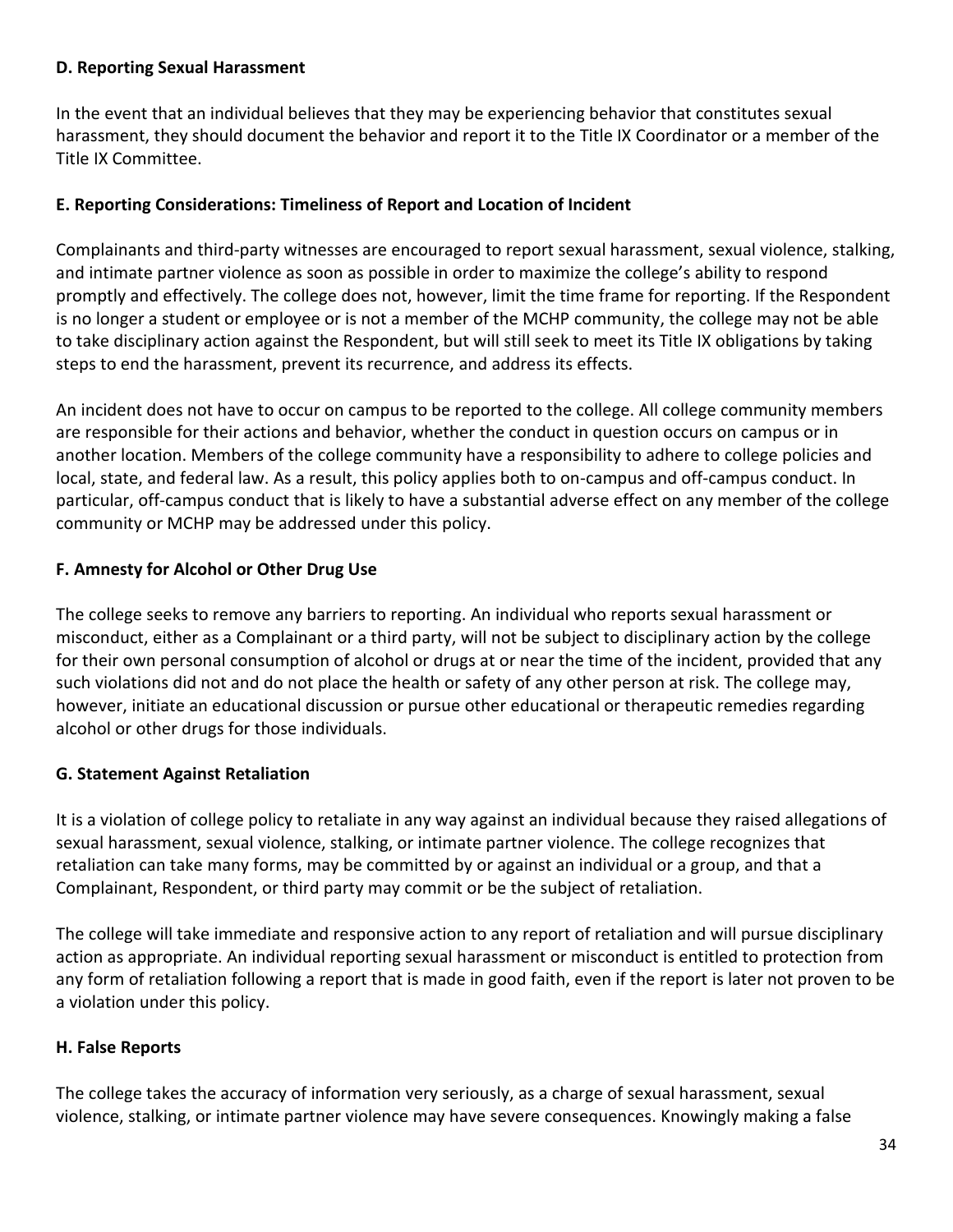### D. Reporting Sexual Harassment

In the event that an individual believes that they may be experiencing behavior that constitutes sexual harassment, they should document the behavior and report it to the Title IX Coordinator or a member of the Title IX Committee.

### E. Reporting Considerations: Timeliness of Report and Location of Incident

Complainants and third-party witnesses are encouraged to report sexual harassment, sexual violence, stalking, and intimate partner violence as soon as possible in order to maximize the college's ability to respond promptly and effectively. The college does not, however, limit the time frame for reporting. If the Respondent is no longer a student or employee or is not a member of the MCHP community, the college may not be able to take disciplinary action against the Respondent, but will still seek to meet its Title IX obligations by taking steps to end the harassment, prevent its recurrence, and address its effects.

An incident does not have to occur on campus to be reported to the college. All college community members are responsible for their actions and behavior, whether the conduct in question occurs on campus or in another location. Members of the college community have a responsibility to adhere to college policies and local, state, and federal law. As a result, this policy applies both to on-campus and off-campus conduct. In particular, off-campus conduct that is likely to have a substantial adverse effect on any member of the college community or MCHP may be addressed under this policy.

### F. Amnesty for Alcohol or Other Drug Use

The college seeks to remove any barriers to reporting. An individual who reports sexual harassment or misconduct, either as a Complainant or a third party, will not be subject to disciplinary action by the college for their own personal consumption of alcohol or drugs at or near the time of the incident, provided that any such violations did not and do not place the health or safety of any other person at risk. The college may, however, initiate an educational discussion or pursue other educational or therapeutic remedies regarding alcohol or other drugs for those individuals.

### G. Statement Against Retaliation

It is a violation of college policy to retaliate in any way against an individual because they raised allegations of sexual harassment, sexual violence, stalking, or intimate partner violence. The college recognizes that retaliation can take many forms, may be committed by or against an individual or a group, and that a Complainant, Respondent, or third party may commit or be the subject of retaliation.

The college will take immediate and responsive action to any report of retaliation and will pursue disciplinary action as appropriate. An individual reporting sexual harassment or misconduct is entitled to protection from any form of retaliation following a report that is made in good faith, even if the report is later not proven to be a violation under this policy.

### H. False Reports

The college takes the accuracy of information very seriously, as a charge of sexual harassment, sexual violence, stalking, or intimate partner violence may have severe consequences. Knowingly making a false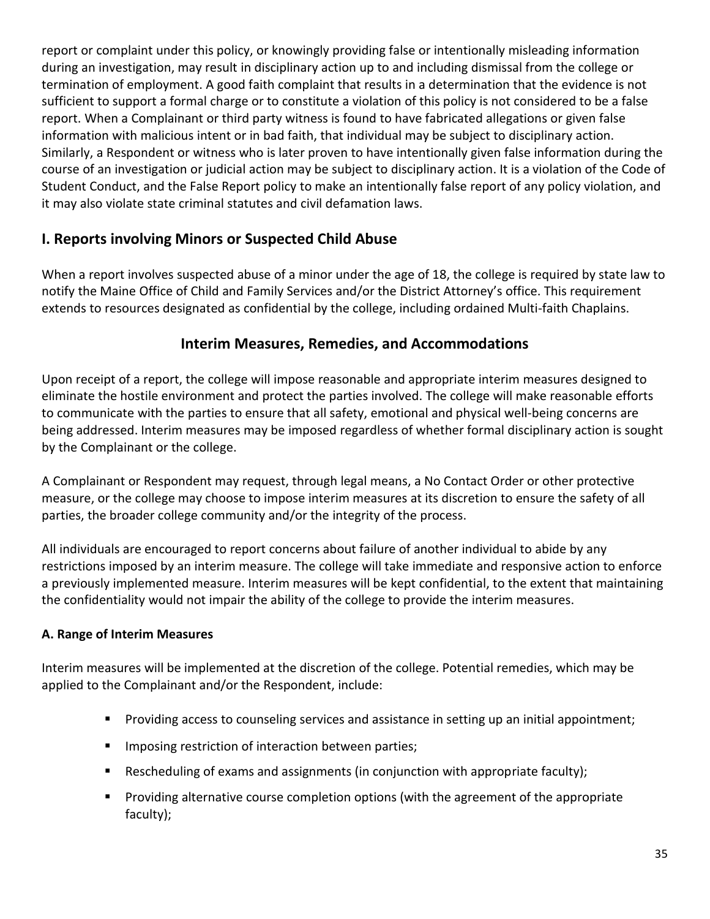report or complaint under this policy, or knowingly providing false or intentionally misleading information during an investigation, may result in disciplinary action up to and including dismissal from the college or termination of employment. A good faith complaint that results in a determination that the evidence is not sufficient to support a formal charge or to constitute a violation of this policy is not considered to be a false report. When a Complainant or third party witness is found to have fabricated allegations or given false information with malicious intent or in bad faith, that individual may be subject to disciplinary action. Similarly, a Respondent or witness who is later proven to have intentionally given false information during the course of an investigation or judicial action may be subject to disciplinary action. It is a violation of the Code of Student Conduct, and the False Report policy to make an intentionally false report of any policy violation, and it may also violate state criminal statutes and civil defamation laws.

## I. Reports involving Minors or Suspected Child Abuse

When a report involves suspected abuse of a minor under the age of 18, the college is required by state law to notify the Maine Office of Child and Family Services and/or the District Attorney's office. This requirement extends to resources designated as confidential by the college, including ordained Multi-faith Chaplains.

## Interim Measures, Remedies, and Accommodations

Upon receipt of a report, the college will impose reasonable and appropriate interim measures designed to eliminate the hostile environment and protect the parties involved. The college will make reasonable efforts to communicate with the parties to ensure that all safety, emotional and physical well-being concerns are being addressed. Interim measures may be imposed regardless of whether formal disciplinary action is sought by the Complainant or the college.

A Complainant or Respondent may request, through legal means, a No Contact Order or other protective measure, or the college may choose to impose interim measures at its discretion to ensure the safety of all parties, the broader college community and/or the integrity of the process.

All individuals are encouraged to report concerns about failure of another individual to abide by any restrictions imposed by an interim measure. The college will take immediate and responsive action to enforce a previously implemented measure. Interim measures will be kept confidential, to the extent that maintaining the confidentiality would not impair the ability of the college to provide the interim measures.

### A. Range of Interim Measures

Interim measures will be implemented at the discretion of the college. Potential remedies, which may be applied to the Complainant and/or the Respondent, include:

- Providing access to counseling services and assistance in setting up an initial appointment;
- Imposing restriction of interaction between parties;
- Rescheduling of exams and assignments (in conjunction with appropriate faculty);
- Providing alternative course completion options (with the agreement of the appropriate faculty);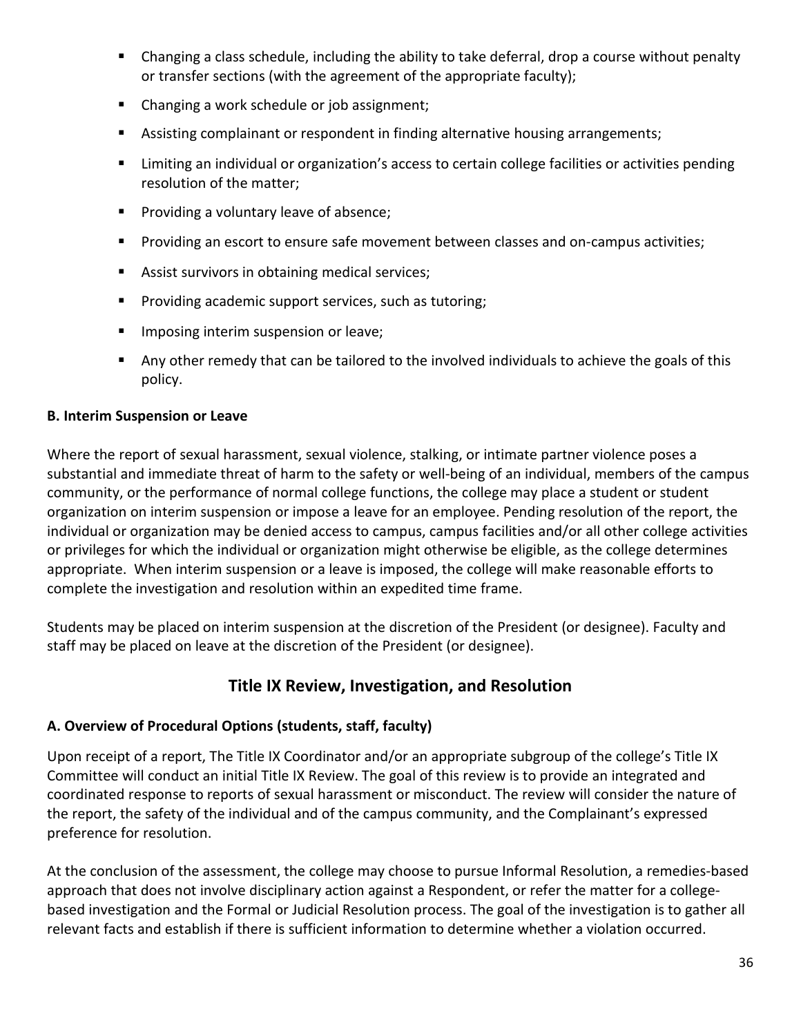- Changing a class schedule, including the ability to take deferral, drop a course without penalty or transfer sections (with the agreement of the appropriate faculty);
- Changing a work schedule or job assignment;
- Assisting complainant or respondent in finding alternative housing arrangements;
- Limiting an individual or organization's access to certain college facilities or activities pending resolution of the matter;
- Providing a voluntary leave of absence;
- Providing an escort to ensure safe movement between classes and on-campus activities;
- Assist survivors in obtaining medical services;
- Providing academic support services, such as tutoring;
- Imposing interim suspension or leave;
- Any other remedy that can be tailored to the involved individuals to achieve the goals of this policy.

**B. Interim Suspension or Leave**

Where the report of sexual harassment, sexual violence, stalking, or intimate partner violence poses a substantial and immediate threat of harm to the safety or well-being of an individual, members of the campus community, or the performance of normal college functions, the college may place a student or student organization on interim suspension or impose a leave for an employee. Pending resolution of the report, the individual or organization may be denied access to campus, campus facilities and/or all other college activities or privileges for which the individual or organization might otherwise be eligible, as the college determines appropriate. When interim suspension or a leave is imposed, the college will make reasonable efforts to complete the investigation and resolution within an expedited time frame.

Students may be placed on interim suspension at the discretion of the President (or designee). Faculty and staff may be placed on leave at the discretion of the President (or designee).

## Title IX Review, Investigation, and Resolution

**A. Overview of Procedural Options (students, staff, faculty)**

Upon receipt of a report, The Title IX Coordinator and/or an appropriate subgroup of the college's Title IX Committee will conduct an initial Title IX Review. The goal of this review is to provide an integrated and coordinated response to reports of sexual harassment or misconduct. The review will consider the nature of the report, the safety of the individual and of the campus community, and the Complainant's expressed preference for resolution.

At the conclusion of the assessment, the college may choose to pursue Informal Resolution, a remedies-based approach that does not involve disciplinary action against a Respondent, or refer the matter for a college-based investigation and the Formal or Judicial Resolution process. The goal of the investigation is to gather all relevant facts and establish if there is sufficient information to determine whether a violation occurred.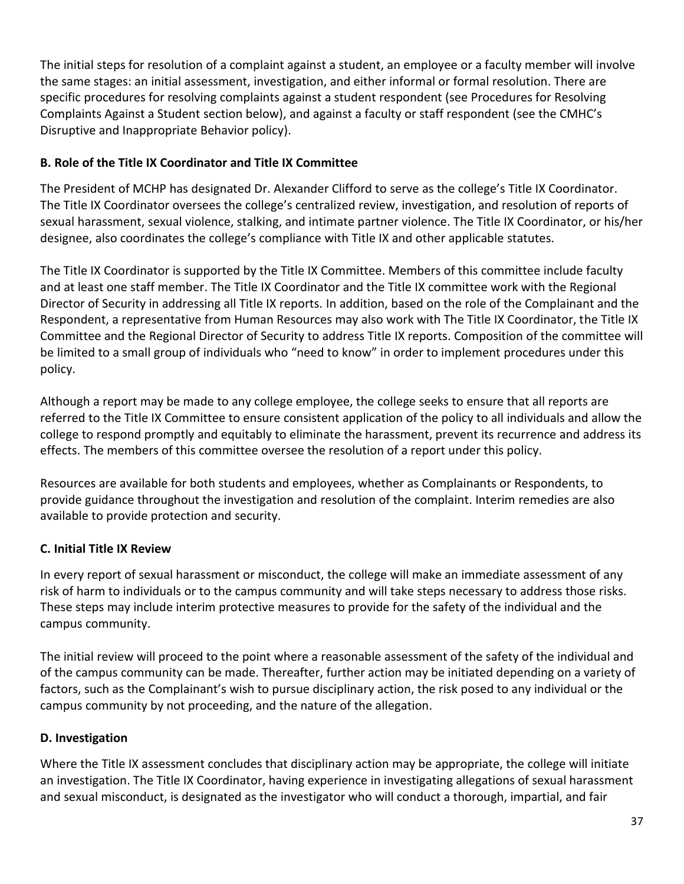The initial steps for resolution of a complaint against a student, an employee or a faculty member will involve the same stages: an initial assessment, investigation, and either informal or formal resolution. There are specific procedures for resolving complaints against a student respondent (see Procedures for Resolving Complaints Against a Student section below), and against a faculty or staff respondent (see the CMHC's Disruptive and Inappropriate Behavior policy).

### B. Role of the Title IX Coordinator and Title IX Committee

The President of MCHP has designated Dr. Alexander Clifford to serve as the college's Title IX Coordinator. The Title IX Coordinator oversees the college's centralized review, investigation, and resolution of reports of sexual harassment, sexual violence, stalking, and intimate partner violence. The Title IX Coordinator, or his/her designee, also coordinates the college's compliance with Title IX and other applicable statutes.

The Title IX Coordinator is supported by the Title IX Committee. Members of this committee include faculty and at least one staff member. The Title IX Coordinator and the Title IX committee work with the Regional Director of Security in addressing all Title IX reports. In addition, based on the role of the Complainant and the Respondent, a representative from Human Resources may also work with The Title IX Coordinator, the Title IX Committee and the Regional Director of Security to address Title IX reports. Composition of the committee will be limited to a small group of individuals who "need to know" in order to implement procedures under this policy.

Although a report may be made to any college employee, the college seeks to ensure that all reports are referred to the Title IX Committee to ensure consistent application of the policy to all individuals and allow the college to respond promptly and equitably to eliminate the harassment, prevent its recurrence and address its effects. The members of this committee oversee the resolution of a report under this policy.

Resources are available for both students and employees, whether as Complainants or Respondents, to provide guidance throughout the investigation and resolution of the complaint. Interim remedies are also available to provide protection and security.

### C. Initial Title IX Review

In every report of sexual harassment or misconduct, the college will make an immediate assessment of any risk of harm to individuals or to the campus community and will take steps necessary to address those risks. These steps may include interim protective measures to provide for the safety of the individual and the campus community.

The initial review will proceed to the point where a reasonable assessment of the safety of the individual and of the campus community can be made. Thereafter, further action may be initiated depending on a variety of factors, such as the Complainant's wish to pursue disciplinary action, the risk posed to any individual or the campus community by not proceeding, and the nature of the allegation.

### D. Investigation

Where the Title IX assessment concludes that disciplinary action may be appropriate, the college will initiate an investigation. The Title IX Coordinator, having experience in investigating allegations of sexual harassment and sexual misconduct, is designated as the investigator who will conduct a thorough, impartial, and fair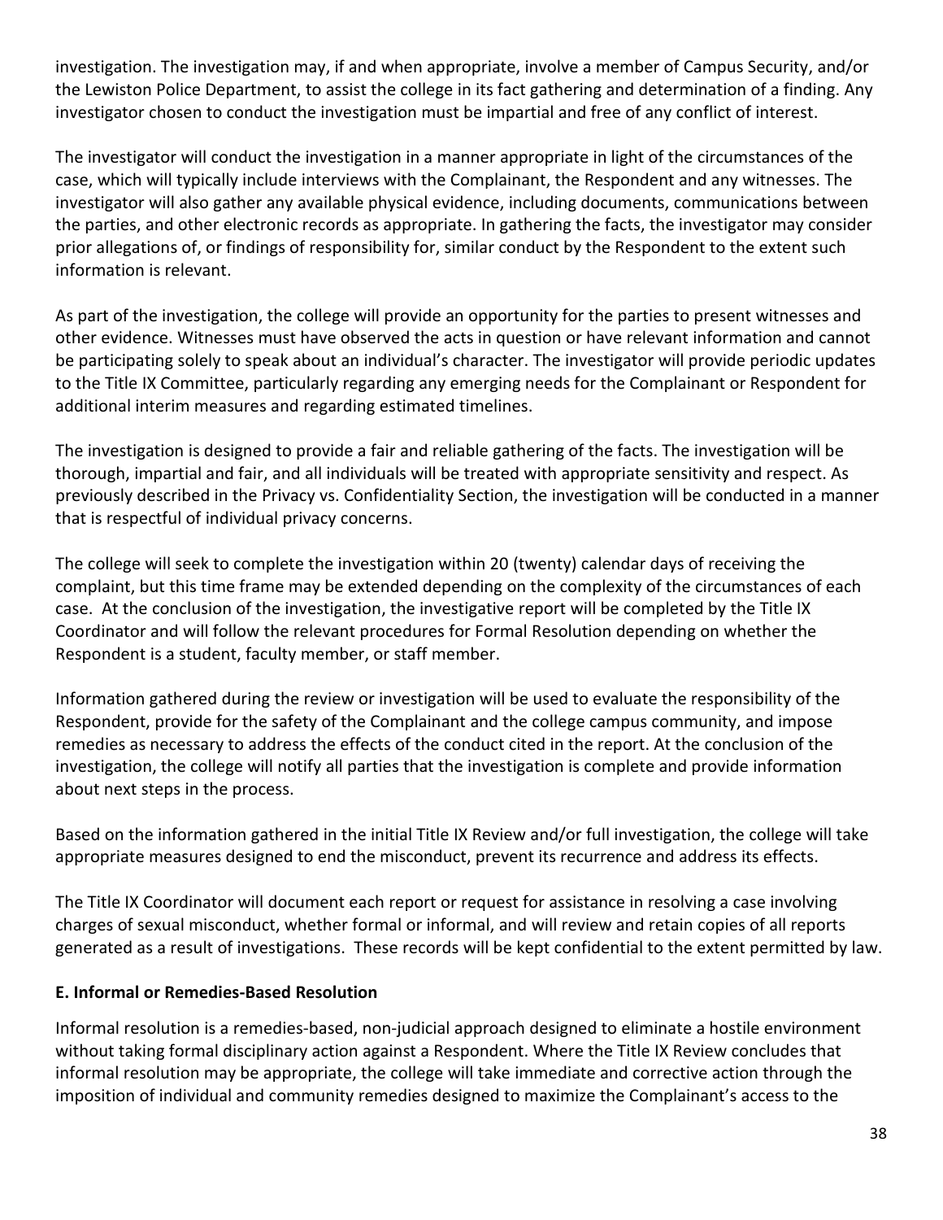investigation. The investigation may, if and when appropriate, involve a member of Campus Security, and/or the Lewiston Police Department, to assist the college in its fact gathering and determination of a finding. Any investigator chosen to conduct the investigation must be impartial and free of any conflict of interest.

The investigator will conduct the investigation in a manner appropriate in light of the circumstances of the case, which will typically include interviews with the Complainant, the Respondent and any witnesses. The investigator will also gather any available physical evidence, including documents, communications between the parties, and other electronic records as appropriate. In gathering the facts, the investigator may consider prior allegations of, or findings of responsibility for, similar conduct by the Respondent to the extent such information is relevant.

As part of the investigation, the college will provide an opportunity for the parties to present witnesses and other evidence. Witnesses must have observed the acts in question or have relevant information and cannot be participating solely to speak about an individual's character. The investigator will provide periodic updates to the Title IX Committee, particularly regarding any emerging needs for the Complainant or Respondent for additional interim measures and regarding estimated timelines.

The investigation is designed to provide a fair and reliable gathering of the facts. The investigation will be thorough, impartial and fair, and all individuals will be treated with appropriate sensitivity and respect. As previously described in the Privacy vs. Confidentiality Section, the investigation will be conducted in a manner that is respectful of individual privacy concerns.

The college will seek to complete the investigation within 20 (twenty) calendar days of receiving the complaint, but this time frame may be extended depending on the complexity of the circumstances of each case. At the conclusion of the investigation, the investigative report will be completed by the Title IX Coordinator and will follow the relevant procedures for Formal Resolution depending on whether the Respondent is a student, faculty member, or staff member.

Information gathered during the review or investigation will be used to evaluate the responsibility of the Respondent, provide for the safety of the Complainant and the college campus community, and impose remedies as necessary to address the effects of the conduct cited in the report. At the conclusion of the investigation, the college will notify all parties that the investigation is complete and provide information about next steps in the process.

Based on the information gathered in the initial Title IX Review and/or full investigation, the college will take appropriate measures designed to end the misconduct, prevent its recurrence and address its effects.

The Title IX Coordinator will document each report or request for assistance in resolving a case involving charges of sexual misconduct, whether formal or informal, and will review and retain copies of all reports generated as a result of investigations. These records will be kept confidential to the extent permitted by law.

### E. Informal or Remedies-Based Resolution

Informal resolution is a remedies-based, non-judicial approach designed to eliminate a hostile environment without taking formal disciplinary action against a Respondent. Where the Title IX Review concludes that informal resolution may be appropriate, the college will take immediate and corrective action through the imposition of individual and community remedies designed to maximize the Complainant's access to the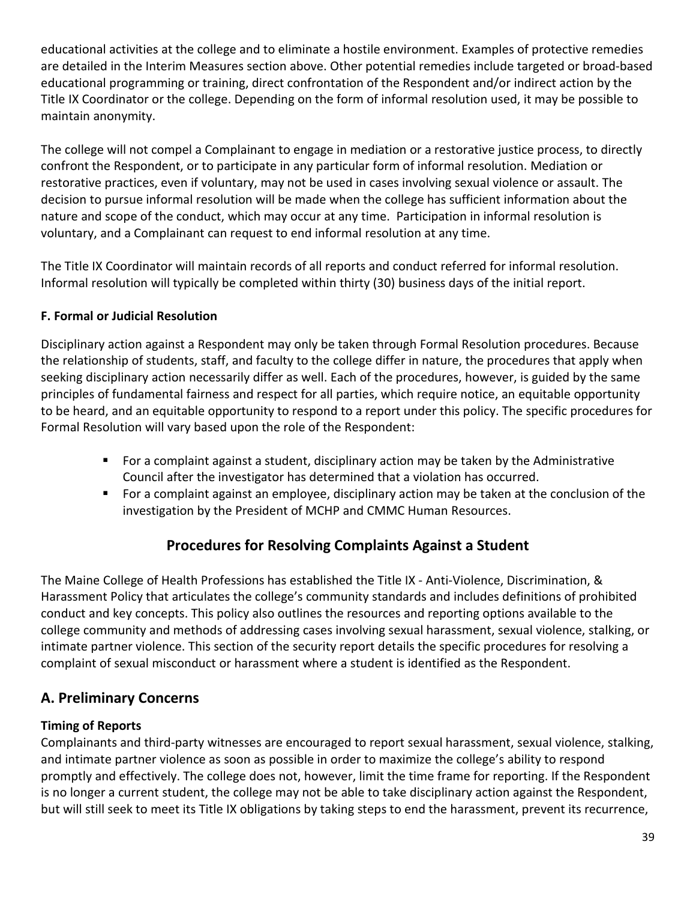educational activities at the college and to eliminate a hostile environment. Examples of protective remedies are detailed in the Interim Measures section above. Other potential remedies include targeted or broad-based educational programming or training, direct confrontation of the Respondent and/or indirect action by the Title IX Coordinator or the college. Depending on the form of informal resolution used, it may be possible to maintain anonymity.

The college will not compel a Complainant to engage in mediation or a restorative justice process, to directly confront the Respondent, or to participate in any particular form of informal resolution. Mediation or restorative practices, even if voluntary, may not be used in cases involving sexual violence or assault. The decision to pursue informal resolution will be made when the college has sufficient information about the nature and scope of the conduct, which may occur at any time. Participation in informal resolution is voluntary, and a Complainant can request to end informal resolution at any time.

The Title IX Coordinator will maintain records of all reports and conduct referred for informal resolution. Informal resolution will typically be completed within thirty (30) business days of the initial report.

**F. Formal or Judicial Resolution**

Disciplinary action against a Respondent may only be taken through Formal Resolution procedures. Because the relationship of students, staff, and faculty to the college differ in nature, the procedures that apply when seeking disciplinary action necessarily differ as well. Each of the procedures, however, is guided by the same principles of fundamental fairness and respect for all parties, which require notice, an equitable opportunity to be heard, and an equitable opportunity to respond to a report under this policy. The specific procedures for Formal Resolution will vary based upon the role of the Respondent:

- For a complaint against a student, disciplinary action may be taken by the Administrative Council after the investigator has determined that a violation has occurred.
- For a complaint against an employee, disciplinary action may be taken at the conclusion of the investigation by the President of MCHP and CMMC Human Resources.

## Procedures for Resolving Complaints Against a Student

The Maine College of Health Professions has established the Title IX - Anti-Violence, Discrimination, & Harassment Policy that articulates the college's community standards and includes definitions of prohibited conduct and key concepts. This policy also outlines the resources and reporting options available to the college community and methods of addressing cases involving sexual harassment, sexual violence, stalking, or intimate partner violence. This section of the security report details the specific procedures for resolving a complaint of sexual misconduct or harassment where a student is identified as the Respondent.

## A. Preliminary Concerns

**Timing of Reports**

Complainants and third-party witnesses are encouraged to report sexual harassment, sexual violence, stalking, and intimate partner violence as soon as possible in order to maximize the college's ability to respond promptly and effectively. The college does not, however, limit the time frame for reporting. If the Respondent is no longer a current student, the college may not be able to take disciplinary action against the Respondent, but will still seek to meet its Title IX obligations by taking steps to end the harassment, prevent its recurrence,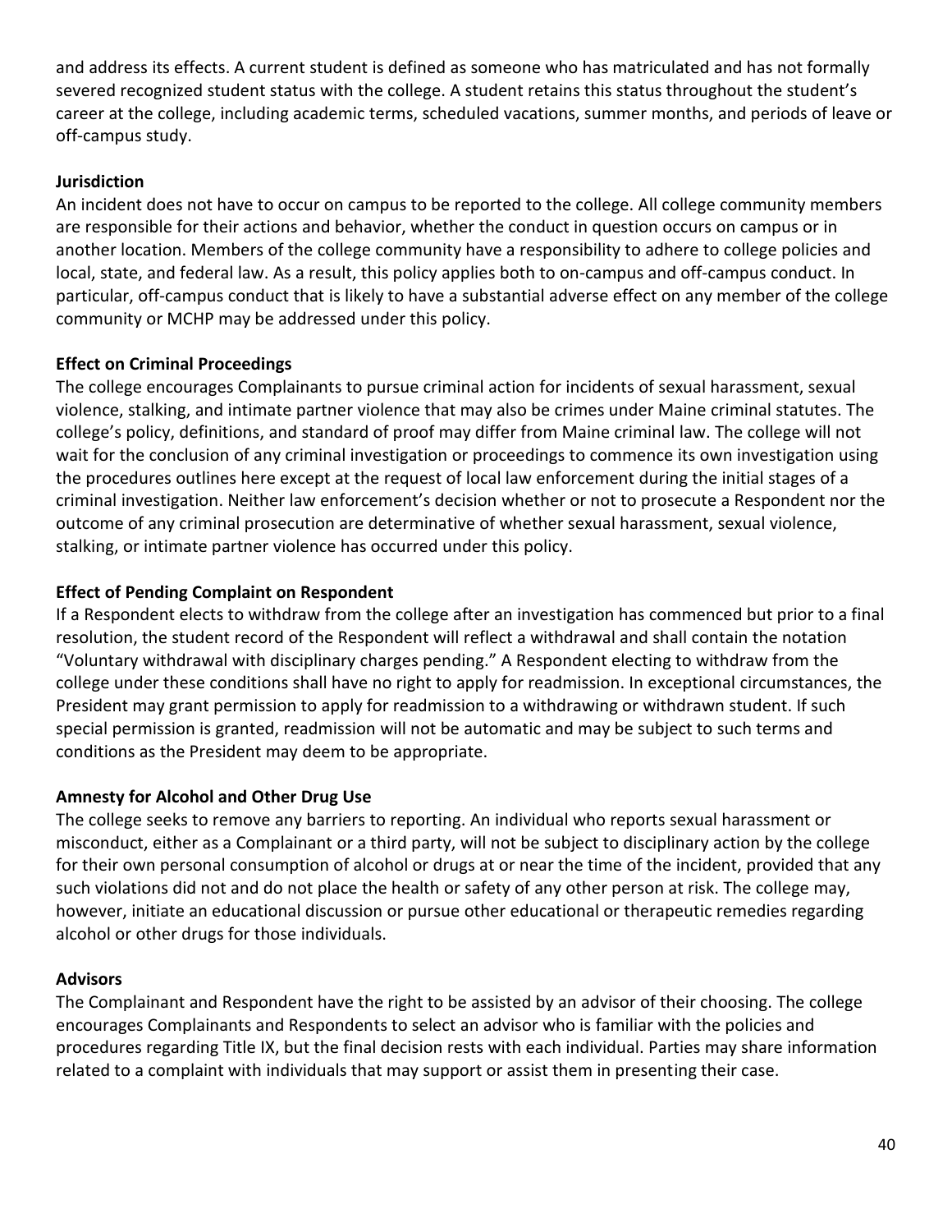and address its effects. A current student is defined as someone who has matriculated and has not formally severed recognized student status with the college. A student retains this status throughout the student's career at the college, including academic terms, scheduled vacations, summer months, and periods of leave or off-campus study.

**Jurisdiction**

An incident does not have to occur on campus to be reported to the college. All college community members are responsible for their actions and behavior, whether the conduct in question occurs on campus or in another location. Members of the college community have a responsibility to adhere to college policies and local, state, and federal law. As a result, this policy applies both to on-campus and off-campus conduct. In particular, off-campus conduct that is likely to have a substantial adverse effect on any member of the college community or MCHP may be addressed under this policy.

**Effect on Criminal Proceedings**

The college encourages Complainants to pursue criminal action for incidents of sexual harassment, sexual violence, stalking, and intimate partner violence that may also be crimes under Maine criminal statutes. The college's policy, definitions, and standard of proof may differ from Maine criminal law. The college will not wait for the conclusion of any criminal investigation or proceedings to commence its own investigation using the procedures outlines here except at the request of local law enforcement during the initial stages of a criminal investigation. Neither law enforcement's decision whether or not to prosecute a Respondent nor the outcome of any criminal prosecution are determinative of whether sexual harassment, sexual violence, stalking, or intimate partner violence has occurred under this policy.

**Effect of Pending Complaint on Respondent**

If a Respondent elects to withdraw from the college after an investigation has commenced but prior to a final resolution, the student record of the Respondent will reflect a withdrawal and shall contain the notation "Voluntary withdrawal with disciplinary charges pending." A Respondent electing to withdraw from the college under these conditions shall have no right to apply for readmission. In exceptional circumstances, the President may grant permission to apply for readmission to a withdrawing or withdrawn student. If such special permission is granted, readmission will not be automatic and may be subject to such terms and conditions as the President may deem to be appropriate.

**Amnesty for Alcohol and Other Drug Use**

The college seeks to remove any barriers to reporting. An individual who reports sexual harassment or misconduct, either as a Complainant or a third party, will not be subject to disciplinary action by the college for their own personal consumption of alcohol or drugs at or near the time of the incident, provided that any such violations did not and do not place the health or safety of any other person at risk. The college may, however, initiate an educational discussion or pursue other educational or therapeutic remedies regarding alcohol or other drugs for those individuals.

**Advisors**

The Complainant and Respondent have the right to be assisted by an advisor of their choosing. The college encourages Complainants and Respondents to select an advisor who is familiar with the policies and procedures regarding Title IX, but the final decision rests with each individual. Parties may share information related to a complaint with individuals that may support or assist them in presenting their case.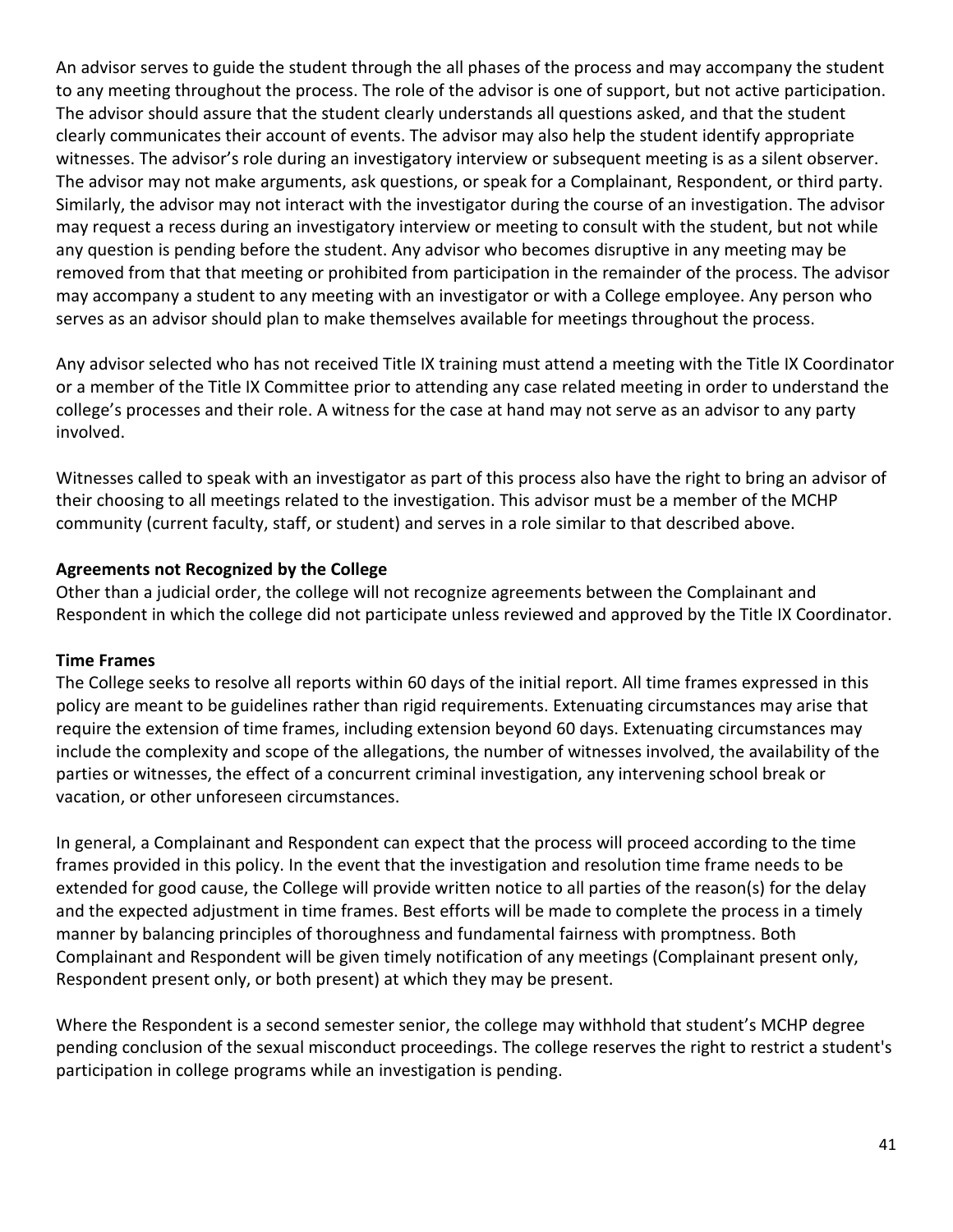An advisor serves to guide the student through the all phases of the process and may accompany the student to any meeting throughout the process. The role of the advisor is one of support, but not active participation. The advisor should assure that the student clearly understands all questions asked, and that the student clearly communicates their account of events. The advisor may also help the student identify appropriate witnesses. The advisor's role during an investigatory interview or subsequent meeting is as a silent observer. The advisor may not make arguments, ask questions, or speak for a Complainant, Respondent, or third party. Similarly, the advisor may not interact with the investigator during the course of an investigation. The advisor may request a recess during an investigatory interview or meeting to consult with the student, but not while any question is pending before the student. Any advisor who becomes disruptive in any meeting may be removed from that that meeting or prohibited from participation in the remainder of the process. The advisor may accompany a student to any meeting with an investigator or with a College employee. Any person who serves as an advisor should plan to make themselves available for meetings throughout the process.

Any advisor selected who has not received Title IX training must attend a meeting with the Title IX Coordinator or a member of the Title IX Committee prior to attending any case related meeting in order to understand the college's processes and their role. A witness for the case at hand may not serve as an advisor to any party involved.

Witnesses called to speak with an investigator as part of this process also have the right to bring an advisor of their choosing to all meetings related to the investigation. This advisor must be a member of the MCHP community (current faculty, staff, or student) and serves in a role similar to that described above.

**Agreements not Recognized by the College**

Other than a judicial order, the college will not recognize agreements between the Complainant and Respondent in which the college did not participate unless reviewed and approved by the Title IX Coordinator.

**Time Frames**

The College seeks to resolve all reports within 60 days of the initial report. All time frames expressed in this policy are meant to be guidelines rather than rigid requirements. Extenuating circumstances may arise that require the extension of time frames, including extension beyond 60 days. Extenuating circumstances may include the complexity and scope of the allegations, the number of witnesses involved, the availability of the parties or witnesses, the effect of a concurrent criminal investigation, any intervening school break or vacation, or other unforeseen circumstances.

In general, a Complainant and Respondent can expect that the process will proceed according to the time frames provided in this policy. In the event that the investigation and resolution time frame needs to be extended for good cause, the College will provide written notice to all parties of the reason(s) for the delay and the expected adjustment in time frames. Best efforts will be made to complete the process in a timely manner by balancing principles of thoroughness and fundamental fairness with promptness. Both Complainant and Respondent will be given timely notification of any meetings (Complainant present only, Respondent present only, or both present) at which they may be present.

Where the Respondent is a second semester senior, the college may withhold that student's MCHP degree pending conclusion of the sexual misconduct proceedings. The college reserves the right to restrict a student's participation in college programs while an investigation is pending.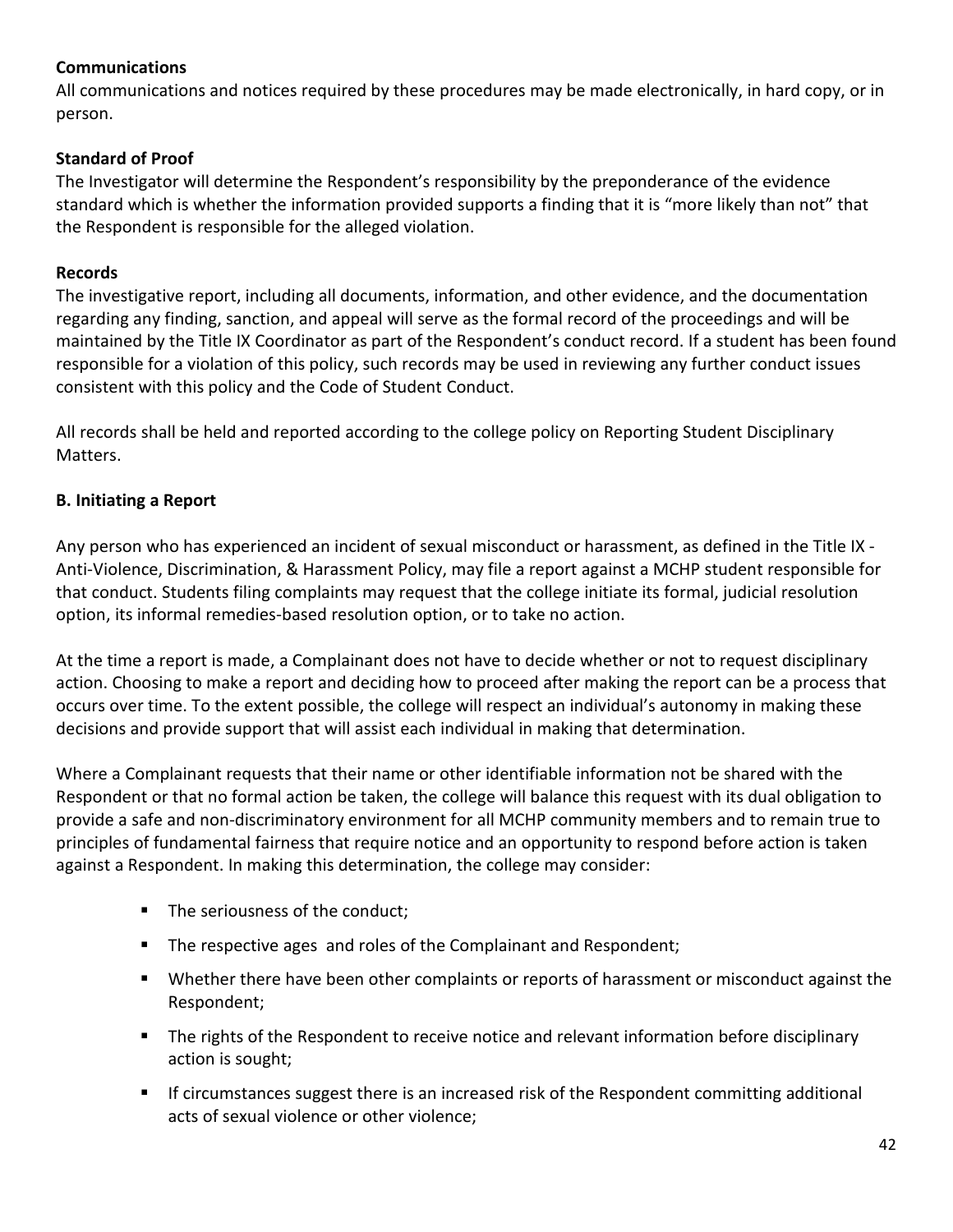**Communications**
All communications and notices required by these procedures may be made electronically, in hard copy, or in person.

**Standard of Proof**
The Investigator will determine the Respondent's responsibility by the preponderance of the evidence standard which is whether the information provided supports a finding that it is "more likely than not" that the Respondent is responsible for the alleged violation.

**Records**
The investigative report, including all documents, information, and other evidence, and the documentation regarding any finding, sanction, and appeal will serve as the formal record of the proceedings and will be maintained by the Title IX Coordinator as part of the Respondent's conduct record. If a student has been found responsible for a violation of this policy, such records may be used in reviewing any further conduct issues consistent with this policy and the Code of Student Conduct.

All records shall be held and reported according to the college policy on Reporting Student Disciplinary Matters.

**B. Initiating a Report**

Any person who has experienced an incident of sexual misconduct or harassment, as defined in the Title IX - Anti-Violence, Discrimination, & Harassment Policy, may file a report against a MCHP student responsible for that conduct. Students filing complaints may request that the college initiate its formal, judicial resolution option, its informal remedies-based resolution option, or to take no action.

At the time a report is made, a Complainant does not have to decide whether or not to request disciplinary action. Choosing to make a report and deciding how to proceed after making the report can be a process that occurs over time. To the extent possible, the college will respect an individual's autonomy in making these decisions and provide support that will assist each individual in making that determination.

Where a Complainant requests that their name or other identifiable information not be shared with the Respondent or that no formal action be taken, the college will balance this request with its dual obligation to provide a safe and non-discriminatory environment for all MCHP community members and to remain true to principles of fundamental fairness that require notice and an opportunity to respond before action is taken against a Respondent. In making this determination, the college may consider:

- The seriousness of the conduct;
- The respective ages and roles of the Complainant and Respondent;
- Whether there have been other complaints or reports of harassment or misconduct against the Respondent;
- The rights of the Respondent to receive notice and relevant information before disciplinary action is sought;
- If circumstances suggest there is an increased risk of the Respondent committing additional acts of sexual violence or other violence;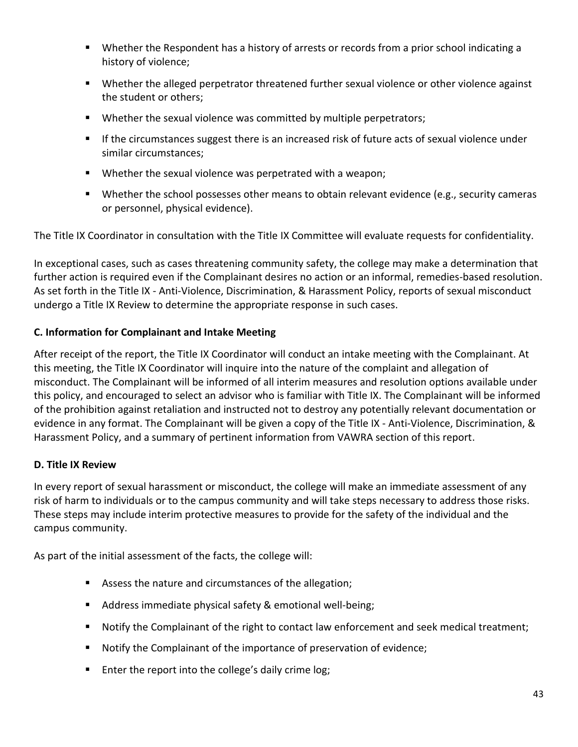- Whether the Respondent has a history of arrests or records from a prior school indicating a history of violence;
- Whether the alleged perpetrator threatened further sexual violence or other violence against the student or others;
- Whether the sexual violence was committed by multiple perpetrators;
- If the circumstances suggest there is an increased risk of future acts of sexual violence under similar circumstances;
- Whether the sexual violence was perpetrated with a weapon;
- Whether the school possesses other means to obtain relevant evidence (e.g., security cameras or personnel, physical evidence).

The Title IX Coordinator in consultation with the Title IX Committee will evaluate requests for confidentiality.

In exceptional cases, such as cases threatening community safety, the college may make a determination that further action is required even if the Complainant desires no action or an informal, remedies-based resolution. As set forth in the Title IX - Anti-Violence, Discrimination, & Harassment Policy, reports of sexual misconduct undergo a Title IX Review to determine the appropriate response in such cases.

**C. Information for Complainant and Intake Meeting**

After receipt of the report, the Title IX Coordinator will conduct an intake meeting with the Complainant. At this meeting, the Title IX Coordinator will inquire into the nature of the complaint and allegation of misconduct. The Complainant will be informed of all interim measures and resolution options available under this policy, and encouraged to select an advisor who is familiar with Title IX. The Complainant will be informed of the prohibition against retaliation and instructed not to destroy any potentially relevant documentation or evidence in any format. The Complainant will be given a copy of the Title IX - Anti-Violence, Discrimination, & Harassment Policy, and a summary of pertinent information from VAWRA section of this report.

**D. Title IX Review**

In every report of sexual harassment or misconduct, the college will make an immediate assessment of any risk of harm to individuals or to the campus community and will take steps necessary to address those risks. These steps may include interim protective measures to provide for the safety of the individual and the campus community.

As part of the initial assessment of the facts, the college will:

- Assess the nature and circumstances of the allegation;
- Address immediate physical safety & emotional well-being;
- Notify the Complainant of the right to contact law enforcement and seek medical treatment;
- Notify the Complainant of the importance of preservation of evidence;
- Enter the report into the college's daily crime log;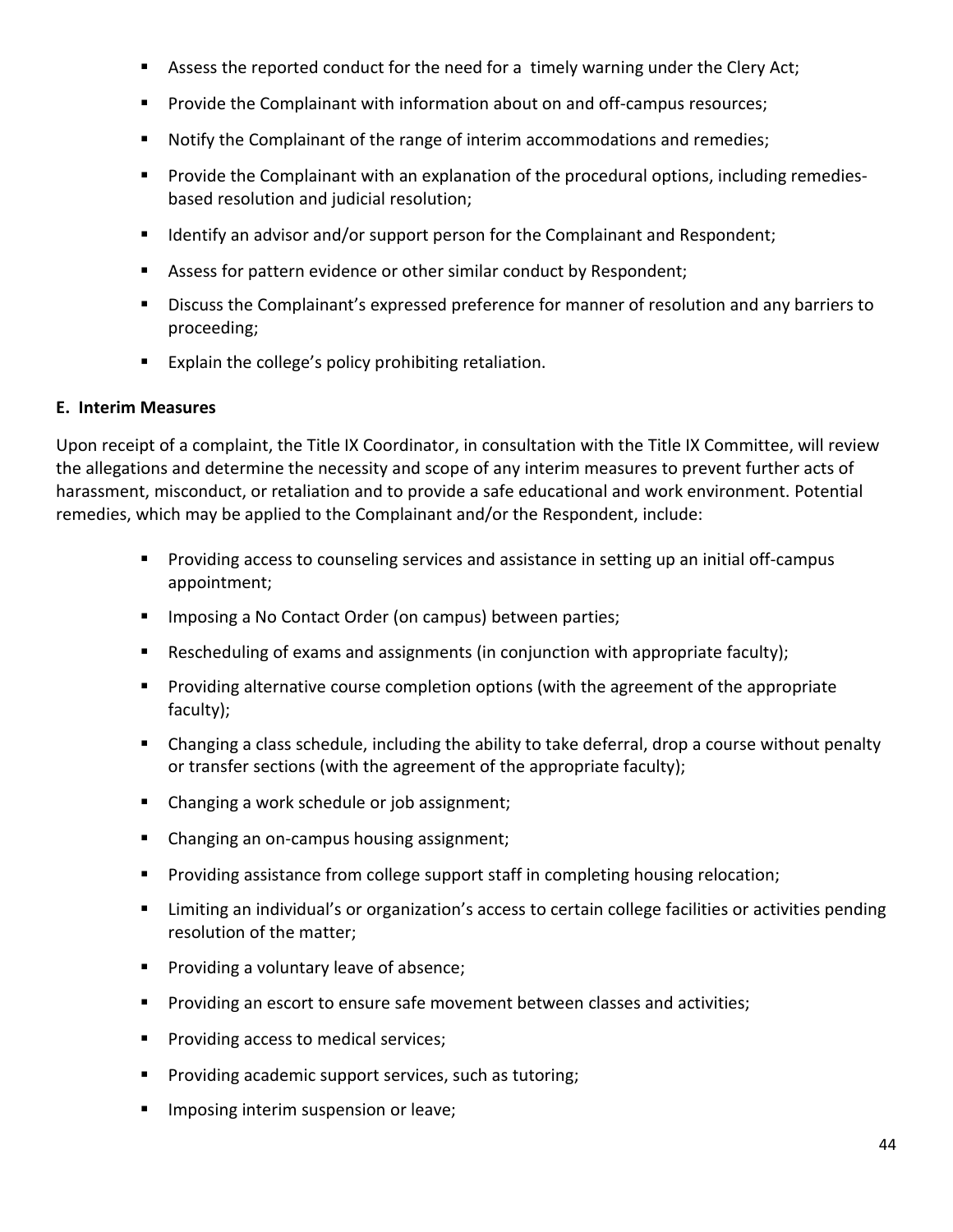- Assess the reported conduct for the need for a timely warning under the Clery Act;
- Provide the Complainant with information about on and off-campus resources;
- Notify the Complainant of the range of interim accommodations and remedies;
- Provide the Complainant with an explanation of the procedural options, including remedies-based resolution and judicial resolution;
- Identify an advisor and/or support person for the Complainant and Respondent;
- Assess for pattern evidence or other similar conduct by Respondent;
- Discuss the Complainant's expressed preference for manner of resolution and any barriers to proceeding;
- Explain the college's policy prohibiting retaliation.

**E. Interim Measures**

Upon receipt of a complaint, the Title IX Coordinator, in consultation with the Title IX Committee, will review the allegations and determine the necessity and scope of any interim measures to prevent further acts of harassment, misconduct, or retaliation and to provide a safe educational and work environment. Potential remedies, which may be applied to the Complainant and/or the Respondent, include:

- Providing access to counseling services and assistance in setting up an initial off-campus appointment;
- Imposing a No Contact Order (on campus) between parties;
- Rescheduling of exams and assignments (in conjunction with appropriate faculty);
- Providing alternative course completion options (with the agreement of the appropriate faculty);
- Changing a class schedule, including the ability to take deferral, drop a course without penalty or transfer sections (with the agreement of the appropriate faculty);
- Changing a work schedule or job assignment;
- Changing an on-campus housing assignment;
- Providing assistance from college support staff in completing housing relocation;
- Limiting an individual's or organization's access to certain college facilities or activities pending resolution of the matter;
- Providing a voluntary leave of absence;
- Providing an escort to ensure safe movement between classes and activities;
- Providing access to medical services;
- Providing academic support services, such as tutoring;
- Imposing interim suspension or leave;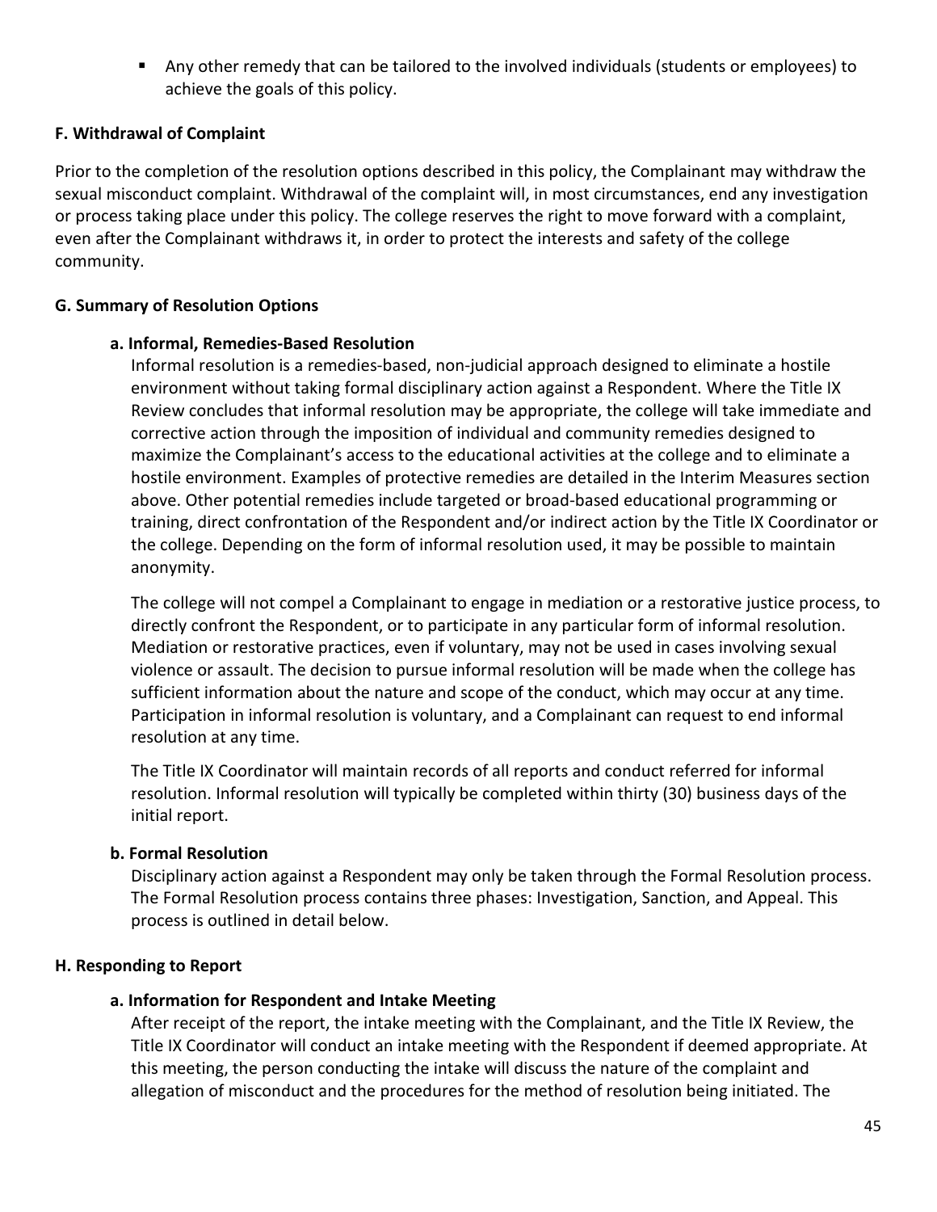- Any other remedy that can be tailored to the involved individuals (students or employees) to achieve the goals of this policy.

**F. Withdrawal of Complaint**

Prior to the completion of the resolution options described in this policy, the Complainant may withdraw the sexual misconduct complaint. Withdrawal of the complaint will, in most circumstances, end any investigation or process taking place under this policy. The college reserves the right to move forward with a complaint, even after the Complainant withdraws it, in order to protect the interests and safety of the college community.

**G. Summary of Resolution Options**

**a. Informal, Remedies-Based Resolution**

Informal resolution is a remedies-based, non-judicial approach designed to eliminate a hostile environment without taking formal disciplinary action against a Respondent. Where the Title IX Review concludes that informal resolution may be appropriate, the college will take immediate and corrective action through the imposition of individual and community remedies designed to maximize the Complainant's access to the educational activities at the college and to eliminate a hostile environment. Examples of protective remedies are detailed in the Interim Measures section above. Other potential remedies include targeted or broad-based educational programming or training, direct confrontation of the Respondent and/or indirect action by the Title IX Coordinator or the college. Depending on the form of informal resolution used, it may be possible to maintain anonymity.

The college will not compel a Complainant to engage in mediation or a restorative justice process, to directly confront the Respondent, or to participate in any particular form of informal resolution. Mediation or restorative practices, even if voluntary, may not be used in cases involving sexual violence or assault. The decision to pursue informal resolution will be made when the college has sufficient information about the nature and scope of the conduct, which may occur at any time. Participation in informal resolution is voluntary, and a Complainant can request to end informal resolution at any time.

The Title IX Coordinator will maintain records of all reports and conduct referred for informal resolution. Informal resolution will typically be completed within thirty (30) business days of the initial report.

**b. Formal Resolution**

Disciplinary action against a Respondent may only be taken through the Formal Resolution process. The Formal Resolution process contains three phases: Investigation, Sanction, and Appeal. This process is outlined in detail below.

**H. Responding to Report**

**a. Information for Respondent and Intake Meeting**

After receipt of the report, the intake meeting with the Complainant, and the Title IX Review, the Title IX Coordinator will conduct an intake meeting with the Respondent if deemed appropriate. At this meeting, the person conducting the intake will discuss the nature of the complaint and allegation of misconduct and the procedures for the method of resolution being initiated. The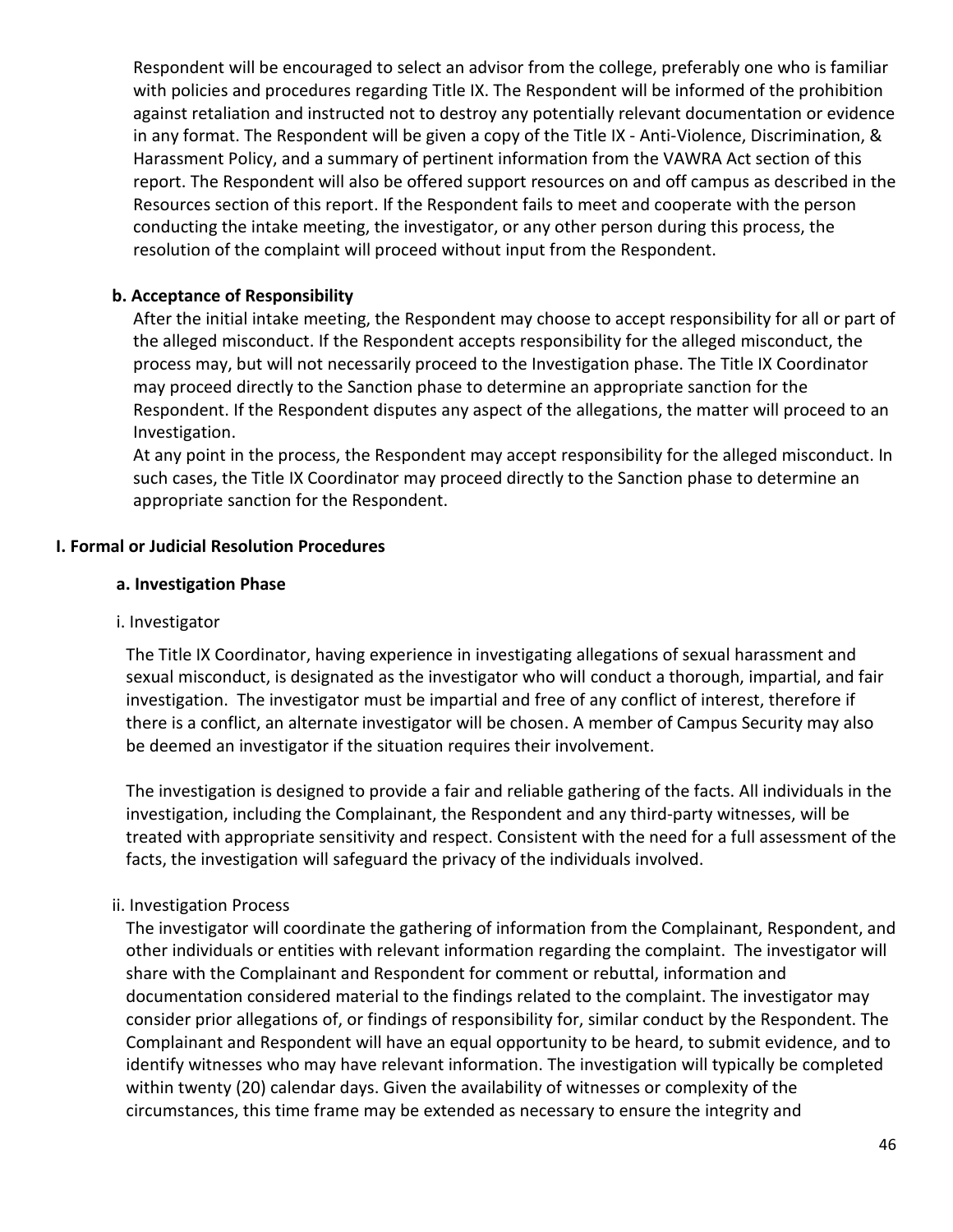Respondent will be encouraged to select an advisor from the college, preferably one who is familiar with policies and procedures regarding Title IX. The Respondent will be informed of the prohibition against retaliation and instructed not to destroy any potentially relevant documentation or evidence in any format. The Respondent will be given a copy of the Title IX - Anti-Violence, Discrimination, & Harassment Policy, and a summary of pertinent information from the VAWRA Act section of this report. The Respondent will also be offered support resources on and off campus as described in the Resources section of this report. If the Respondent fails to meet and cooperate with the person conducting the intake meeting, the investigator, or any other person during this process, the resolution of the complaint will proceed without input from the Respondent.

**b. Acceptance of Responsibility**

After the initial intake meeting, the Respondent may choose to accept responsibility for all or part of the alleged misconduct. If the Respondent accepts responsibility for the alleged misconduct, the process may, but will not necessarily proceed to the Investigation phase. The Title IX Coordinator may proceed directly to the Sanction phase to determine an appropriate sanction for the Respondent. If the Respondent disputes any aspect of the allegations, the matter will proceed to an Investigation.

At any point in the process, the Respondent may accept responsibility for the alleged misconduct. In such cases, the Title IX Coordinator may proceed directly to the Sanction phase to determine an appropriate sanction for the Respondent.

**I. Formal or Judicial Resolution Procedures**

**a. Investigation Phase**

i. Investigator

The Title IX Coordinator, having experience in investigating allegations of sexual harassment and sexual misconduct, is designated as the investigator who will conduct a thorough, impartial, and fair investigation. The investigator must be impartial and free of any conflict of interest, therefore if there is a conflict, an alternate investigator will be chosen. A member of Campus Security may also be deemed an investigator if the situation requires their involvement.

The investigation is designed to provide a fair and reliable gathering of the facts. All individuals in the investigation, including the Complainant, the Respondent and any third-party witnesses, will be treated with appropriate sensitivity and respect. Consistent with the need for a full assessment of the facts, the investigation will safeguard the privacy of the individuals involved.

ii. Investigation Process

The investigator will coordinate the gathering of information from the Complainant, Respondent, and other individuals or entities with relevant information regarding the complaint. The investigator will share with the Complainant and Respondent for comment or rebuttal, information and documentation considered material to the findings related to the complaint. The investigator may consider prior allegations of, or findings of responsibility for, similar conduct by the Respondent. The Complainant and Respondent will have an equal opportunity to be heard, to submit evidence, and to identify witnesses who may have relevant information. The investigation will typically be completed within twenty (20) calendar days. Given the availability of witnesses or complexity of the circumstances, this time frame may be extended as necessary to ensure the integrity and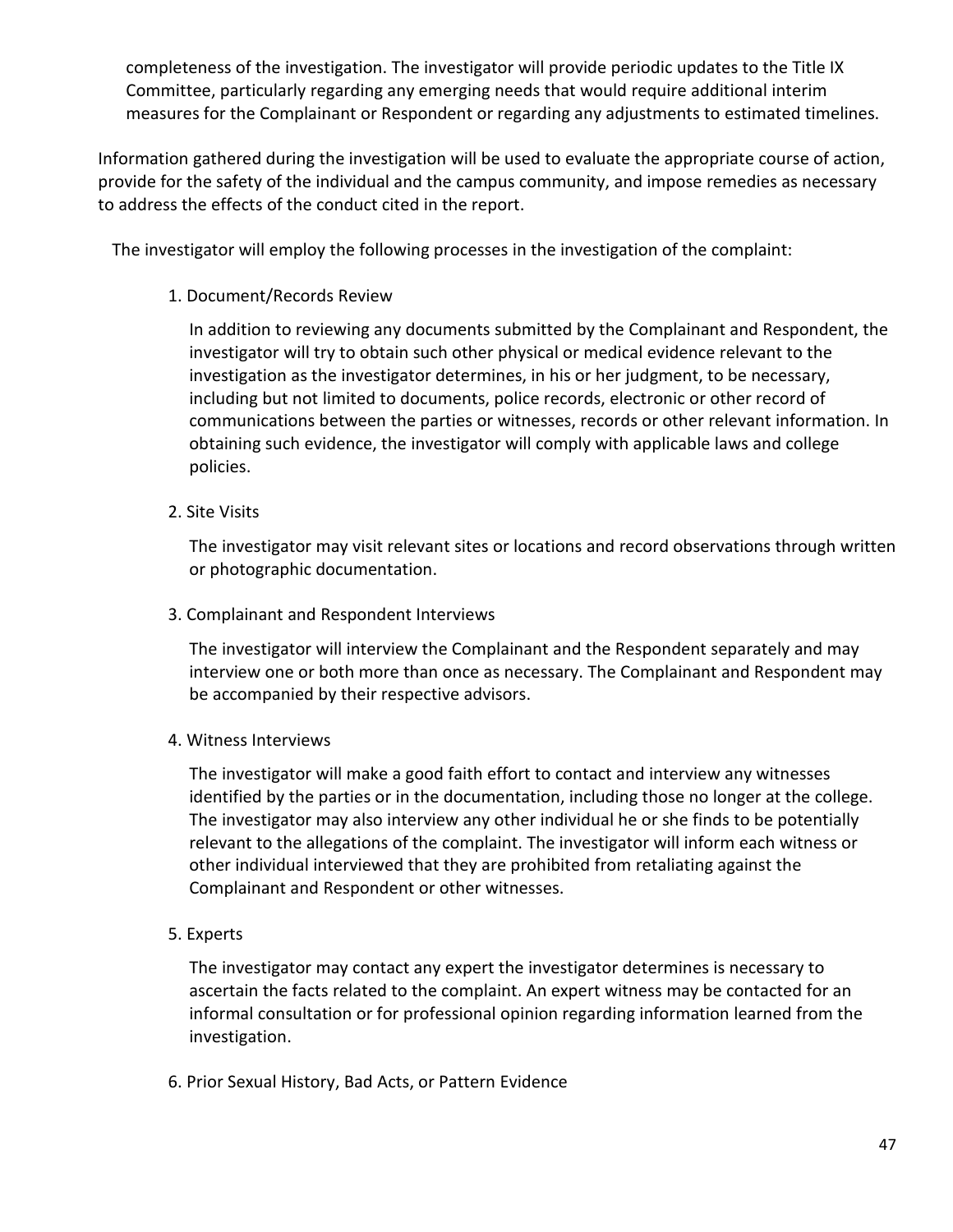completeness of the investigation. The investigator will provide periodic updates to the Title IX Committee, particularly regarding any emerging needs that would require additional interim measures for the Complainant or Respondent or regarding any adjustments to estimated timelines.

Information gathered during the investigation will be used to evaluate the appropriate course of action, provide for the safety of the individual and the campus community, and impose remedies as necessary to address the effects of the conduct cited in the report.

The investigator will employ the following processes in the investigation of the complaint:

1. Document/Records Review

   In addition to reviewing any documents submitted by the Complainant and Respondent, the investigator will try to obtain such other physical or medical evidence relevant to the investigation as the investigator determines, in his or her judgment, to be necessary, including but not limited to documents, police records, electronic or other record of communications between the parties or witnesses, records or other relevant information. In obtaining such evidence, the investigator will comply with applicable laws and college policies.

2. Site Visits

   The investigator may visit relevant sites or locations and record observations through written or photographic documentation.

3. Complainant and Respondent Interviews

   The investigator will interview the Complainant and the Respondent separately and may interview one or both more than once as necessary. The Complainant and Respondent may be accompanied by their respective advisors.

4. Witness Interviews

   The investigator will make a good faith effort to contact and interview any witnesses identified by the parties or in the documentation, including those no longer at the college. The investigator may also interview any other individual he or she finds to be potentially relevant to the allegations of the complaint. The investigator will inform each witness or other individual interviewed that they are prohibited from retaliating against the Complainant and Respondent or other witnesses.

5. Experts

   The investigator may contact any expert the investigator determines is necessary to ascertain the facts related to the complaint. An expert witness may be contacted for an informal consultation or for professional opinion regarding information learned from the investigation.

6. Prior Sexual History, Bad Acts, or Pattern Evidence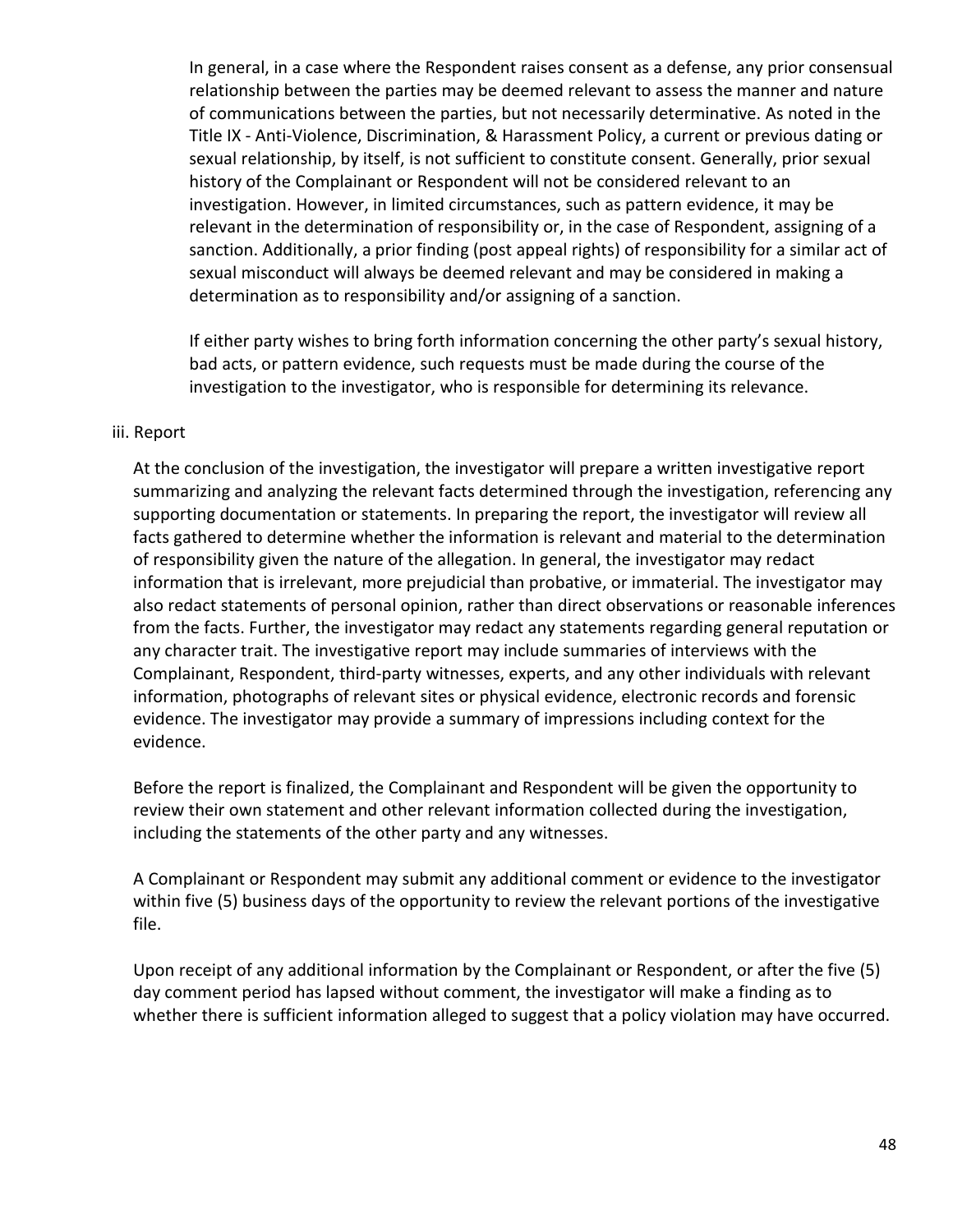In general, in a case where the Respondent raises consent as a defense, any prior consensual relationship between the parties may be deemed relevant to assess the manner and nature of communications between the parties, but not necessarily determinative. As noted in the Title IX - Anti-Violence, Discrimination, & Harassment Policy, a current or previous dating or sexual relationship, by itself, is not sufficient to constitute consent. Generally, prior sexual history of the Complainant or Respondent will not be considered relevant to an investigation. However, in limited circumstances, such as pattern evidence, it may be relevant in the determination of responsibility or, in the case of Respondent, assigning of a sanction. Additionally, a prior finding (post appeal rights) of responsibility for a similar act of sexual misconduct will always be deemed relevant and may be considered in making a determination as to responsibility and/or assigning of a sanction.

If either party wishes to bring forth information concerning the other party's sexual history, bad acts, or pattern evidence, such requests must be made during the course of the investigation to the investigator, who is responsible for determining its relevance.

iii. Report

At the conclusion of the investigation, the investigator will prepare a written investigative report summarizing and analyzing the relevant facts determined through the investigation, referencing any supporting documentation or statements. In preparing the report, the investigator will review all facts gathered to determine whether the information is relevant and material to the determination of responsibility given the nature of the allegation. In general, the investigator may redact information that is irrelevant, more prejudicial than probative, or immaterial. The investigator may also redact statements of personal opinion, rather than direct observations or reasonable inferences from the facts. Further, the investigator may redact any statements regarding general reputation or any character trait. The investigative report may include summaries of interviews with the Complainant, Respondent, third-party witnesses, experts, and any other individuals with relevant information, photographs of relevant sites or physical evidence, electronic records and forensic evidence. The investigator may provide a summary of impressions including context for the evidence.

Before the report is finalized, the Complainant and Respondent will be given the opportunity to review their own statement and other relevant information collected during the investigation, including the statements of the other party and any witnesses.

A Complainant or Respondent may submit any additional comment or evidence to the investigator within five (5) business days of the opportunity to review the relevant portions of the investigative file.

Upon receipt of any additional information by the Complainant or Respondent, or after the five (5) day comment period has lapsed without comment, the investigator will make a finding as to whether there is sufficient information alleged to suggest that a policy violation may have occurred.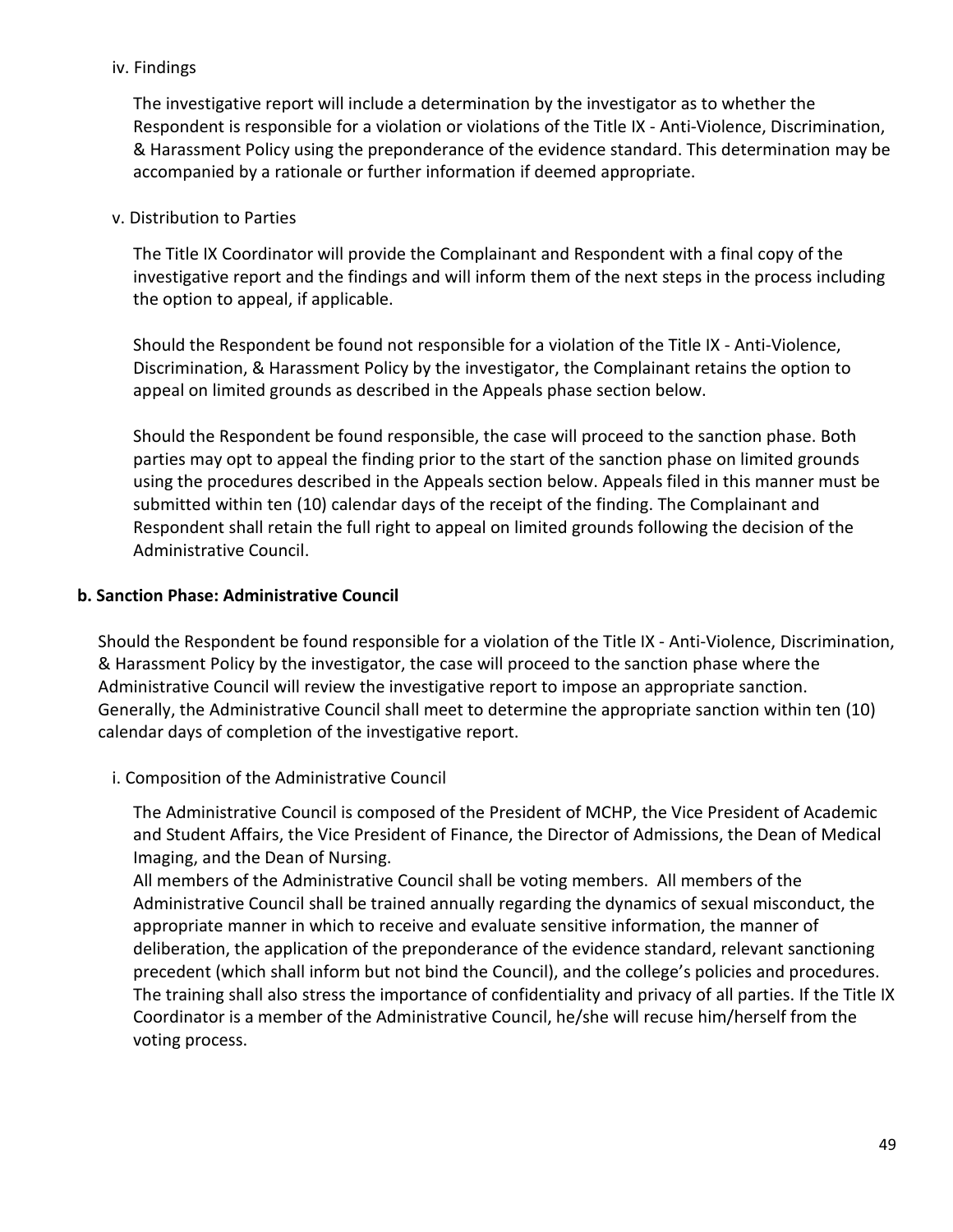iv. Findings

The investigative report will include a determination by the investigator as to whether the Respondent is responsible for a violation or violations of the Title IX - Anti-Violence, Discrimination, & Harassment Policy using the preponderance of the evidence standard. This determination may be accompanied by a rationale or further information if deemed appropriate.

v. Distribution to Parties

The Title IX Coordinator will provide the Complainant and Respondent with a final copy of the investigative report and the findings and will inform them of the next steps in the process including the option to appeal, if applicable.

Should the Respondent be found not responsible for a violation of the Title IX - Anti-Violence, Discrimination, & Harassment Policy by the investigator, the Complainant retains the option to appeal on limited grounds as described in the Appeals phase section below.

Should the Respondent be found responsible, the case will proceed to the sanction phase. Both parties may opt to appeal the finding prior to the start of the sanction phase on limited grounds using the procedures described in the Appeals section below. Appeals filed in this manner must be submitted within ten (10) calendar days of the receipt of the finding. The Complainant and Respondent shall retain the full right to appeal on limited grounds following the decision of the Administrative Council.

**b. Sanction Phase: Administrative Council**

Should the Respondent be found responsible for a violation of the Title IX - Anti-Violence, Discrimination, & Harassment Policy by the investigator, the case will proceed to the sanction phase where the Administrative Council will review the investigative report to impose an appropriate sanction. Generally, the Administrative Council shall meet to determine the appropriate sanction within ten (10) calendar days of completion of the investigative report.

i. Composition of the Administrative Council

The Administrative Council is composed of the President of MCHP, the Vice President of Academic and Student Affairs, the Vice President of Finance, the Director of Admissions, the Dean of Medical Imaging, and the Dean of Nursing.

All members of the Administrative Council shall be voting members. All members of the Administrative Council shall be trained annually regarding the dynamics of sexual misconduct, the appropriate manner in which to receive and evaluate sensitive information, the manner of deliberation, the application of the preponderance of the evidence standard, relevant sanctioning precedent (which shall inform but not bind the Council), and the college's policies and procedures. The training shall also stress the importance of confidentiality and privacy of all parties. If the Title IX Coordinator is a member of the Administrative Council, he/she will recuse him/herself from the voting process.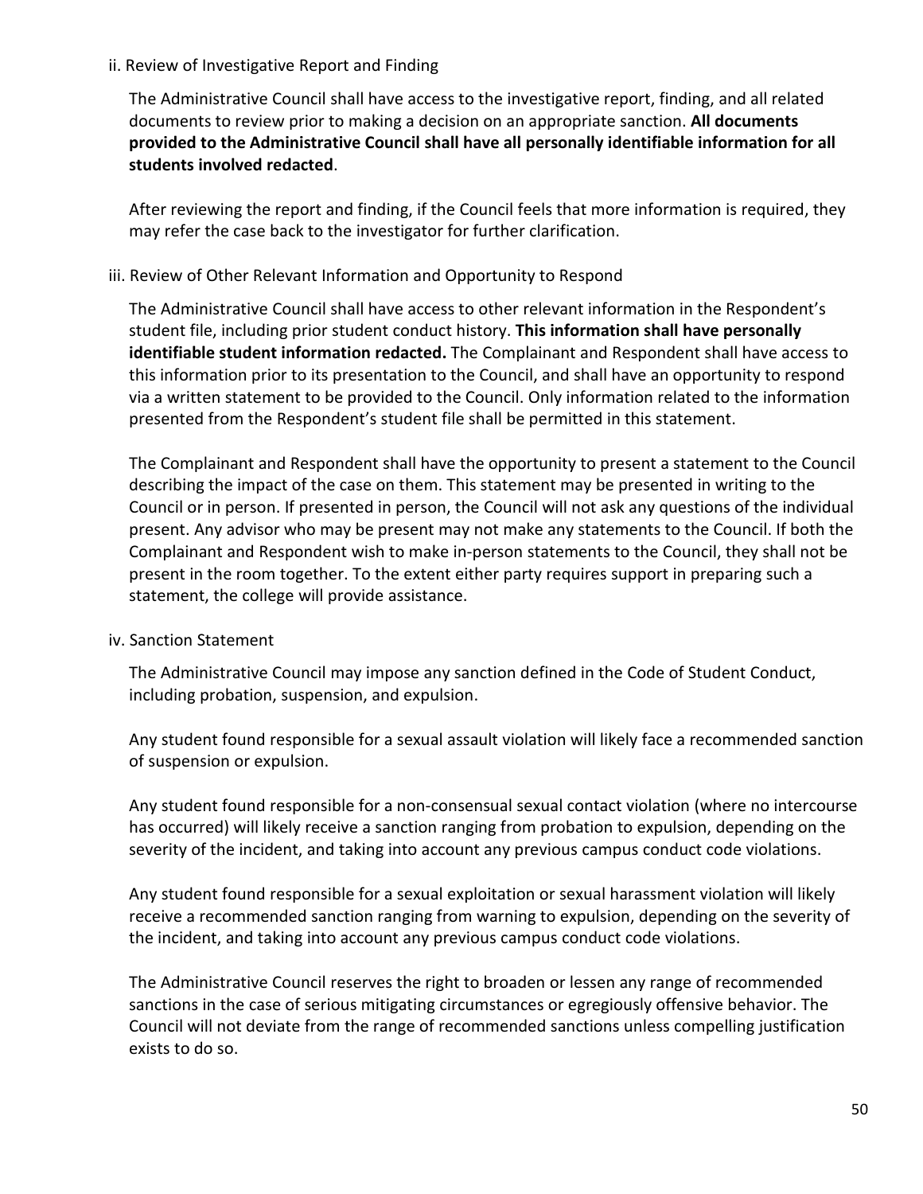ii. Review of Investigative Report and Finding

The Administrative Council shall have access to the investigative report, finding, and all related documents to review prior to making a decision on an appropriate sanction. **All documents provided to the Administrative Council shall have all personally identifiable information for all students involved redacted**.

After reviewing the report and finding, if the Council feels that more information is required, they may refer the case back to the investigator for further clarification.

iii. Review of Other Relevant Information and Opportunity to Respond

The Administrative Council shall have access to other relevant information in the Respondent's student file, including prior student conduct history. **This information shall have personally identifiable student information redacted.** The Complainant and Respondent shall have access to this information prior to its presentation to the Council, and shall have an opportunity to respond via a written statement to be provided to the Council. Only information related to the information presented from the Respondent's student file shall be permitted in this statement.

The Complainant and Respondent shall have the opportunity to present a statement to the Council describing the impact of the case on them. This statement may be presented in writing to the Council or in person. If presented in person, the Council will not ask any questions of the individual present. Any advisor who may be present may not make any statements to the Council. If both the Complainant and Respondent wish to make in-person statements to the Council, they shall not be present in the room together. To the extent either party requires support in preparing such a statement, the college will provide assistance.

iv. Sanction Statement

The Administrative Council may impose any sanction defined in the Code of Student Conduct, including probation, suspension, and expulsion.

Any student found responsible for a sexual assault violation will likely face a recommended sanction of suspension or expulsion.

Any student found responsible for a non-consensual sexual contact violation (where no intercourse has occurred) will likely receive a sanction ranging from probation to expulsion, depending on the severity of the incident, and taking into account any previous campus conduct code violations.

Any student found responsible for a sexual exploitation or sexual harassment violation will likely receive a recommended sanction ranging from warning to expulsion, depending on the severity of the incident, and taking into account any previous campus conduct code violations.

The Administrative Council reserves the right to broaden or lessen any range of recommended sanctions in the case of serious mitigating circumstances or egregiously offensive behavior. The Council will not deviate from the range of recommended sanctions unless compelling justification exists to do so.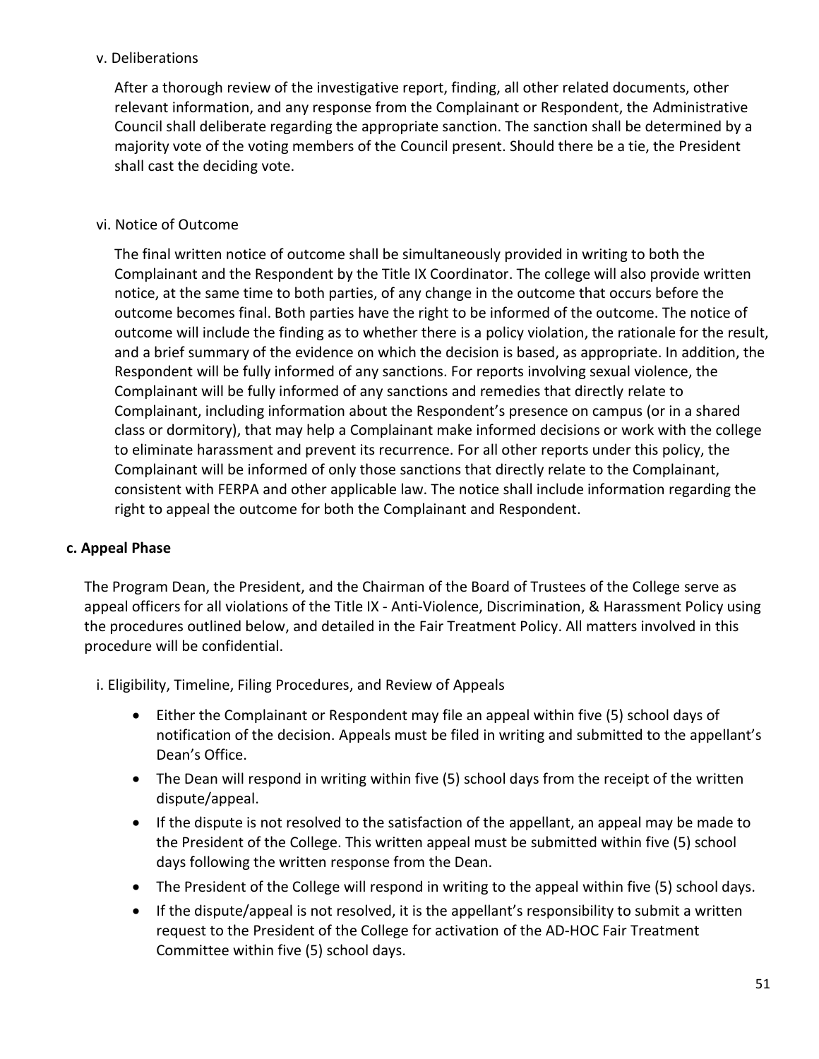v. Deliberations

After a thorough review of the investigative report, finding, all other related documents, other relevant information, and any response from the Complainant or Respondent, the Administrative Council shall deliberate regarding the appropriate sanction. The sanction shall be determined by a majority vote of the voting members of the Council present. Should there be a tie, the President shall cast the deciding vote.

vi. Notice of Outcome

The final written notice of outcome shall be simultaneously provided in writing to both the Complainant and the Respondent by the Title IX Coordinator. The college will also provide written notice, at the same time to both parties, of any change in the outcome that occurs before the outcome becomes final. Both parties have the right to be informed of the outcome. The notice of outcome will include the finding as to whether there is a policy violation, the rationale for the result, and a brief summary of the evidence on which the decision is based, as appropriate. In addition, the Respondent will be fully informed of any sanctions. For reports involving sexual violence, the Complainant will be fully informed of any sanctions and remedies that directly relate to Complainant, including information about the Respondent's presence on campus (or in a shared class or dormitory), that may help a Complainant make informed decisions or work with the college to eliminate harassment and prevent its recurrence. For all other reports under this policy, the Complainant will be informed of only those sanctions that directly relate to the Complainant, consistent with FERPA and other applicable law. The notice shall include information regarding the right to appeal the outcome for both the Complainant and Respondent.

**c. Appeal Phase**

The Program Dean, the President, and the Chairman of the Board of Trustees of the College serve as appeal officers for all violations of the Title IX - Anti-Violence, Discrimination, & Harassment Policy using the procedures outlined below, and detailed in the Fair Treatment Policy. All matters involved in this procedure will be confidential.

i. Eligibility, Timeline, Filing Procedures, and Review of Appeals

- Either the Complainant or Respondent may file an appeal within five (5) school days of notification of the decision. Appeals must be filed in writing and submitted to the appellant's Dean's Office.
- The Dean will respond in writing within five (5) school days from the receipt of the written dispute/appeal.
- If the dispute is not resolved to the satisfaction of the appellant, an appeal may be made to the President of the College. This written appeal must be submitted within five (5) school days following the written response from the Dean.
- The President of the College will respond in writing to the appeal within five (5) school days.
- If the dispute/appeal is not resolved, it is the appellant's responsibility to submit a written request to the President of the College for activation of the AD-HOC Fair Treatment Committee within five (5) school days.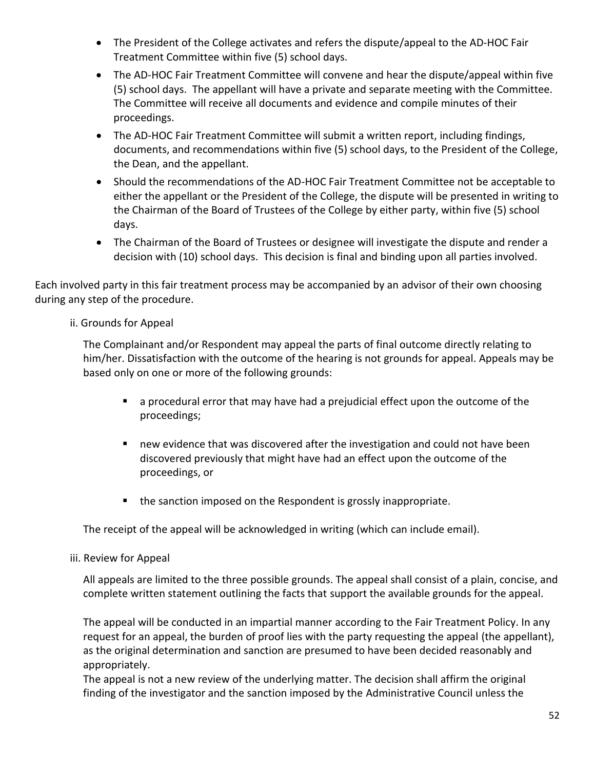- The President of the College activates and refers the dispute/appeal to the AD-HOC Fair Treatment Committee within five (5) school days.
- The AD-HOC Fair Treatment Committee will convene and hear the dispute/appeal within five (5) school days. The appellant will have a private and separate meeting with the Committee. The Committee will receive all documents and evidence and compile minutes of their proceedings.
- The AD-HOC Fair Treatment Committee will submit a written report, including findings, documents, and recommendations within five (5) school days, to the President of the College, the Dean, and the appellant.
- Should the recommendations of the AD-HOC Fair Treatment Committee not be acceptable to either the appellant or the President of the College, the dispute will be presented in writing to the Chairman of the Board of Trustees of the College by either party, within five (5) school days.
- The Chairman of the Board of Trustees or designee will investigate the dispute and render a decision with (10) school days. This decision is final and binding upon all parties involved.

Each involved party in this fair treatment process may be accompanied by an advisor of their own choosing during any step of the procedure.

ii. Grounds for Appeal

The Complainant and/or Respondent may appeal the parts of final outcome directly relating to him/her. Dissatisfaction with the outcome of the hearing is not grounds for appeal. Appeals may be based only on one or more of the following grounds:

- a procedural error that may have had a prejudicial effect upon the outcome of the proceedings;
- new evidence that was discovered after the investigation and could not have been discovered previously that might have had an effect upon the outcome of the proceedings, or
- the sanction imposed on the Respondent is grossly inappropriate.

The receipt of the appeal will be acknowledged in writing (which can include email).

iii. Review for Appeal

All appeals are limited to the three possible grounds. The appeal shall consist of a plain, concise, and complete written statement outlining the facts that support the available grounds for the appeal.

The appeal will be conducted in an impartial manner according to the Fair Treatment Policy. In any request for an appeal, the burden of proof lies with the party requesting the appeal (the appellant), as the original determination and sanction are presumed to have been decided reasonably and appropriately.

The appeal is not a new review of the underlying matter. The decision shall affirm the original finding of the investigator and the sanction imposed by the Administrative Council unless the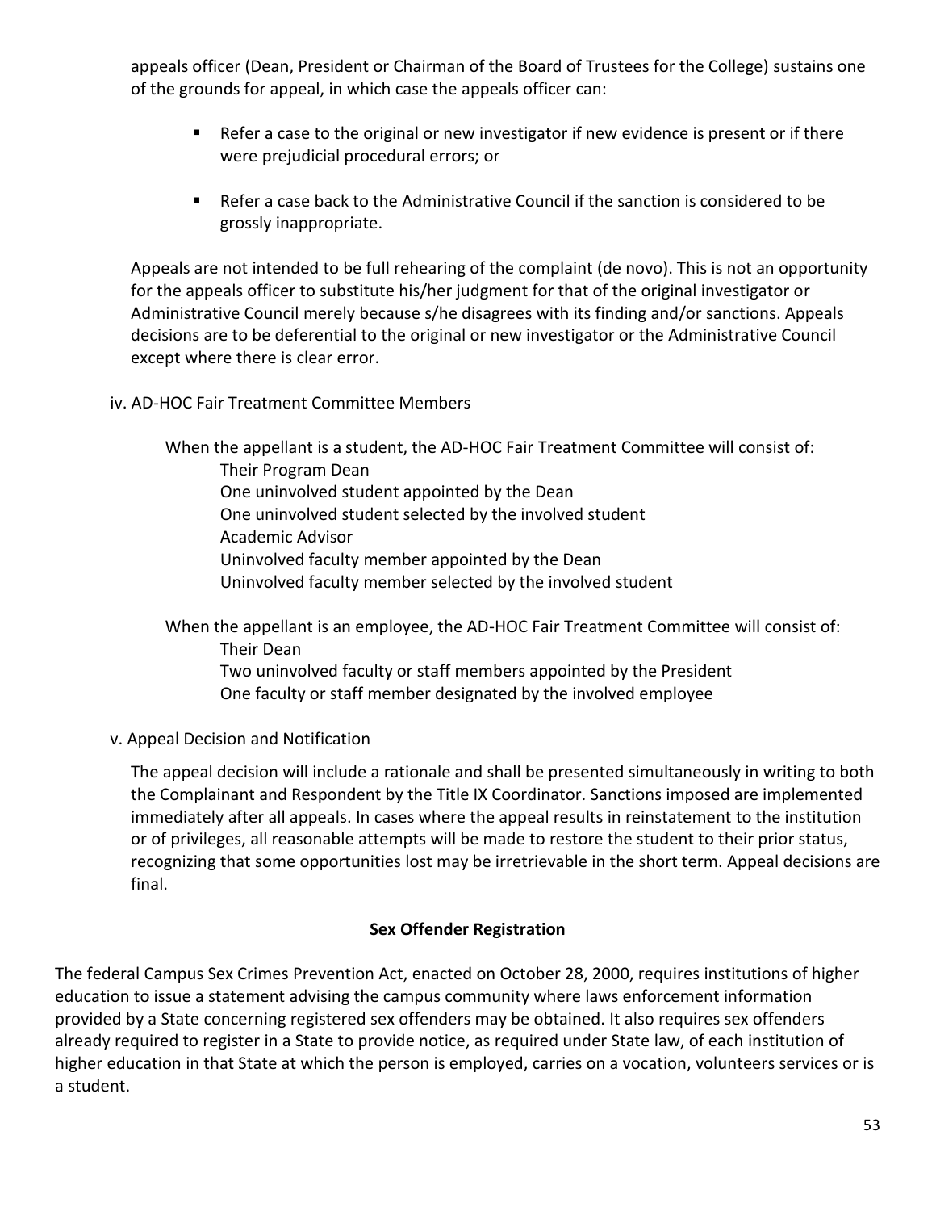appeals officer (Dean, President or Chairman of the Board of Trustees for the College) sustains one of the grounds for appeal, in which case the appeals officer can:

- Refer a case to the original or new investigator if new evidence is present or if there were prejudicial procedural errors; or
- Refer a case back to the Administrative Council if the sanction is considered to be grossly inappropriate.

Appeals are not intended to be full rehearing of the complaint (de novo). This is not an opportunity for the appeals officer to substitute his/her judgment for that of the original investigator or Administrative Council merely because s/he disagrees with its finding and/or sanctions. Appeals decisions are to be deferential to the original or new investigator or the Administrative Council except where there is clear error.

iv. AD-HOC Fair Treatment Committee Members

When the appellant is a student, the AD-HOC Fair Treatment Committee will consist of:

Their Program Dean
One uninvolved student appointed by the Dean
One uninvolved student selected by the involved student
Academic Advisor
Uninvolved faculty member appointed by the Dean
Uninvolved faculty member selected by the involved student

When the appellant is an employee, the AD-HOC Fair Treatment Committee will consist of:

Their Dean
Two uninvolved faculty or staff members appointed by the President
One faculty or staff member designated by the involved employee

v. Appeal Decision and Notification

The appeal decision will include a rationale and shall be presented simultaneously in writing to both the Complainant and Respondent by the Title IX Coordinator. Sanctions imposed are implemented immediately after all appeals. In cases where the appeal results in reinstatement to the institution or of privileges, all reasonable attempts will be made to restore the student to their prior status, recognizing that some opportunities lost may be irretrievable in the short term. Appeal decisions are final.

**Sex Offender Registration**

The federal Campus Sex Crimes Prevention Act, enacted on October 28, 2000, requires institutions of higher education to issue a statement advising the campus community where laws enforcement information provided by a State concerning registered sex offenders may be obtained. It also requires sex offenders already required to register in a State to provide notice, as required under State law, of each institution of higher education in that State at which the person is employed, carries on a vocation, volunteers services or is a student.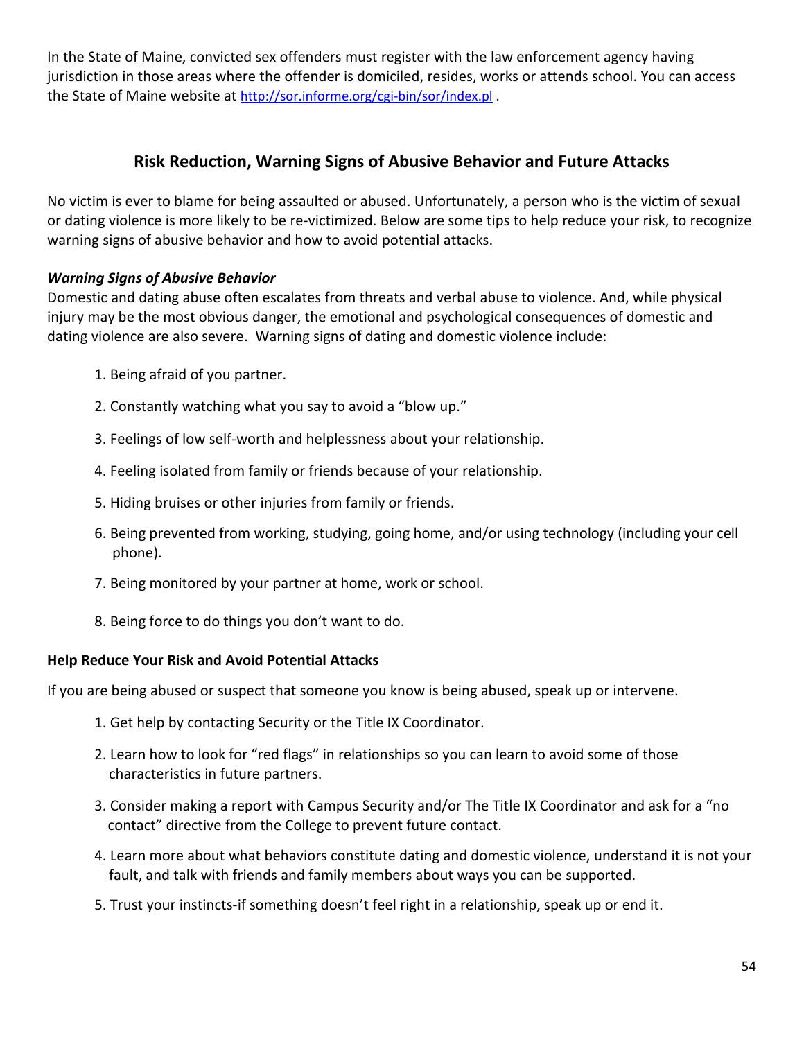In the State of Maine, convicted sex offenders must register with the law enforcement agency having jurisdiction in those areas where the offender is domiciled, resides, works or attends school. You can access the State of Maine website at http://sor.informe.org/cgi-bin/sor/index.pl .

## Risk Reduction, Warning Signs of Abusive Behavior and Future Attacks

No victim is ever to blame for being assaulted or abused. Unfortunately, a person who is the victim of sexual or dating violence is more likely to be re-victimized. Below are some tips to help reduce your risk, to recognize warning signs of abusive behavior and how to avoid potential attacks.

### *Warning Signs of Abusive Behavior*

Domestic and dating abuse often escalates from threats and verbal abuse to violence. And, while physical injury may be the most obvious danger, the emotional and psychological consequences of domestic and dating violence are also severe. Warning signs of dating and domestic violence include:

1. Being afraid of you partner.
2. Constantly watching what you say to avoid a "blow up."
3. Feelings of low self-worth and helplessness about your relationship.
4. Feeling isolated from family or friends because of your relationship.
5. Hiding bruises or other injuries from family or friends.
6. Being prevented from working, studying, going home, and/or using technology (including your cell phone).
7. Being monitored by your partner at home, work or school.
8. Being force to do things you don't want to do.

### Help Reduce Your Risk and Avoid Potential Attacks

If you are being abused or suspect that someone you know is being abused, speak up or intervene.

1. Get help by contacting Security or the Title IX Coordinator.
2. Learn how to look for "red flags" in relationships so you can learn to avoid some of those characteristics in future partners.
3. Consider making a report with Campus Security and/or The Title IX Coordinator and ask for a "no contact" directive from the College to prevent future contact.
4. Learn more about what behaviors constitute dating and domestic violence, understand it is not your fault, and talk with friends and family members about ways you can be supported.
5. Trust your instincts-if something doesn't feel right in a relationship, speak up or end it.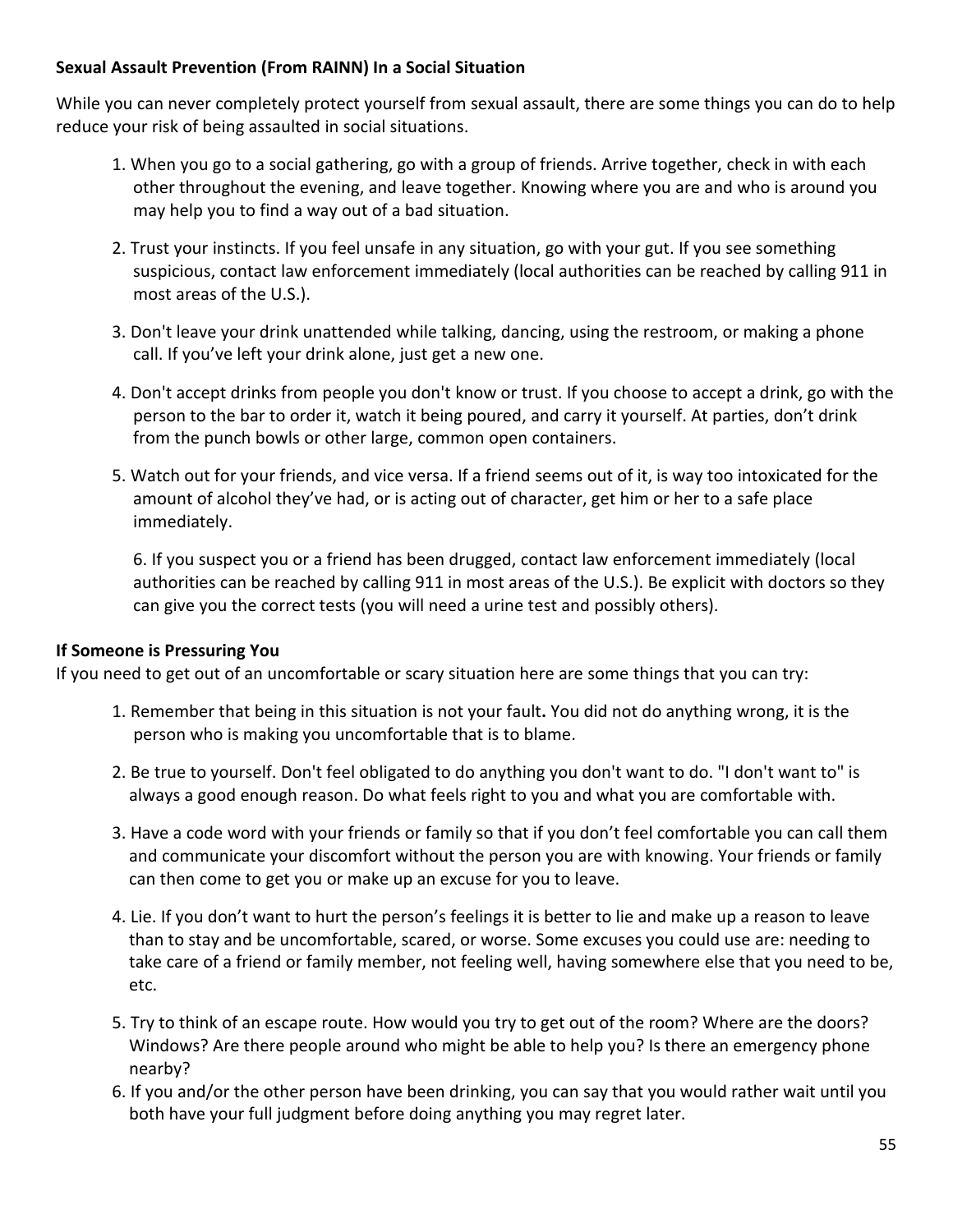**Sexual Assault Prevention (From RAINN) In a Social Situation**

While you can never completely protect yourself from sexual assault, there are some things you can do to help reduce your risk of being assaulted in social situations.

1. When you go to a social gathering, go with a group of friends. Arrive together, check in with each other throughout the evening, and leave together. Knowing where you are and who is around you may help you to find a way out of a bad situation.
2. Trust your instincts. If you feel unsafe in any situation, go with your gut. If you see something suspicious, contact law enforcement immediately (local authorities can be reached by calling 911 in most areas of the U.S.).
3. Don't leave your drink unattended while talking, dancing, using the restroom, or making a phone call. If you've left your drink alone, just get a new one.
4. Don't accept drinks from people you don't know or trust. If you choose to accept a drink, go with the person to the bar to order it, watch it being poured, and carry it yourself. At parties, don't drink from the punch bowls or other large, common open containers.
5. Watch out for your friends, and vice versa. If a friend seems out of it, is way too intoxicated for the amount of alcohol they've had, or is acting out of character, get him or her to a safe place immediately.
6. If you suspect you or a friend has been drugged, contact law enforcement immediately (local authorities can be reached by calling 911 in most areas of the U.S.). Be explicit with doctors so they can give you the correct tests (you will need a urine test and possibly others).

**If Someone is Pressuring You**

If you need to get out of an uncomfortable or scary situation here are some things that you can try:

1. Remember that being in this situation is not your fault**.** You did not do anything wrong, it is the person who is making you uncomfortable that is to blame.
2. Be true to yourself. Don't feel obligated to do anything you don't want to do. "I don't want to" is always a good enough reason. Do what feels right to you and what you are comfortable with.
3. Have a code word with your friends or family so that if you don't feel comfortable you can call them and communicate your discomfort without the person you are with knowing. Your friends or family can then come to get you or make up an excuse for you to leave.
4. Lie. If you don't want to hurt the person's feelings it is better to lie and make up a reason to leave than to stay and be uncomfortable, scared, or worse. Some excuses you could use are: needing to take care of a friend or family member, not feeling well, having somewhere else that you need to be, etc.
5. Try to think of an escape route. How would you try to get out of the room? Where are the doors? Windows? Are there people around who might be able to help you? Is there an emergency phone nearby?
6. If you and/or the other person have been drinking, you can say that you would rather wait until you both have your full judgment before doing anything you may regret later.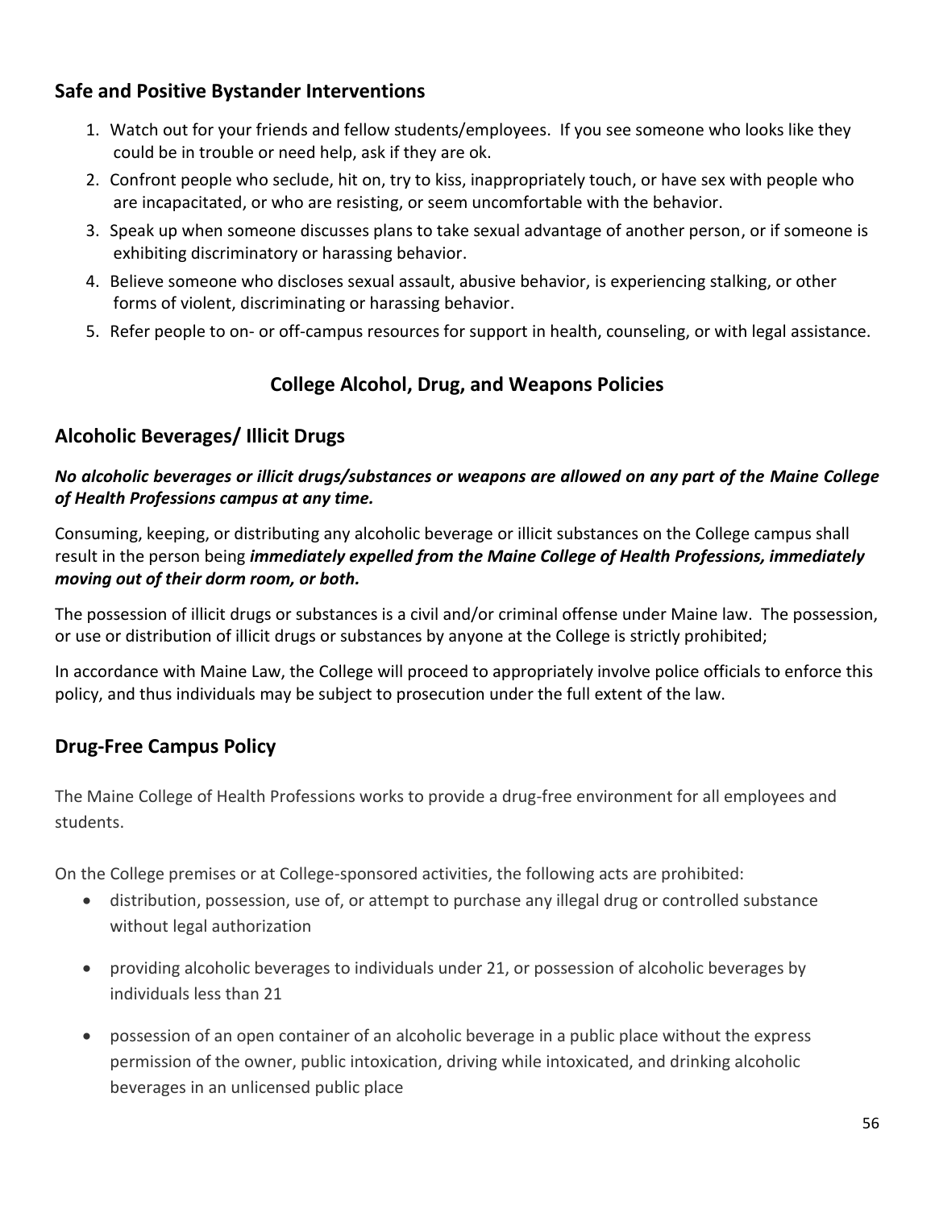## Safe and Positive Bystander Interventions

1. Watch out for your friends and fellow students/employees. If you see someone who looks like they could be in trouble or need help, ask if they are ok.
2. Confront people who seclude, hit on, try to kiss, inappropriately touch, or have sex with people who are incapacitated, or who are resisting, or seem uncomfortable with the behavior.
3. Speak up when someone discusses plans to take sexual advantage of another person, or if someone is exhibiting discriminatory or harassing behavior.
4. Believe someone who discloses sexual assault, abusive behavior, is experiencing stalking, or other forms of violent, discriminating or harassing behavior.
5. Refer people to on- or off-campus resources for support in health, counseling, or with legal assistance.

# College Alcohol, Drug, and Weapons Policies

## Alcoholic Beverages/ Illicit Drugs

***No alcoholic beverages or illicit drugs/substances or weapons are allowed on any part of the Maine College of Health Professions campus at any time.***

Consuming, keeping, or distributing any alcoholic beverage or illicit substances on the College campus shall result in the person being ***immediately expelled from the Maine College of Health Professions, immediately moving out of their dorm room, or both.***

The possession of illicit drugs or substances is a civil and/or criminal offense under Maine law. The possession, or use or distribution of illicit drugs or substances by anyone at the College is strictly prohibited;

In accordance with Maine Law, the College will proceed to appropriately involve police officials to enforce this policy, and thus individuals may be subject to prosecution under the full extent of the law.

## Drug-Free Campus Policy

The Maine College of Health Professions works to provide a drug-free environment for all employees and students.

On the College premises or at College-sponsored activities, the following acts are prohibited:

- distribution, possession, use of, or attempt to purchase any illegal drug or controlled substance without legal authorization
- providing alcoholic beverages to individuals under 21, or possession of alcoholic beverages by individuals less than 21
- possession of an open container of an alcoholic beverage in a public place without the express permission of the owner, public intoxication, driving while intoxicated, and drinking alcoholic beverages in an unlicensed public place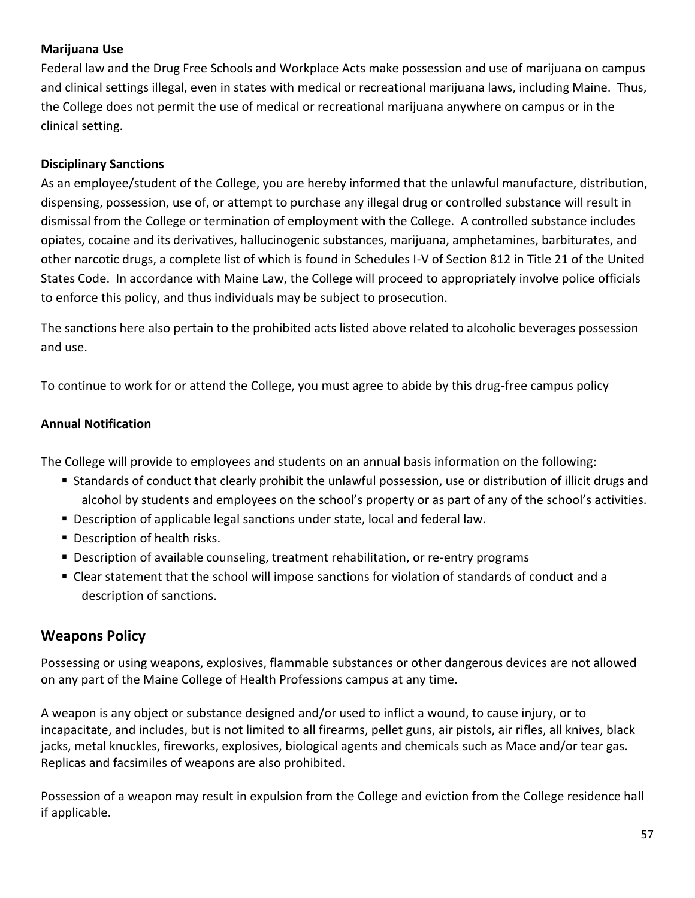**Marijuana Use**

Federal law and the Drug Free Schools and Workplace Acts make possession and use of marijuana on campus and clinical settings illegal, even in states with medical or recreational marijuana laws, including Maine. Thus, the College does not permit the use of medical or recreational marijuana anywhere on campus or in the clinical setting.

**Disciplinary Sanctions**

As an employee/student of the College, you are hereby informed that the unlawful manufacture, distribution, dispensing, possession, use of, or attempt to purchase any illegal drug or controlled substance will result in dismissal from the College or termination of employment with the College. A controlled substance includes opiates, cocaine and its derivatives, hallucinogenic substances, marijuana, amphetamines, barbiturates, and other narcotic drugs, a complete list of which is found in Schedules I-V of Section 812 in Title 21 of the United States Code. In accordance with Maine Law, the College will proceed to appropriately involve police officials to enforce this policy, and thus individuals may be subject to prosecution.

The sanctions here also pertain to the prohibited acts listed above related to alcoholic beverages possession and use.

To continue to work for or attend the College, you must agree to abide by this drug-free campus policy

**Annual Notification**

The College will provide to employees and students on an annual basis information on the following:

- Standards of conduct that clearly prohibit the unlawful possession, use or distribution of illicit drugs and alcohol by students and employees on the school's property or as part of any of the school's activities.
- Description of applicable legal sanctions under state, local and federal law.
- Description of health risks.
- Description of available counseling, treatment rehabilitation, or re-entry programs
- Clear statement that the school will impose sanctions for violation of standards of conduct and a description of sanctions.

## Weapons Policy

Possessing or using weapons, explosives, flammable substances or other dangerous devices are not allowed on any part of the Maine College of Health Professions campus at any time.

A weapon is any object or substance designed and/or used to inflict a wound, to cause injury, or to incapacitate, and includes, but is not limited to all firearms, pellet guns, air pistols, air rifles, all knives, black jacks, metal knuckles, fireworks, explosives, biological agents and chemicals such as Mace and/or tear gas. Replicas and facsimiles of weapons are also prohibited.

Possession of a weapon may result in expulsion from the College and eviction from the College residence hall if applicable.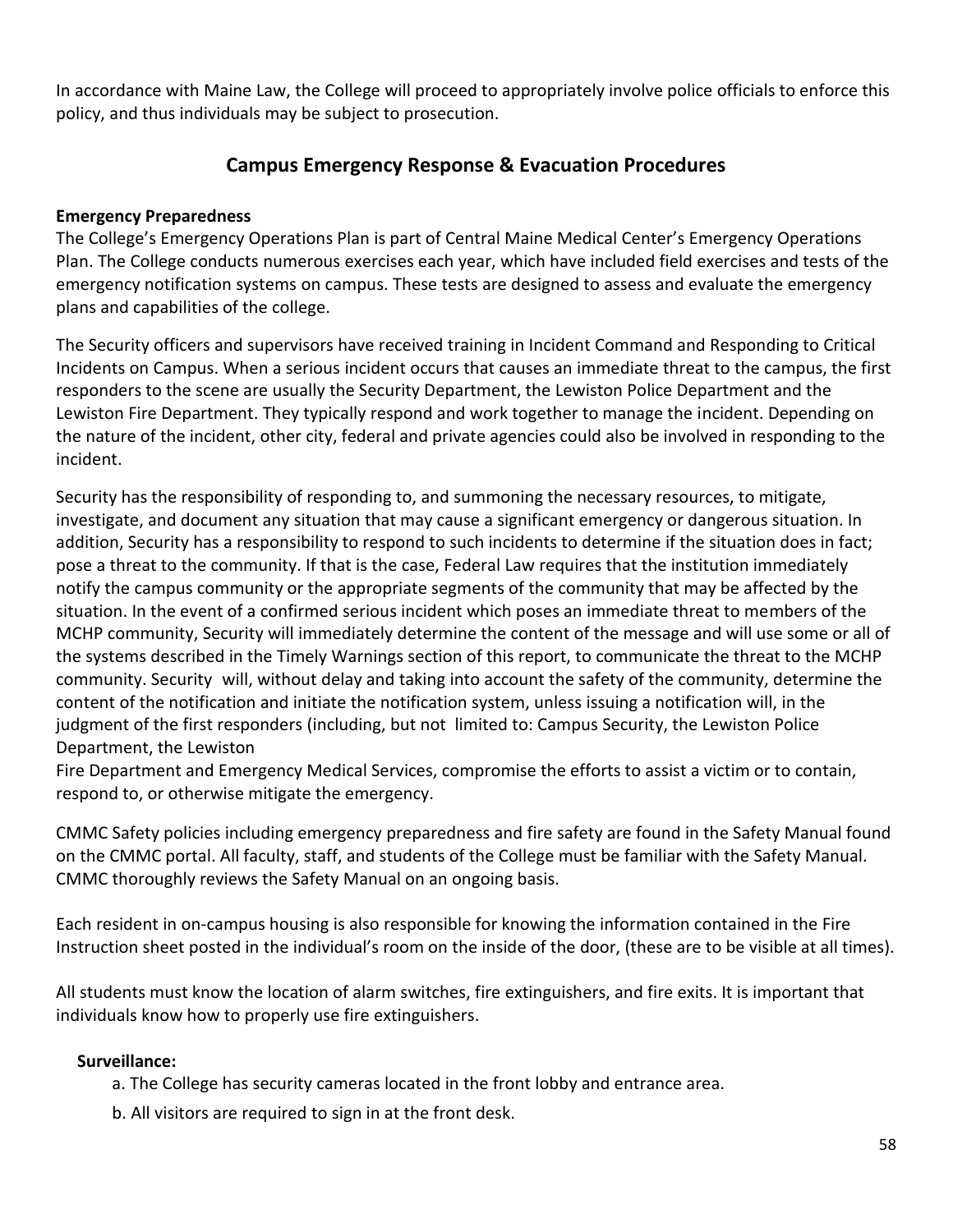In accordance with Maine Law, the College will proceed to appropriately involve police officials to enforce this policy, and thus individuals may be subject to prosecution.

## Campus Emergency Response & Evacuation Procedures

**Emergency Preparedness**

The College's Emergency Operations Plan is part of Central Maine Medical Center's Emergency Operations Plan. The College conducts numerous exercises each year, which have included field exercises and tests of the emergency notification systems on campus. These tests are designed to assess and evaluate the emergency plans and capabilities of the college.

The Security officers and supervisors have received training in Incident Command and Responding to Critical Incidents on Campus. When a serious incident occurs that causes an immediate threat to the campus, the first responders to the scene are usually the Security Department, the Lewiston Police Department and the Lewiston Fire Department. They typically respond and work together to manage the incident. Depending on the nature of the incident, other city, federal and private agencies could also be involved in responding to the incident.

Security has the responsibility of responding to, and summoning the necessary resources, to mitigate, investigate, and document any situation that may cause a significant emergency or dangerous situation. In addition, Security has a responsibility to respond to such incidents to determine if the situation does in fact; pose a threat to the community. If that is the case, Federal Law requires that the institution immediately notify the campus community or the appropriate segments of the community that may be affected by the situation. In the event of a confirmed serious incident which poses an immediate threat to members of the MCHP community, Security will immediately determine the content of the message and will use some or all of the systems described in the Timely Warnings section of this report, to communicate the threat to the MCHP community. Security will, without delay and taking into account the safety of the community, determine the content of the notification and initiate the notification system, unless issuing a notification will, in the judgment of the first responders (including, but not limited to: Campus Security, the Lewiston Police Department, the Lewiston
Fire Department and Emergency Medical Services, compromise the efforts to assist a victim or to contain, respond to, or otherwise mitigate the emergency.

CMMC Safety policies including emergency preparedness and fire safety are found in the Safety Manual found on the CMMC portal. All faculty, staff, and students of the College must be familiar with the Safety Manual. CMMC thoroughly reviews the Safety Manual on an ongoing basis.

Each resident in on-campus housing is also responsible for knowing the information contained in the Fire Instruction sheet posted in the individual's room on the inside of the door, (these are to be visible at all times).

All students must know the location of alarm switches, fire extinguishers, and fire exits. It is important that individuals know how to properly use fire extinguishers.

**Surveillance:**

a. The College has security cameras located in the front lobby and entrance area.

b. All visitors are required to sign in at the front desk.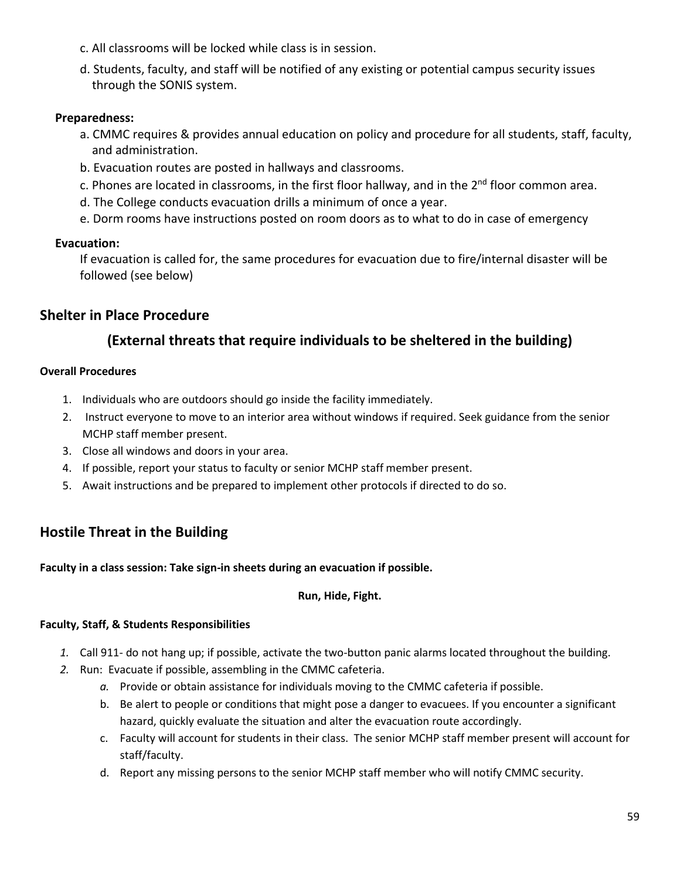c. All classrooms will be locked while class is in session.

d. Students, faculty, and staff will be notified of any existing or potential campus security issues through the SONIS system.

**Preparedness:**

a. CMMC requires & provides annual education on policy and procedure for all students, staff, faculty, and administration.

b. Evacuation routes are posted in hallways and classrooms.

c. Phones are located in classrooms, in the first floor hallway, and in the 2nd floor common area.

d. The College conducts evacuation drills a minimum of once a year.

e. Dorm rooms have instructions posted on room doors as to what to do in case of emergency

**Evacuation:**

If evacuation is called for, the same procedures for evacuation due to fire/internal disaster will be followed (see below)

## Shelter in Place Procedure

## (External threats that require individuals to be sheltered in the building)

**Overall Procedures**

1. Individuals who are outdoors should go inside the facility immediately.
2. Instruct everyone to move to an interior area without windows if required. Seek guidance from the senior MCHP staff member present.
3. Close all windows and doors in your area.
4. If possible, report your status to faculty or senior MCHP staff member present.
5. Await instructions and be prepared to implement other protocols if directed to do so.

## Hostile Threat in the Building

**Faculty in a class session: Take sign-in sheets during an evacuation if possible.**

**Run, Hide, Fight.**

**Faculty, Staff, & Students Responsibilities**

1. Call 911- do not hang up; if possible, activate the two-button panic alarms located throughout the building.
2. Run: Evacuate if possible, assembling in the CMMC cafeteria.
   a. Provide or obtain assistance for individuals moving to the CMMC cafeteria if possible.
   b. Be alert to people or conditions that might pose a danger to evacuees. If you encounter a significant hazard, quickly evaluate the situation and alter the evacuation route accordingly.
   c. Faculty will account for students in their class. The senior MCHP staff member present will account for staff/faculty.
   d. Report any missing persons to the senior MCHP staff member who will notify CMMC security.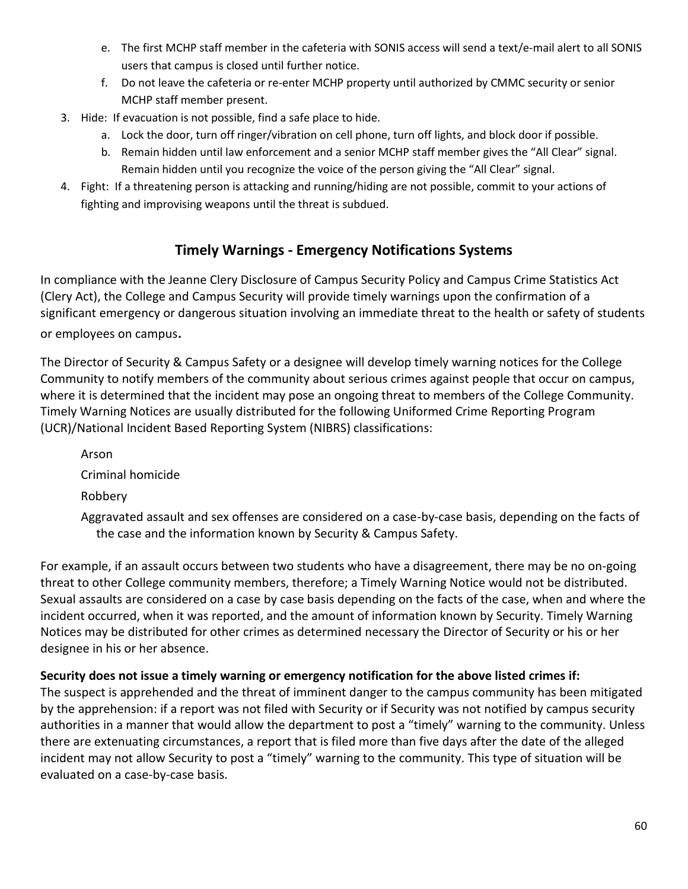e. The first MCHP staff member in the cafeteria with SONIS access will send a text/e-mail alert to all SONIS users that campus is closed until further notice.
   f. Do not leave the cafeteria or re-enter MCHP property until authorized by CMMC security or senior MCHP staff member present.
3. Hide: If evacuation is not possible, find a safe place to hide.
   a. Lock the door, turn off ringer/vibration on cell phone, turn off lights, and block door if possible.
   b. Remain hidden until law enforcement and a senior MCHP staff member gives the "All Clear" signal. Remain hidden until you recognize the voice of the person giving the "All Clear" signal.
4. Fight: If a threatening person is attacking and running/hiding are not possible, commit to your actions of fighting and improvising weapons until the threat is subdued.

## Timely Warnings - Emergency Notifications Systems

In compliance with the Jeanne Clery Disclosure of Campus Security Policy and Campus Crime Statistics Act (Clery Act), the College and Campus Security will provide timely warnings upon the confirmation of a significant emergency or dangerous situation involving an immediate threat to the health or safety of students or employees on campus.

The Director of Security & Campus Safety or a designee will develop timely warning notices for the College Community to notify members of the community about serious crimes against people that occur on campus, where it is determined that the incident may pose an ongoing threat to members of the College Community. Timely Warning Notices are usually distributed for the following Uniformed Crime Reporting Program (UCR)/National Incident Based Reporting System (NIBRS) classifications:

Arson

Criminal homicide

Robbery

Aggravated assault and sex offenses are considered on a case-by-case basis, depending on the facts of the case and the information known by Security & Campus Safety.

For example, if an assault occurs between two students who have a disagreement, there may be no on-going threat to other College community members, therefore; a Timely Warning Notice would not be distributed. Sexual assaults are considered on a case by case basis depending on the facts of the case, when and where the incident occurred, when it was reported, and the amount of information known by Security. Timely Warning Notices may be distributed for other crimes as determined necessary the Director of Security or his or her designee in his or her absence.

**Security does not issue a timely warning or emergency notification for the above listed crimes if:**
The suspect is apprehended and the threat of imminent danger to the campus community has been mitigated by the apprehension: if a report was not filed with Security or if Security was not notified by campus security authorities in a manner that would allow the department to post a "timely" warning to the community. Unless there are extenuating circumstances, a report that is filed more than five days after the date of the alleged incident may not allow Security to post a "timely" warning to the community. This type of situation will be evaluated on a case-by-case basis.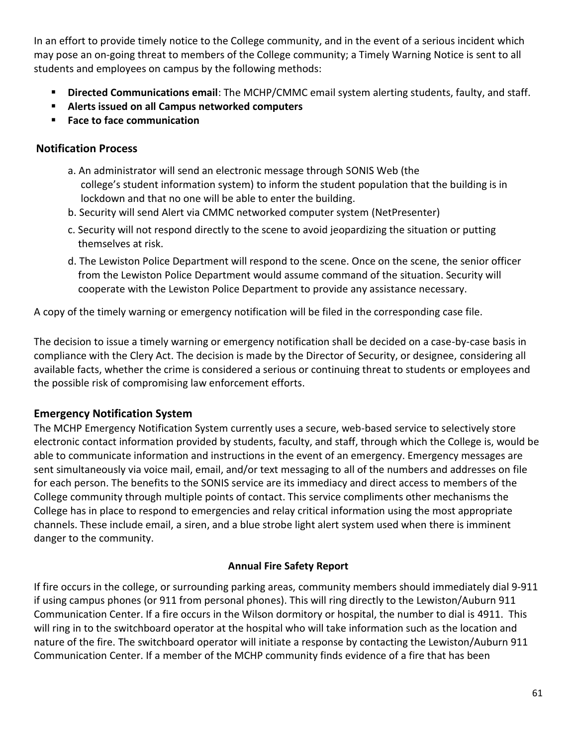In an effort to provide timely notice to the College community, and in the event of a serious incident which may pose an on-going threat to members of the College community; a Timely Warning Notice is sent to all students and employees on campus by the following methods:

- **Directed Communications email**: The MCHP/CMMC email system alerting students, faulty, and staff.
- **Alerts issued on all Campus networked computers**
- **Face to face communication**

## Notification Process

a. An administrator will send an electronic message through SONIS Web (the college's student information system) to inform the student population that the building is in lockdown and that no one will be able to enter the building.

b. Security will send Alert via CMMC networked computer system (NetPresenter)

c. Security will not respond directly to the scene to avoid jeopardizing the situation or putting themselves at risk.

d. The Lewiston Police Department will respond to the scene. Once on the scene, the senior officer from the Lewiston Police Department would assume command of the situation. Security will cooperate with the Lewiston Police Department to provide any assistance necessary.

A copy of the timely warning or emergency notification will be filed in the corresponding case file.

The decision to issue a timely warning or emergency notification shall be decided on a case-by-case basis in compliance with the Clery Act. The decision is made by the Director of Security, or designee, considering all available facts, whether the crime is considered a serious or continuing threat to students or employees and the possible risk of compromising law enforcement efforts.

## Emergency Notification System

The MCHP Emergency Notification System currently uses a secure, web-based service to selectively store electronic contact information provided by students, faculty, and staff, through which the College is, would be able to communicate information and instructions in the event of an emergency. Emergency messages are sent simultaneously via voice mail, email, and/or text messaging to all of the numbers and addresses on file for each person. The benefits to the SONIS service are its immediacy and direct access to members of the College community through multiple points of contact. This service compliments other mechanisms the College has in place to respond to emergencies and relay critical information using the most appropriate channels. These include email, a siren, and a blue strobe light alert system used when there is imminent danger to the community.

## Annual Fire Safety Report

If fire occurs in the college, or surrounding parking areas, community members should immediately dial 9-911 if using campus phones (or 911 from personal phones). This will ring directly to the Lewiston/Auburn 911 Communication Center. If a fire occurs in the Wilson dormitory or hospital, the number to dial is 4911. This will ring in to the switchboard operator at the hospital who will take information such as the location and nature of the fire. The switchboard operator will initiate a response by contacting the Lewiston/Auburn 911 Communication Center. If a member of the MCHP community finds evidence of a fire that has been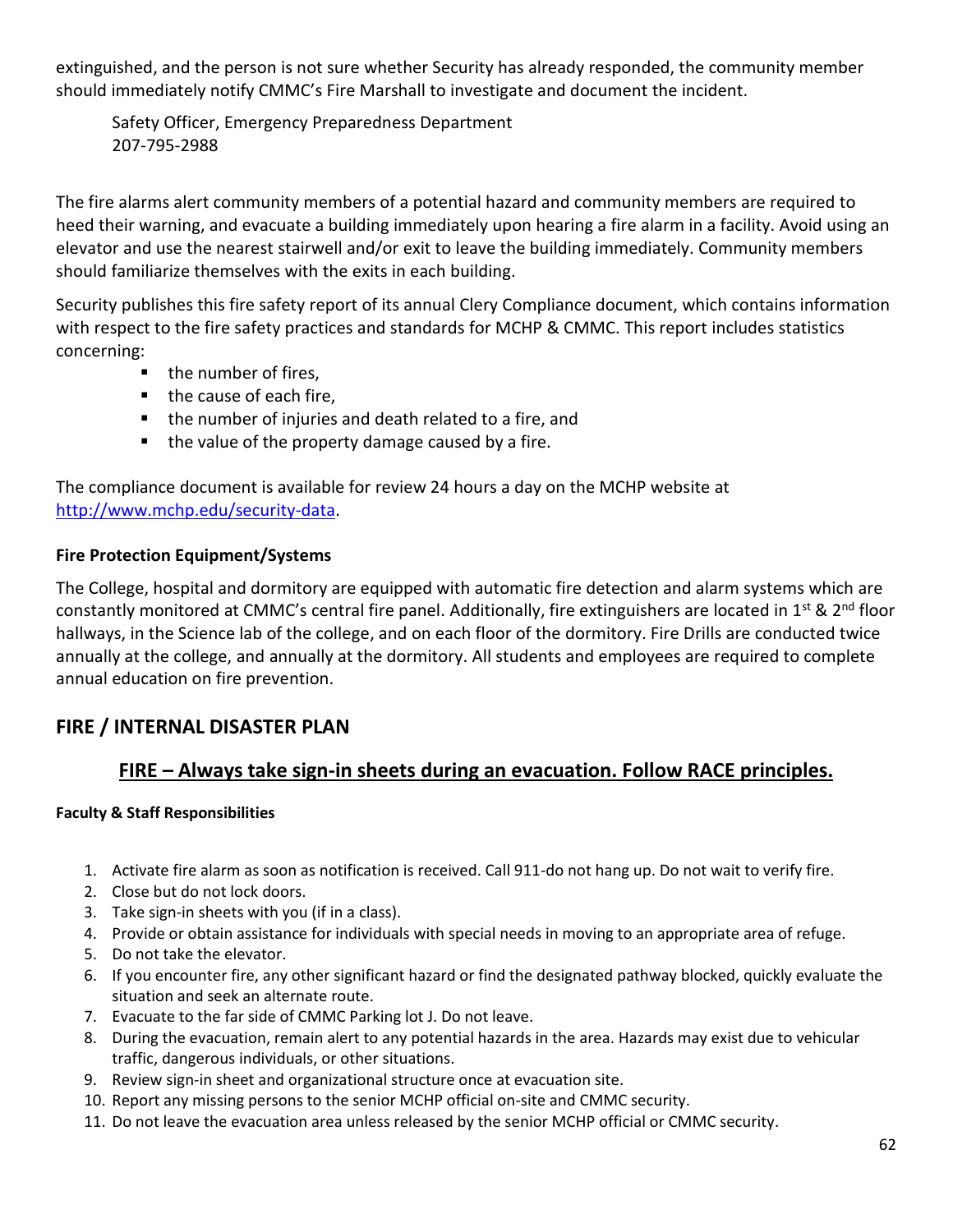extinguished, and the person is not sure whether Security has already responded, the community member should immediately notify CMMC's Fire Marshall to investigate and document the incident.

Safety Officer, Emergency Preparedness Department
207-795-2988

The fire alarms alert community members of a potential hazard and community members are required to heed their warning, and evacuate a building immediately upon hearing a fire alarm in a facility. Avoid using an elevator and use the nearest stairwell and/or exit to leave the building immediately. Community members should familiarize themselves with the exits in each building.

Security publishes this fire safety report of its annual Clery Compliance document, which contains information with respect to the fire safety practices and standards for MCHP & CMMC. This report includes statistics concerning:

- the number of fires,
- the cause of each fire,
- the number of injuries and death related to a fire, and
- the value of the property damage caused by a fire.

The compliance document is available for review 24 hours a day on the MCHP website at [http://www.mchp.edu/security-data](http://www.mchp.edu/security-data).

**Fire Protection Equipment/Systems**

The College, hospital and dormitory are equipped with automatic fire detection and alarm systems which are constantly monitored at CMMC's central fire panel. Additionally, fire extinguishers are located in 1st & 2nd floor hallways, in the Science lab of the college, and on each floor of the dormitory. Fire Drills are conducted twice annually at the college, and annually at the dormitory. All students and employees are required to complete annual education on fire prevention.

## FIRE / INTERNAL DISASTER PLAN

### FIRE – Always take sign-in sheets during an evacuation. Follow RACE principles.

**Faculty & Staff Responsibilities**

1. Activate fire alarm as soon as notification is received. Call 911-do not hang up. Do not wait to verify fire.
2. Close but do not lock doors.
3. Take sign-in sheets with you (if in a class).
4. Provide or obtain assistance for individuals with special needs in moving to an appropriate area of refuge.
5. Do not take the elevator.
6. If you encounter fire, any other significant hazard or find the designated pathway blocked, quickly evaluate the situation and seek an alternate route.
7. Evacuate to the far side of CMMC Parking lot J. Do not leave.
8. During the evacuation, remain alert to any potential hazards in the area. Hazards may exist due to vehicular traffic, dangerous individuals, or other situations.
9. Review sign-in sheet and organizational structure once at evacuation site.
10. Report any missing persons to the senior MCHP official on-site and CMMC security.
11. Do not leave the evacuation area unless released by the senior MCHP official or CMMC security.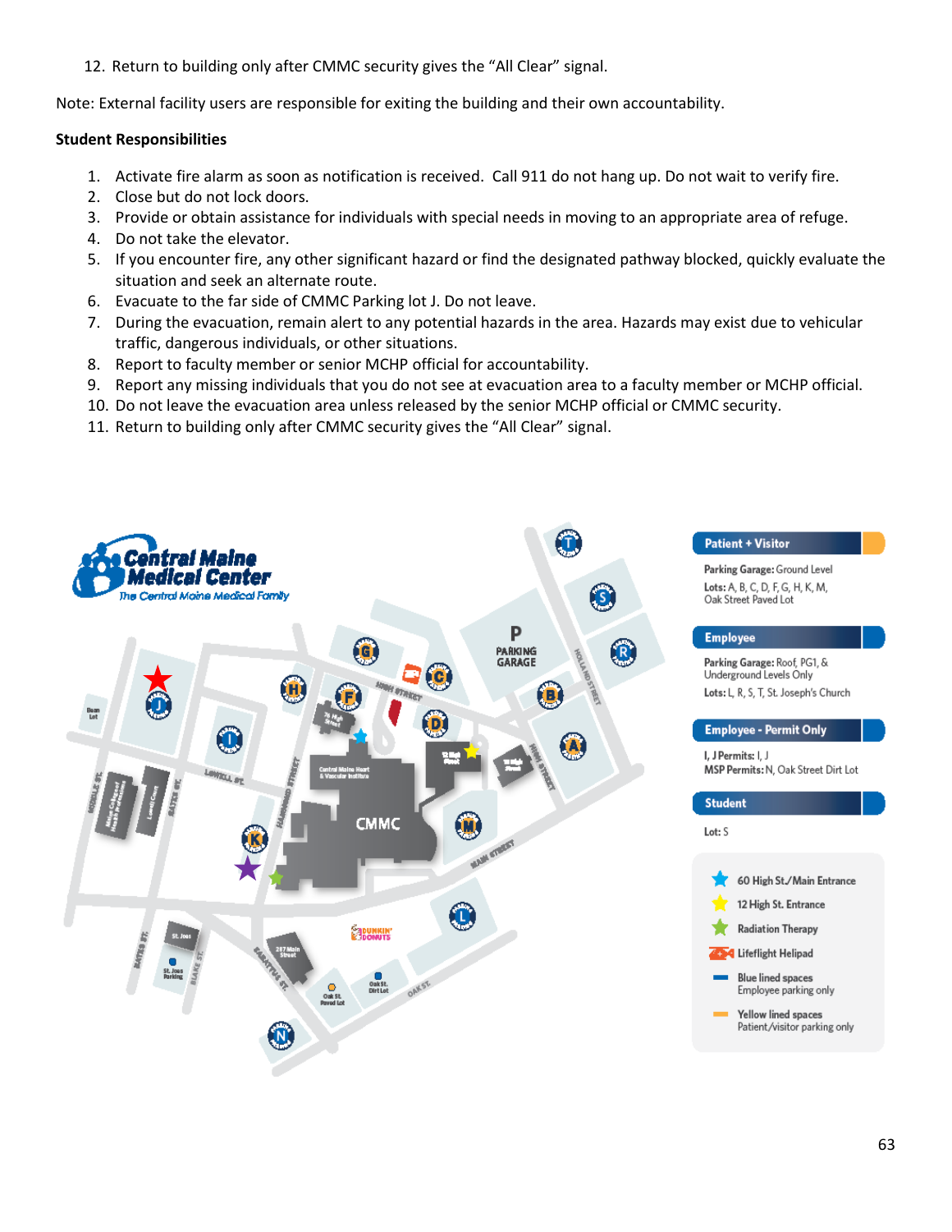12. Return to building only after CMMC security gives the "All Clear" signal.

Note: External facility users are responsible for exiting the building and their own accountability.

**Student Responsibilities**

1. Activate fire alarm as soon as notification is received. Call 911 do not hang up. Do not wait to verify fire.
2. Close but do not lock doors.
3. Provide or obtain assistance for individuals with special needs in moving to an appropriate area of refuge.
4. Do not take the elevator.
5. If you encounter fire, any other significant hazard or find the designated pathway blocked, quickly evaluate the situation and seek an alternate route.
6. Evacuate to the far side of CMMC Parking lot J. Do not leave.
7. During the evacuation, remain alert to any potential hazards in the area. Hazards may exist due to vehicular traffic, dangerous individuals, or other situations.
8. Report to faculty member or senior MCHP official for accountability.
9. Report any missing individuals that you do not see at evacuation area to a faculty member or MCHP official.
10. Do not leave the evacuation area unless released by the senior MCHP official or CMMC security.
11. Return to building only after CMMC security gives the "All Clear" signal.

Central Maine Medical Center
The Central Maine Medical Family

**Patient + Visitor**
Parking Garage: Ground Level
Lots: A, B, C, D, F, G, H, K, M, Oak Street Paved Lot

**Employee**
Parking Garage: Roof, PG1, & Underground Levels Only
Lots: L, R, S, T, St. Joseph's Church

**Employee - Permit Only**
I, J Permits: I, J
MSP Permits: N, Oak Street Dirt Lot

**Student**
Lot: S

60 High St./Main Entrance
12 High St. Entrance
Radiation Therapy
Lifeflight Helipad
Blue lined spaces
Employee parking only
Yellow lined spaces
Patient/visitor parking only